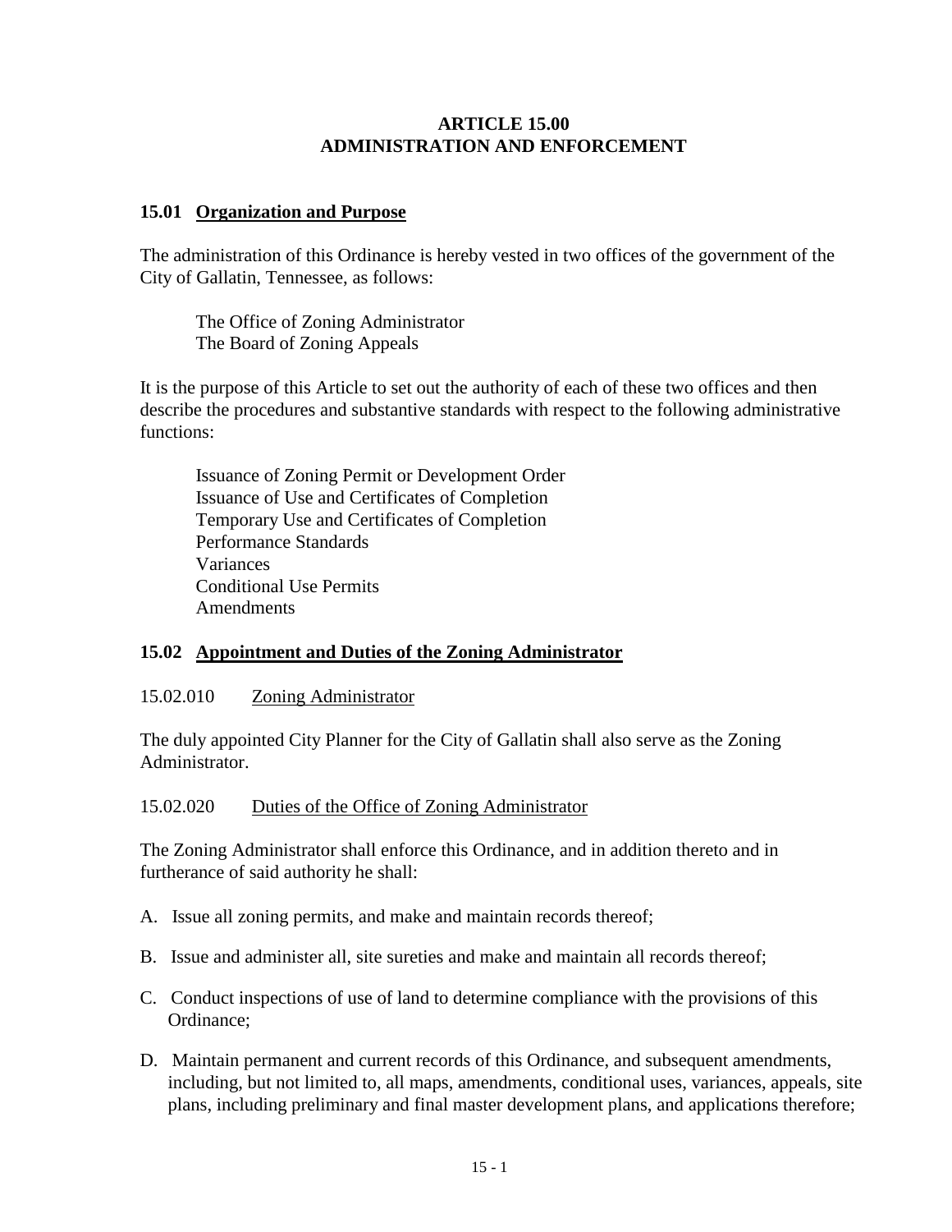# ARTICLE 15.00
# ADMINISTRATION AND ENFORCEMENT

## 15.01 Organization and Purpose

The administration of this Ordinance is hereby vested in two offices of the government of the City of Gallatin, Tennessee, as follows:

The Office of Zoning Administrator
The Board of Zoning Appeals

It is the purpose of this Article to set out the authority of each of these two offices and then describe the procedures and substantive standards with respect to the following administrative functions:

Issuance of Zoning Permit or Development Order
Issuance of Use and Certificates of Completion
Temporary Use and Certificates of Completion
Performance Standards
Variances
Conditional Use Permits
Amendments

## 15.02 Appointment and Duties of the Zoning Administrator

### 15.02.010 Zoning Administrator

The duly appointed City Planner for the City of Gallatin shall also serve as the Zoning Administrator.

### 15.02.020 Duties of the Office of Zoning Administrator

The Zoning Administrator shall enforce this Ordinance, and in addition thereto and in furtherance of said authority he shall:

A. Issue all zoning permits, and make and maintain records thereof;

B. Issue and administer all, site sureties and make and maintain all records thereof;

C. Conduct inspections of use of land to determine compliance with the provisions of this Ordinance;

D. Maintain permanent and current records of this Ordinance, and subsequent amendments, including, but not limited to, all maps, amendments, conditional uses, variances, appeals, site plans, including preliminary and final master development plans, and applications therefore;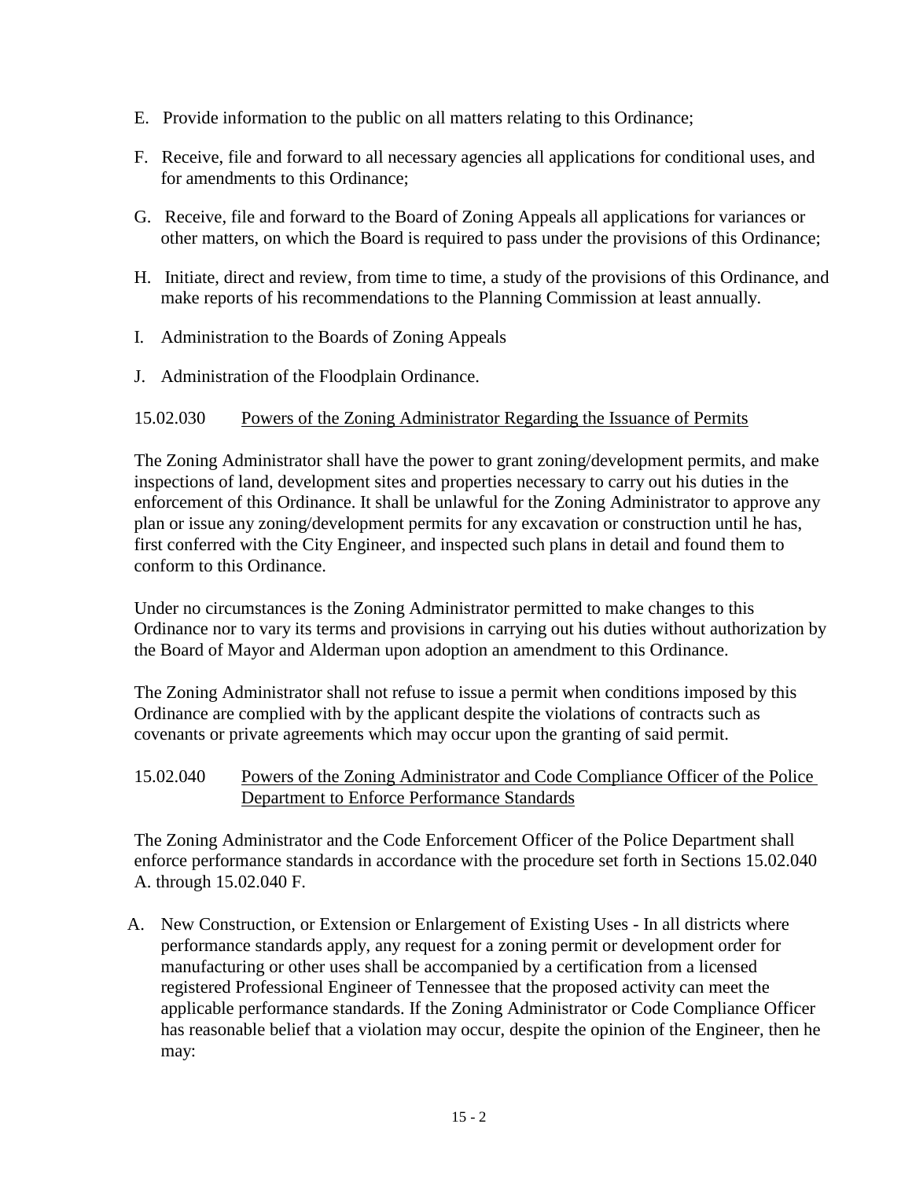E. Provide information to the public on all matters relating to this Ordinance;

F. Receive, file and forward to all necessary agencies all applications for conditional uses, and for amendments to this Ordinance;

G. Receive, file and forward to the Board of Zoning Appeals all applications for variances or other matters, on which the Board is required to pass under the provisions of this Ordinance;

H. Initiate, direct and review, from time to time, a study of the provisions of this Ordinance, and make reports of his recommendations to the Planning Commission at least annually.

I. Administration to the Boards of Zoning Appeals

J. Administration of the Floodplain Ordinance.

15.02.030 Powers of the Zoning Administrator Regarding the Issuance of Permits

The Zoning Administrator shall have the power to grant zoning/development permits, and make inspections of land, development sites and properties necessary to carry out his duties in the enforcement of this Ordinance. It shall be unlawful for the Zoning Administrator to approve any plan or issue any zoning/development permits for any excavation or construction until he has, first conferred with the City Engineer, and inspected such plans in detail and found them to conform to this Ordinance.

Under no circumstances is the Zoning Administrator permitted to make changes to this Ordinance nor to vary its terms and provisions in carrying out his duties without authorization by the Board of Mayor and Alderman upon adoption an amendment to this Ordinance.

The Zoning Administrator shall not refuse to issue a permit when conditions imposed by this Ordinance are complied with by the applicant despite the violations of contracts such as covenants or private agreements which may occur upon the granting of said permit.

15.02.040 Powers of the Zoning Administrator and Code Compliance Officer of the Police Department to Enforce Performance Standards

The Zoning Administrator and the Code Enforcement Officer of the Police Department shall enforce performance standards in accordance with the procedure set forth in Sections 15.02.040 A. through 15.02.040 F.

A. New Construction, or Extension or Enlargement of Existing Uses - In all districts where performance standards apply, any request for a zoning permit or development order for manufacturing or other uses shall be accompanied by a certification from a licensed registered Professional Engineer of Tennessee that the proposed activity can meet the applicable performance standards. If the Zoning Administrator or Code Compliance Officer has reasonable belief that a violation may occur, despite the opinion of the Engineer, then he may: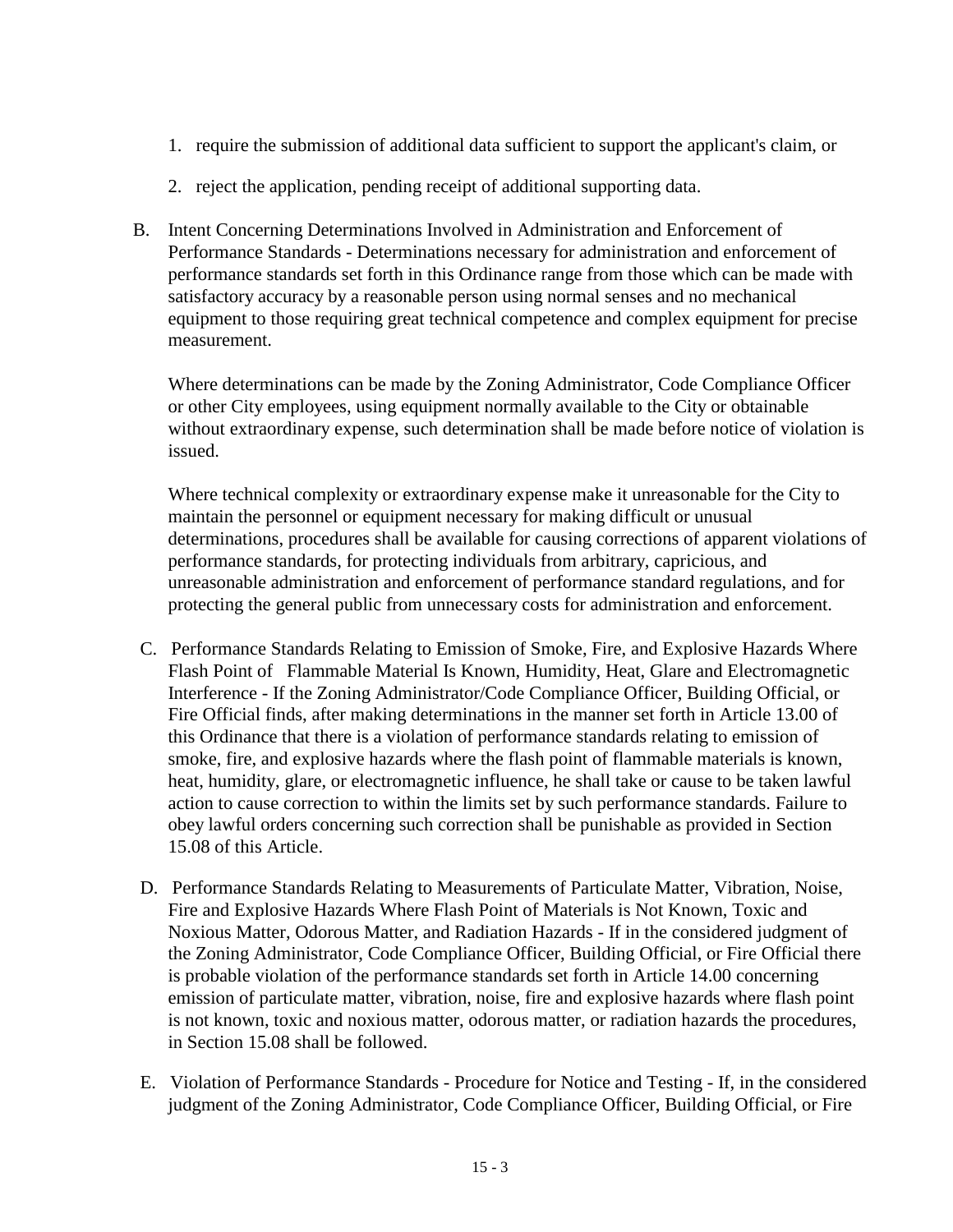1. require the submission of additional data sufficient to support the applicant's claim, or

2. reject the application, pending receipt of additional supporting data.

B. Intent Concerning Determinations Involved in Administration and Enforcement of Performance Standards - Determinations necessary for administration and enforcement of performance standards set forth in this Ordinance range from those which can be made with satisfactory accuracy by a reasonable person using normal senses and no mechanical equipment to those requiring great technical competence and complex equipment for precise measurement.

   Where determinations can be made by the Zoning Administrator, Code Compliance Officer or other City employees, using equipment normally available to the City or obtainable without extraordinary expense, such determination shall be made before notice of violation is issued.

   Where technical complexity or extraordinary expense make it unreasonable for the City to maintain the personnel or equipment necessary for making difficult or unusual determinations, procedures shall be available for causing corrections of apparent violations of performance standards, for protecting individuals from arbitrary, capricious, and unreasonable administration and enforcement of performance standard regulations, and for protecting the general public from unnecessary costs for administration and enforcement.

C. Performance Standards Relating to Emission of Smoke, Fire, and Explosive Hazards Where Flash Point of Flammable Material Is Known, Humidity, Heat, Glare and Electromagnetic Interference - If the Zoning Administrator/Code Compliance Officer, Building Official, or Fire Official finds, after making determinations in the manner set forth in Article 13.00 of this Ordinance that there is a violation of performance standards relating to emission of smoke, fire, and explosive hazards where the flash point of flammable materials is known, heat, humidity, glare, or electromagnetic influence, he shall take or cause to be taken lawful action to cause correction to within the limits set by such performance standards. Failure to obey lawful orders concerning such correction shall be punishable as provided in Section 15.08 of this Article.

D. Performance Standards Relating to Measurements of Particulate Matter, Vibration, Noise, Fire and Explosive Hazards Where Flash Point of Materials is Not Known, Toxic and Noxious Matter, Odorous Matter, and Radiation Hazards - If in the considered judgment of the Zoning Administrator, Code Compliance Officer, Building Official, or Fire Official there is probable violation of the performance standards set forth in Article 14.00 concerning emission of particulate matter, vibration, noise, fire and explosive hazards where flash point is not known, toxic and noxious matter, odorous matter, or radiation hazards the procedures, in Section 15.08 shall be followed.

E. Violation of Performance Standards - Procedure for Notice and Testing - If, in the considered judgment of the Zoning Administrator, Code Compliance Officer, Building Official, or Fire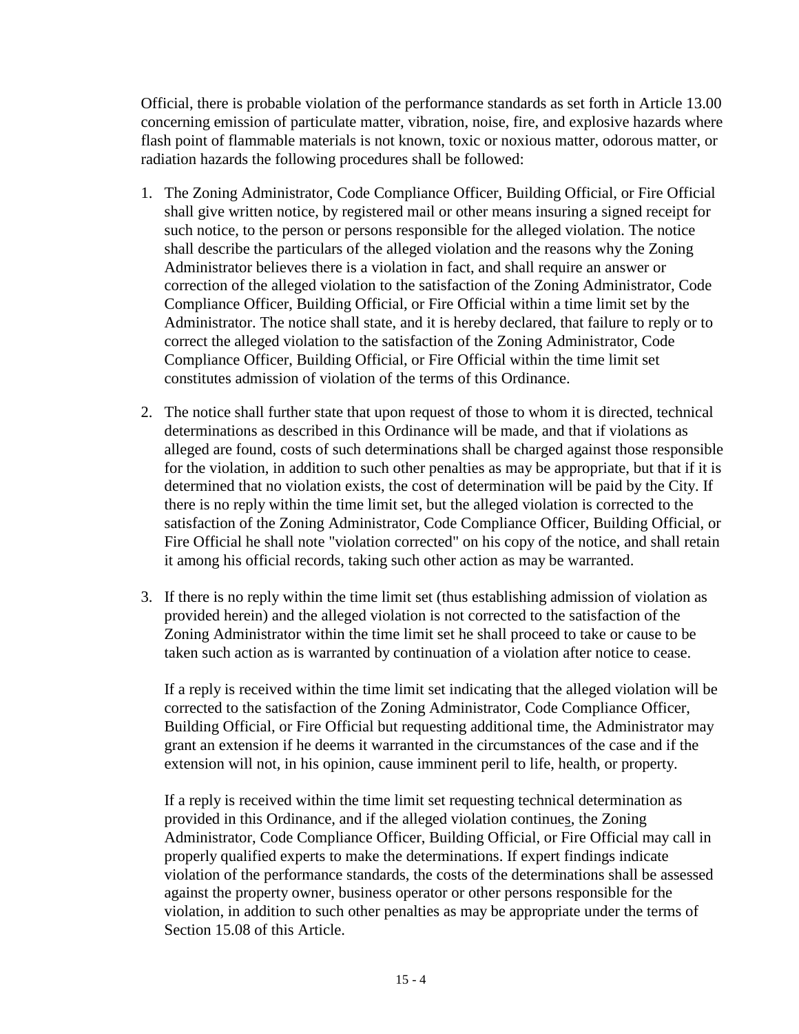Official, there is probable violation of the performance standards as set forth in Article 13.00 concerning emission of particulate matter, vibration, noise, fire, and explosive hazards where flash point of flammable materials is not known, toxic or noxious matter, odorous matter, or radiation hazards the following procedures shall be followed:

1. The Zoning Administrator, Code Compliance Officer, Building Official, or Fire Official shall give written notice, by registered mail or other means insuring a signed receipt for such notice, to the person or persons responsible for the alleged violation. The notice shall describe the particulars of the alleged violation and the reasons why the Zoning Administrator believes there is a violation in fact, and shall require an answer or correction of the alleged violation to the satisfaction of the Zoning Administrator, Code Compliance Officer, Building Official, or Fire Official within a time limit set by the Administrator. The notice shall state, and it is hereby declared, that failure to reply or to correct the alleged violation to the satisfaction of the Zoning Administrator, Code Compliance Officer, Building Official, or Fire Official within the time limit set constitutes admission of violation of the terms of this Ordinance.

2. The notice shall further state that upon request of those to whom it is directed, technical determinations as described in this Ordinance will be made, and that if violations as alleged are found, costs of such determinations shall be charged against those responsible for the violation, in addition to such other penalties as may be appropriate, but that if it is determined that no violation exists, the cost of determination will be paid by the City. If there is no reply within the time limit set, but the alleged violation is corrected to the satisfaction of the Zoning Administrator, Code Compliance Officer, Building Official, or Fire Official he shall note "violation corrected" on his copy of the notice, and shall retain it among his official records, taking such other action as may be warranted.

3. If there is no reply within the time limit set (thus establishing admission of violation as provided herein) and the alleged violation is not corrected to the satisfaction of the Zoning Administrator within the time limit set he shall proceed to take or cause to be taken such action as is warranted by continuation of a violation after notice to cease.

   If a reply is received within the time limit set indicating that the alleged violation will be corrected to the satisfaction of the Zoning Administrator, Code Compliance Officer, Building Official, or Fire Official but requesting additional time, the Administrator may grant an extension if he deems it warranted in the circumstances of the case and if the extension will not, in his opinion, cause imminent peril to life, health, or property.

   If a reply is received within the time limit set requesting technical determination as provided in this Ordinance, and if the alleged violation continues, the Zoning Administrator, Code Compliance Officer, Building Official, or Fire Official may call in properly qualified experts to make the determinations. If expert findings indicate violation of the performance standards, the costs of the determinations shall be assessed against the property owner, business operator or other persons responsible for the violation, in addition to such other penalties as may be appropriate under the terms of Section 15.08 of this Article.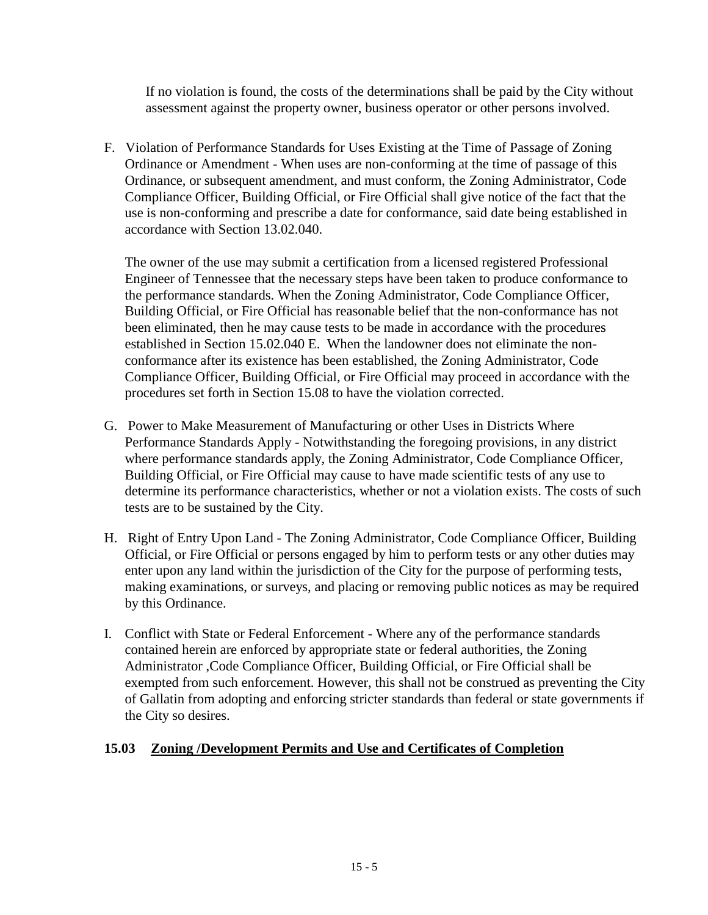If no violation is found, the costs of the determinations shall be paid by the City without assessment against the property owner, business operator or other persons involved.

F. Violation of Performance Standards for Uses Existing at the Time of Passage of Zoning Ordinance or Amendment - When uses are non-conforming at the time of passage of this Ordinance, or subsequent amendment, and must conform, the Zoning Administrator, Code Compliance Officer, Building Official, or Fire Official shall give notice of the fact that the use is non-conforming and prescribe a date for conformance, said date being established in accordance with Section 13.02.040.

   The owner of the use may submit a certification from a licensed registered Professional Engineer of Tennessee that the necessary steps have been taken to produce conformance to the performance standards. When the Zoning Administrator, Code Compliance Officer, Building Official, or Fire Official has reasonable belief that the non-conformance has not been eliminated, then he may cause tests to be made in accordance with the procedures established in Section 15.02.040 E. When the landowner does not eliminate the non-conformance after its existence has been established, the Zoning Administrator, Code Compliance Officer, Building Official, or Fire Official may proceed in accordance with the procedures set forth in Section 15.08 to have the violation corrected.

G. Power to Make Measurement of Manufacturing or other Uses in Districts Where Performance Standards Apply - Notwithstanding the foregoing provisions, in any district where performance standards apply, the Zoning Administrator, Code Compliance Officer, Building Official, or Fire Official may cause to have made scientific tests of any use to determine its performance characteristics, whether or not a violation exists. The costs of such tests are to be sustained by the City.

H. Right of Entry Upon Land - The Zoning Administrator, Code Compliance Officer, Building Official, or Fire Official or persons engaged by him to perform tests or any other duties may enter upon any land within the jurisdiction of the City for the purpose of performing tests, making examinations, or surveys, and placing or removing public notices as may be required by this Ordinance.

I. Conflict with State or Federal Enforcement - Where any of the performance standards contained herein are enforced by appropriate state or federal authorities, the Zoning Administrator ,Code Compliance Officer, Building Official, or Fire Official shall be exempted from such enforcement. However, this shall not be construed as preventing the City of Gallatin from adopting and enforcing stricter standards than federal or state governments if the City so desires.

## 15.03 Zoning /Development Permits and Use and Certificates of Completion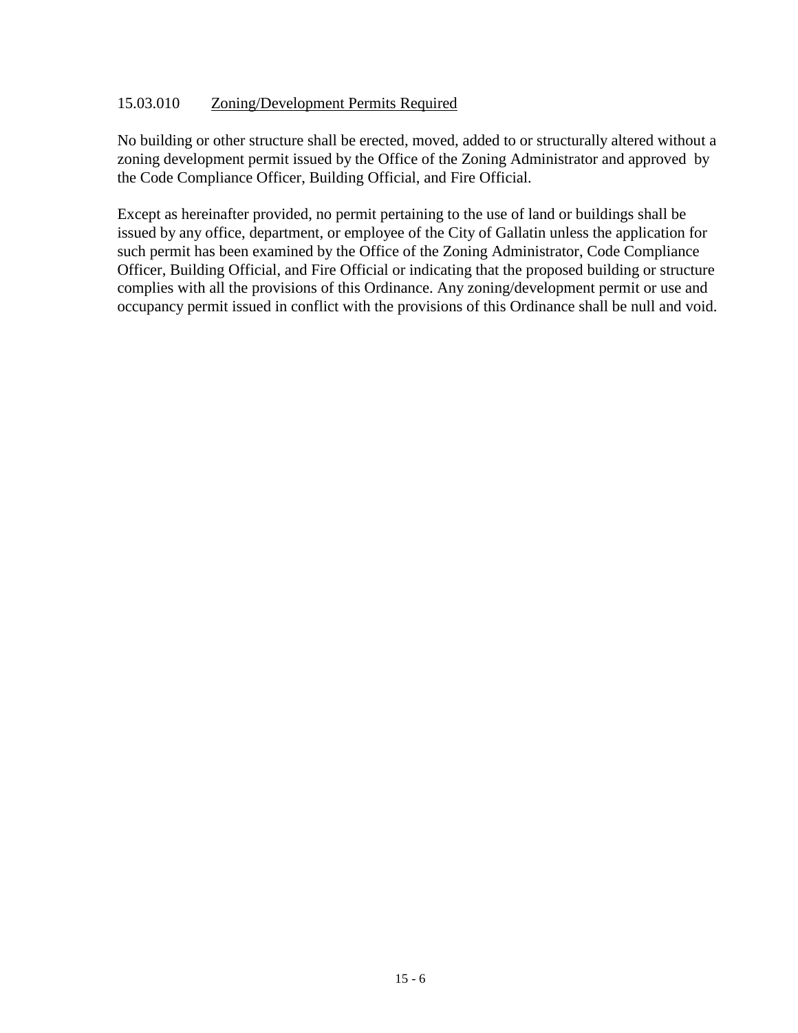### 15.03.010 Zoning/Development Permits Required

No building or other structure shall be erected, moved, added to or structurally altered without a zoning development permit issued by the Office of the Zoning Administrator and approved by the Code Compliance Officer, Building Official, and Fire Official.

Except as hereinafter provided, no permit pertaining to the use of land or buildings shall be issued by any office, department, or employee of the City of Gallatin unless the application for such permit has been examined by the Office of the Zoning Administrator, Code Compliance Officer, Building Official, and Fire Official or indicating that the proposed building or structure complies with all the provisions of this Ordinance. Any zoning/development permit or use and occupancy permit issued in conflict with the provisions of this Ordinance shall be null and void.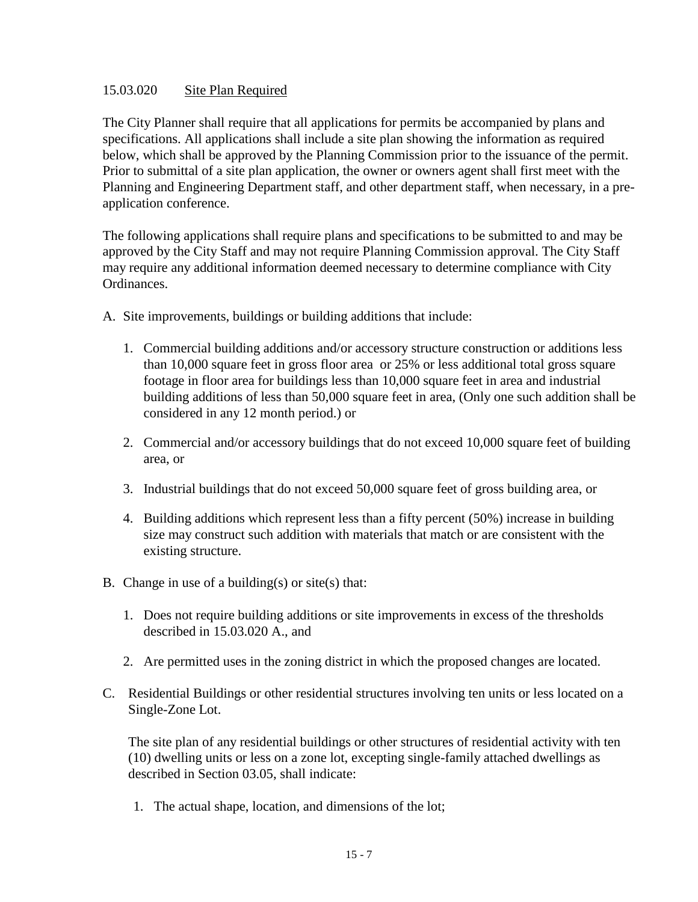## 15.03.020 Site Plan Required

The City Planner shall require that all applications for permits be accompanied by plans and specifications. All applications shall include a site plan showing the information as required below, which shall be approved by the Planning Commission prior to the issuance of the permit. Prior to submittal of a site plan application, the owner or owners agent shall first meet with the Planning and Engineering Department staff, and other department staff, when necessary, in a pre-application conference.

The following applications shall require plans and specifications to be submitted to and may be approved by the City Staff and may not require Planning Commission approval. The City Staff may require any additional information deemed necessary to determine compliance with City Ordinances.

A. Site improvements, buildings or building additions that include:

   1. Commercial building additions and/or accessory structure construction or additions less than 10,000 square feet in gross floor area or 25% or less additional total gross square footage in floor area for buildings less than 10,000 square feet in area and industrial building additions of less than 50,000 square feet in area, (Only one such addition shall be considered in any 12 month period.) or

   2. Commercial and/or accessory buildings that do not exceed 10,000 square feet of building area, or

   3. Industrial buildings that do not exceed 50,000 square feet of gross building area, or

   4. Building additions which represent less than a fifty percent (50%) increase in building size may construct such addition with materials that match or are consistent with the existing structure.

B. Change in use of a building(s) or site(s) that:

   1. Does not require building additions or site improvements in excess of the thresholds described in 15.03.020 A., and

   2. Are permitted uses in the zoning district in which the proposed changes are located.

C. Residential Buildings or other residential structures involving ten units or less located on a Single-Zone Lot.

   The site plan of any residential buildings or other structures of residential activity with ten (10) dwelling units or less on a zone lot, excepting single-family attached dwellings as described in Section 03.05, shall indicate:

   1. The actual shape, location, and dimensions of the lot;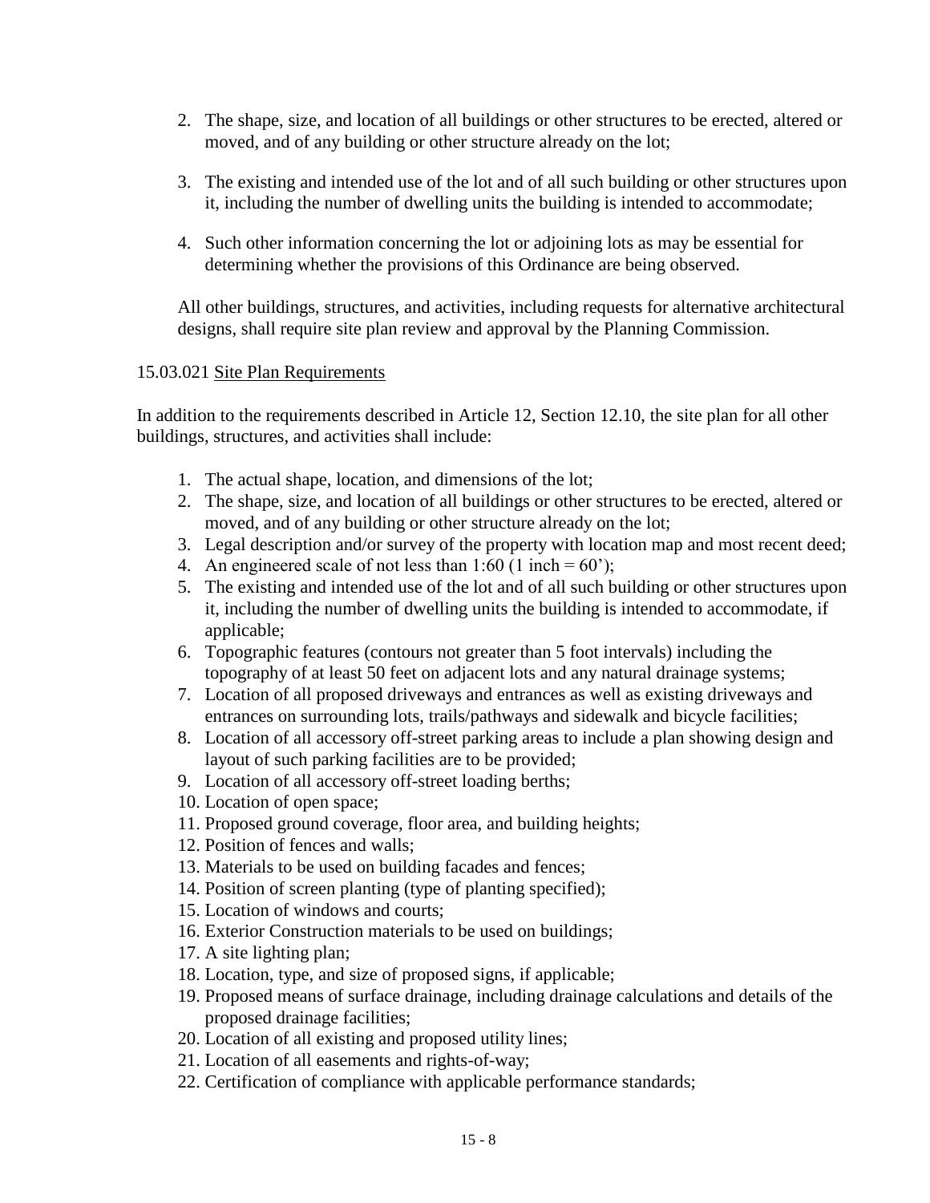2. The shape, size, and location of all buildings or other structures to be erected, altered or moved, and of any building or other structure already on the lot;

3. The existing and intended use of the lot and of all such building or other structures upon it, including the number of dwelling units the building is intended to accommodate;

4. Such other information concerning the lot or adjoining lots as may be essential for determining whether the provisions of this Ordinance are being observed.

All other buildings, structures, and activities, including requests for alternative architectural designs, shall require site plan review and approval by the Planning Commission.

15.03.021 Site Plan Requirements

In addition to the requirements described in Article 12, Section 12.10, the site plan for all other buildings, structures, and activities shall include:

1. The actual shape, location, and dimensions of the lot;
2. The shape, size, and location of all buildings or other structures to be erected, altered or moved, and of any building or other structure already on the lot;
3. Legal description and/or survey of the property with location map and most recent deed;
4. An engineered scale of not less than 1:60 (1 inch = 60');
5. The existing and intended use of the lot and of all such building or other structures upon it, including the number of dwelling units the building is intended to accommodate, if applicable;
6. Topographic features (contours not greater than 5 foot intervals) including the topography of at least 50 feet on adjacent lots and any natural drainage systems;
7. Location of all proposed driveways and entrances as well as existing driveways and entrances on surrounding lots, trails/pathways and sidewalk and bicycle facilities;
8. Location of all accessory off-street parking areas to include a plan showing design and layout of such parking facilities are to be provided;
9. Location of all accessory off-street loading berths;
10. Location of open space;
11. Proposed ground coverage, floor area, and building heights;
12. Position of fences and walls;
13. Materials to be used on building facades and fences;
14. Position of screen planting (type of planting specified);
15. Location of windows and courts;
16. Exterior Construction materials to be used on buildings;
17. A site lighting plan;
18. Location, type, and size of proposed signs, if applicable;
19. Proposed means of surface drainage, including drainage calculations and details of the proposed drainage facilities;
20. Location of all existing and proposed utility lines;
21. Location of all easements and rights-of-way;
22. Certification of compliance with applicable performance standards;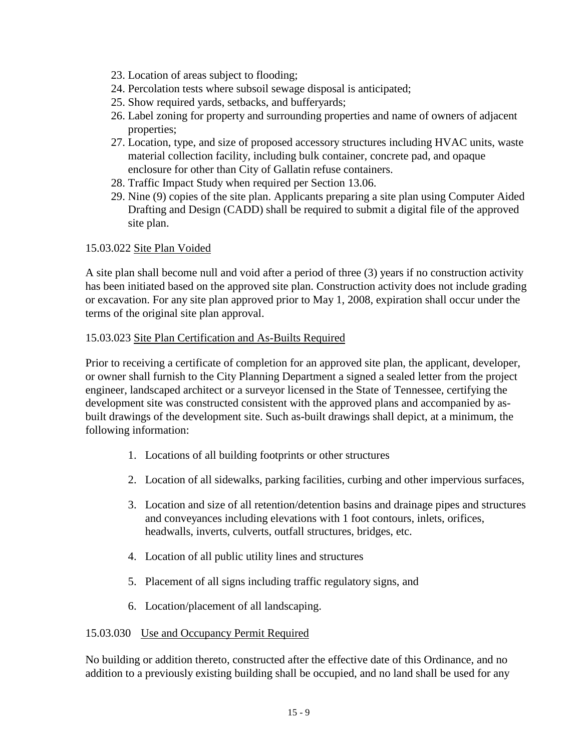23. Location of areas subject to flooding;
24. Percolation tests where subsoil sewage disposal is anticipated;
25. Show required yards, setbacks, and bufferyards;
26. Label zoning for property and surrounding properties and name of owners of adjacent properties;
27. Location, type, and size of proposed accessory structures including HVAC units, waste material collection facility, including bulk container, concrete pad, and opaque enclosure for other than City of Gallatin refuse containers.
28. Traffic Impact Study when required per Section 13.06.
29. Nine (9) copies of the site plan. Applicants preparing a site plan using Computer Aided Drafting and Design (CADD) shall be required to submit a digital file of the approved site plan.

15.03.022 Site Plan Voided

A site plan shall become null and void after a period of three (3) years if no construction activity has been initiated based on the approved site plan. Construction activity does not include grading or excavation. For any site plan approved prior to May 1, 2008, expiration shall occur under the terms of the original site plan approval.

15.03.023 Site Plan Certification and As-Builts Required

Prior to receiving a certificate of completion for an approved site plan, the applicant, developer, or owner shall furnish to the City Planning Department a signed a sealed letter from the project engineer, landscaped architect or a surveyor licensed in the State of Tennessee, certifying the development site was constructed consistent with the approved plans and accompanied by as-built drawings of the development site. Such as-built drawings shall depict, at a minimum, the following information:

1. Locations of all building footprints or other structures
2. Location of all sidewalks, parking facilities, curbing and other impervious surfaces,
3. Location and size of all retention/detention basins and drainage pipes and structures and conveyances including elevations with 1 foot contours, inlets, orifices, headwalls, inverts, culverts, outfall structures, bridges, etc.
4. Location of all public utility lines and structures
5. Placement of all signs including traffic regulatory signs, and
6. Location/placement of all landscaping.

15.03.030 Use and Occupancy Permit Required

No building or addition thereto, constructed after the effective date of this Ordinance, and no addition to a previously existing building shall be occupied, and no land shall be used for any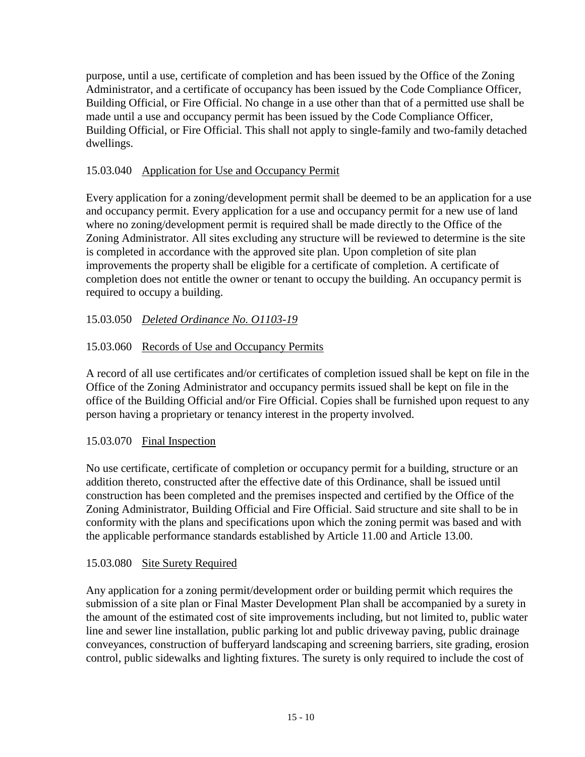purpose, until a use, certificate of completion and has been issued by the Office of the Zoning Administrator, and a certificate of occupancy has been issued by the Code Compliance Officer, Building Official, or Fire Official. No change in a use other than that of a permitted use shall be made until a use and occupancy permit has been issued by the Code Compliance Officer, Building Official, or Fire Official. This shall not apply to single-family and two-family detached dwellings.

15.03.040 Application for Use and Occupancy Permit

Every application for a zoning/development permit shall be deemed to be an application for a use and occupancy permit. Every application for a use and occupancy permit for a new use of land where no zoning/development permit is required shall be made directly to the Office of the Zoning Administrator. All sites excluding any structure will be reviewed to determine is the site is completed in accordance with the approved site plan. Upon completion of site plan improvements the property shall be eligible for a certificate of completion. A certificate of completion does not entitle the owner or tenant to occupy the building. An occupancy permit is required to occupy a building.

15.03.050 *Deleted Ordinance No. O1103-19*

15.03.060 Records of Use and Occupancy Permits

A record of all use certificates and/or certificates of completion issued shall be kept on file in the Office of the Zoning Administrator and occupancy permits issued shall be kept on file in the office of the Building Official and/or Fire Official. Copies shall be furnished upon request to any person having a proprietary or tenancy interest in the property involved.

15.03.070 Final Inspection

No use certificate, certificate of completion or occupancy permit for a building, structure or an addition thereto, constructed after the effective date of this Ordinance, shall be issued until construction has been completed and the premises inspected and certified by the Office of the Zoning Administrator, Building Official and Fire Official. Said structure and site shall to be in conformity with the plans and specifications upon which the zoning permit was based and with the applicable performance standards established by Article 11.00 and Article 13.00.

15.03.080 Site Surety Required

Any application for a zoning permit/development order or building permit which requires the submission of a site plan or Final Master Development Plan shall be accompanied by a surety in the amount of the estimated cost of site improvements including, but not limited to, public water line and sewer line installation, public parking lot and public driveway paving, public drainage conveyances, construction of bufferyard landscaping and screening barriers, site grading, erosion control, public sidewalks and lighting fixtures. The surety is only required to include the cost of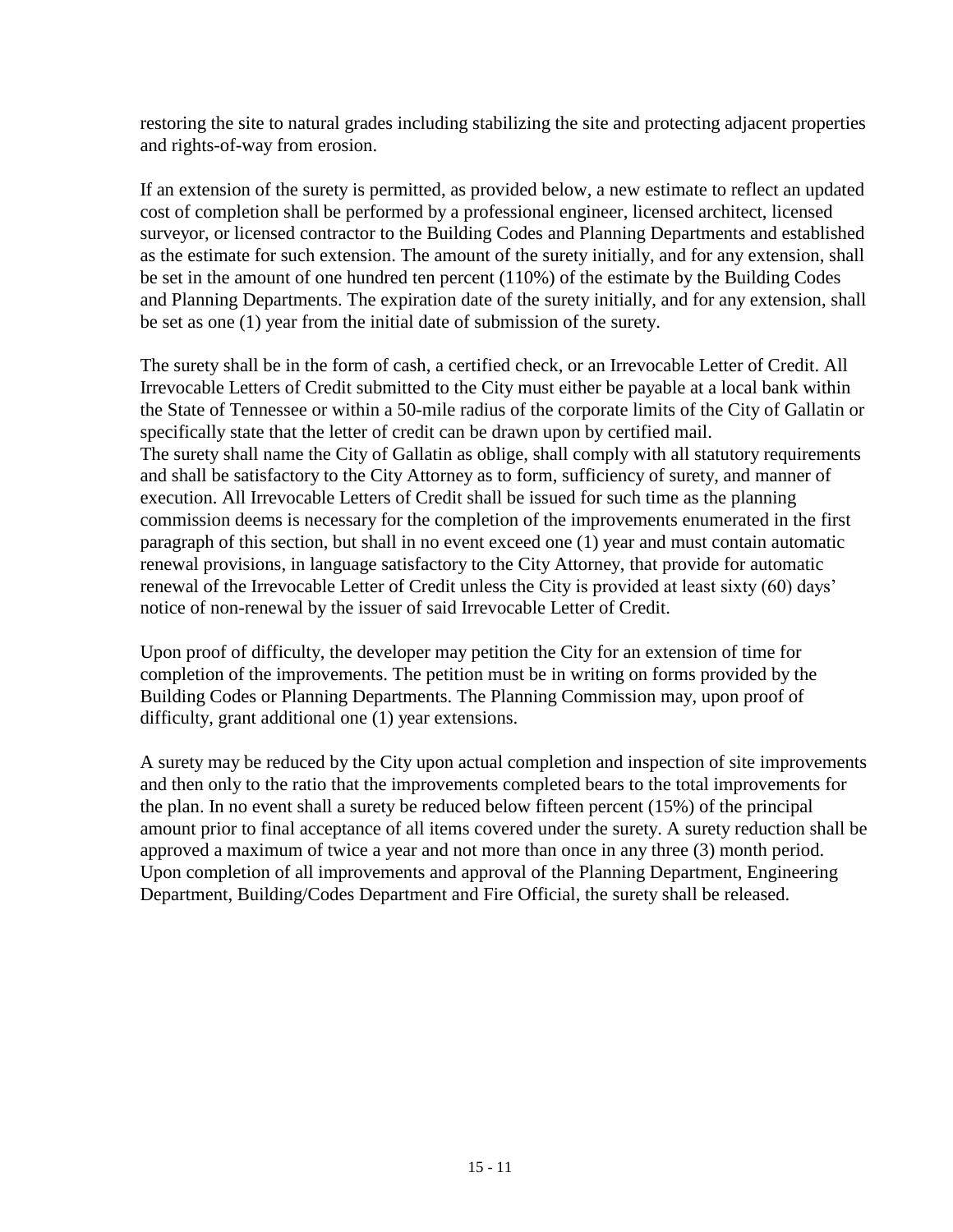restoring the site to natural grades including stabilizing the site and protecting adjacent properties and rights-of-way from erosion.

If an extension of the surety is permitted, as provided below, a new estimate to reflect an updated cost of completion shall be performed by a professional engineer, licensed architect, licensed surveyor, or licensed contractor to the Building Codes and Planning Departments and established as the estimate for such extension. The amount of the surety initially, and for any extension, shall be set in the amount of one hundred ten percent (110%) of the estimate by the Building Codes and Planning Departments. The expiration date of the surety initially, and for any extension, shall be set as one (1) year from the initial date of submission of the surety.

The surety shall be in the form of cash, a certified check, or an Irrevocable Letter of Credit. All Irrevocable Letters of Credit submitted to the City must either be payable at a local bank within the State of Tennessee or within a 50-mile radius of the corporate limits of the City of Gallatin or specifically state that the letter of credit can be drawn upon by certified mail.
The surety shall name the City of Gallatin as oblige, shall comply with all statutory requirements and shall be satisfactory to the City Attorney as to form, sufficiency of surety, and manner of execution. All Irrevocable Letters of Credit shall be issued for such time as the planning commission deems is necessary for the completion of the improvements enumerated in the first paragraph of this section, but shall in no event exceed one (1) year and must contain automatic renewal provisions, in language satisfactory to the City Attorney, that provide for automatic renewal of the Irrevocable Letter of Credit unless the City is provided at least sixty (60) days' notice of non-renewal by the issuer of said Irrevocable Letter of Credit.

Upon proof of difficulty, the developer may petition the City for an extension of time for completion of the improvements. The petition must be in writing on forms provided by the Building Codes or Planning Departments. The Planning Commission may, upon proof of difficulty, grant additional one (1) year extensions.

A surety may be reduced by the City upon actual completion and inspection of site improvements and then only to the ratio that the improvements completed bears to the total improvements for the plan. In no event shall a surety be reduced below fifteen percent (15%) of the principal amount prior to final acceptance of all items covered under the surety. A surety reduction shall be approved a maximum of twice a year and not more than once in any three (3) month period. Upon completion of all improvements and approval of the Planning Department, Engineering Department, Building/Codes Department and Fire Official, the surety shall be released.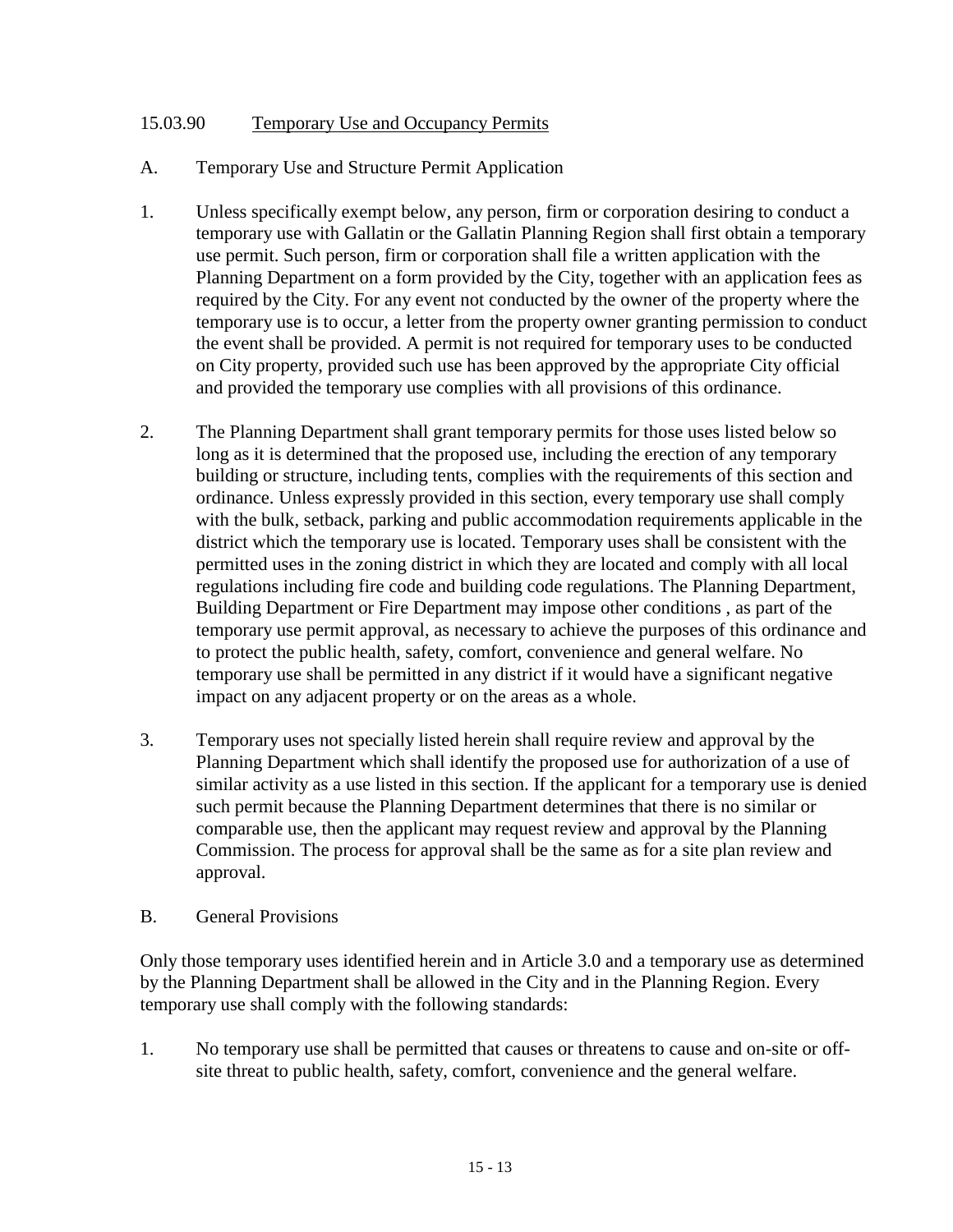## 15.03.90 Temporary Use and Occupancy Permits

A. Temporary Use and Structure Permit Application

1. Unless specifically exempt below, any person, firm or corporation desiring to conduct a temporary use with Gallatin or the Gallatin Planning Region shall first obtain a temporary use permit. Such person, firm or corporation shall file a written application with the Planning Department on a form provided by the City, together with an application fees as required by the City. For any event not conducted by the owner of the property where the temporary use is to occur, a letter from the property owner granting permission to conduct the event shall be provided. A permit is not required for temporary uses to be conducted on City property, provided such use has been approved by the appropriate City official and provided the temporary use complies with all provisions of this ordinance.

2. The Planning Department shall grant temporary permits for those uses listed below so long as it is determined that the proposed use, including the erection of any temporary building or structure, including tents, complies with the requirements of this section and ordinance. Unless expressly provided in this section, every temporary use shall comply with the bulk, setback, parking and public accommodation requirements applicable in the district which the temporary use is located. Temporary uses shall be consistent with the permitted uses in the zoning district in which they are located and comply with all local regulations including fire code and building code regulations. The Planning Department, Building Department or Fire Department may impose other conditions , as part of the temporary use permit approval, as necessary to achieve the purposes of this ordinance and to protect the public health, safety, comfort, convenience and general welfare. No temporary use shall be permitted in any district if it would have a significant negative impact on any adjacent property or on the areas as a whole.

3. Temporary uses not specially listed herein shall require review and approval by the Planning Department which shall identify the proposed use for authorization of a use of similar activity as a use listed in this section. If the applicant for a temporary use is denied such permit because the Planning Department determines that there is no similar or comparable use, then the applicant may request review and approval by the Planning Commission. The process for approval shall be the same as for a site plan review and approval.

B. General Provisions

Only those temporary uses identified herein and in Article 3.0 and a temporary use as determined by the Planning Department shall be allowed in the City and in the Planning Region. Every temporary use shall comply with the following standards:

1. No temporary use shall be permitted that causes or threatens to cause and on-site or off-site threat to public health, safety, comfort, convenience and the general welfare.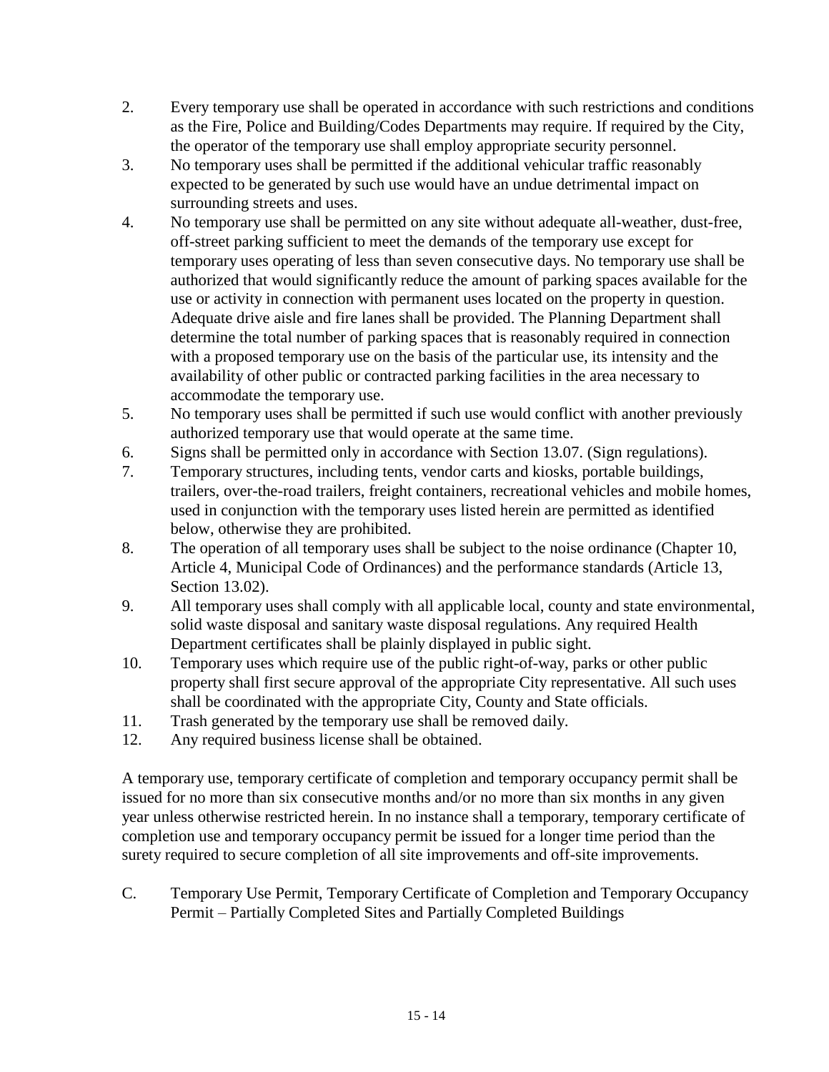2. Every temporary use shall be operated in accordance with such restrictions and conditions as the Fire, Police and Building/Codes Departments may require. If required by the City, the operator of the temporary use shall employ appropriate security personnel.
3. No temporary uses shall be permitted if the additional vehicular traffic reasonably expected to be generated by such use would have an undue detrimental impact on surrounding streets and uses.
4. No temporary use shall be permitted on any site without adequate all-weather, dust-free, off-street parking sufficient to meet the demands of the temporary use except for temporary uses operating of less than seven consecutive days. No temporary use shall be authorized that would significantly reduce the amount of parking spaces available for the use or activity in connection with permanent uses located on the property in question. Adequate drive aisle and fire lanes shall be provided. The Planning Department shall determine the total number of parking spaces that is reasonably required in connection with a proposed temporary use on the basis of the particular use, its intensity and the availability of other public or contracted parking facilities in the area necessary to accommodate the temporary use.
5. No temporary uses shall be permitted if such use would conflict with another previously authorized temporary use that would operate at the same time.
6. Signs shall be permitted only in accordance with Section 13.07. (Sign regulations).
7. Temporary structures, including tents, vendor carts and kiosks, portable buildings, trailers, over-the-road trailers, freight containers, recreational vehicles and mobile homes, used in conjunction with the temporary uses listed herein are permitted as identified below, otherwise they are prohibited.
8. The operation of all temporary uses shall be subject to the noise ordinance (Chapter 10, Article 4, Municipal Code of Ordinances) and the performance standards (Article 13, Section 13.02).
9. All temporary uses shall comply with all applicable local, county and state environmental, solid waste disposal and sanitary waste disposal regulations. Any required Health Department certificates shall be plainly displayed in public sight.
10. Temporary uses which require use of the public right-of-way, parks or other public property shall first secure approval of the appropriate City representative. All such uses shall be coordinated with the appropriate City, County and State officials.
11. Trash generated by the temporary use shall be removed daily.
12. Any required business license shall be obtained.

A temporary use, temporary certificate of completion and temporary occupancy permit shall be issued for no more than six consecutive months and/or no more than six months in any given year unless otherwise restricted herein. In no instance shall a temporary, temporary certificate of completion use and temporary occupancy permit be issued for a longer time period than the surety required to secure completion of all site improvements and off-site improvements.

C. Temporary Use Permit, Temporary Certificate of Completion and Temporary Occupancy Permit – Partially Completed Sites and Partially Completed Buildings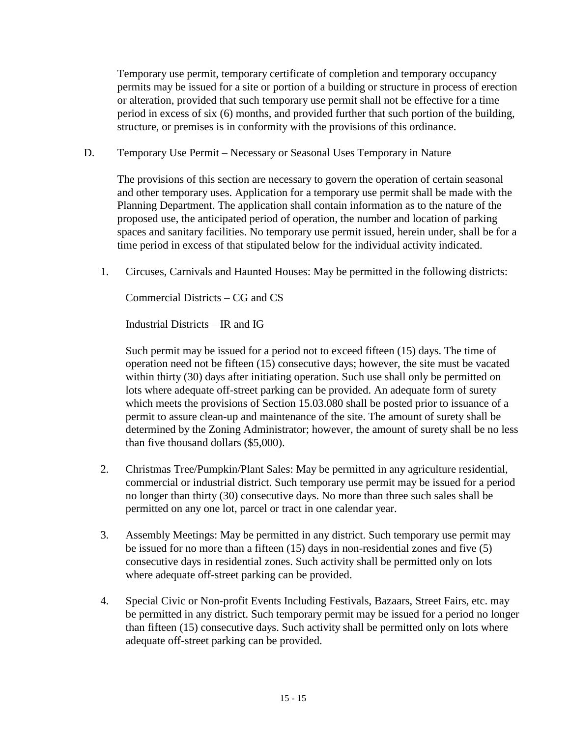Temporary use permit, temporary certificate of completion and temporary occupancy permits may be issued for a site or portion of a building or structure in process of erection or alteration, provided that such temporary use permit shall not be effective for a time period in excess of six (6) months, and provided further that such portion of the building, structure, or premises is in conformity with the provisions of this ordinance.

D. Temporary Use Permit – Necessary or Seasonal Uses Temporary in Nature

The provisions of this section are necessary to govern the operation of certain seasonal and other temporary uses. Application for a temporary use permit shall be made with the Planning Department. The application shall contain information as to the nature of the proposed use, the anticipated period of operation, the number and location of parking spaces and sanitary facilities. No temporary use permit issued, herein under, shall be for a time period in excess of that stipulated below for the individual activity indicated.

1. Circuses, Carnivals and Haunted Houses: May be permitted in the following districts:

   Commercial Districts – CG and CS

   Industrial Districts – IR and IG

   Such permit may be issued for a period not to exceed fifteen (15) days. The time of operation need not be fifteen (15) consecutive days; however, the site must be vacated within thirty (30) days after initiating operation. Such use shall only be permitted on lots where adequate off-street parking can be provided. An adequate form of surety which meets the provisions of Section 15.03.080 shall be posted prior to issuance of a permit to assure clean-up and maintenance of the site. The amount of surety shall be determined by the Zoning Administrator; however, the amount of surety shall be no less than five thousand dollars ($5,000).

2. Christmas Tree/Pumpkin/Plant Sales: May be permitted in any agriculture residential, commercial or industrial district. Such temporary use permit may be issued for a period no longer than thirty (30) consecutive days. No more than three such sales shall be permitted on any one lot, parcel or tract in one calendar year.

3. Assembly Meetings: May be permitted in any district. Such temporary use permit may be issued for no more than a fifteen (15) days in non-residential zones and five (5) consecutive days in residential zones. Such activity shall be permitted only on lots where adequate off-street parking can be provided.

4. Special Civic or Non-profit Events Including Festivals, Bazaars, Street Fairs, etc. may be permitted in any district. Such temporary permit may be issued for a period no longer than fifteen (15) consecutive days. Such activity shall be permitted only on lots where adequate off-street parking can be provided.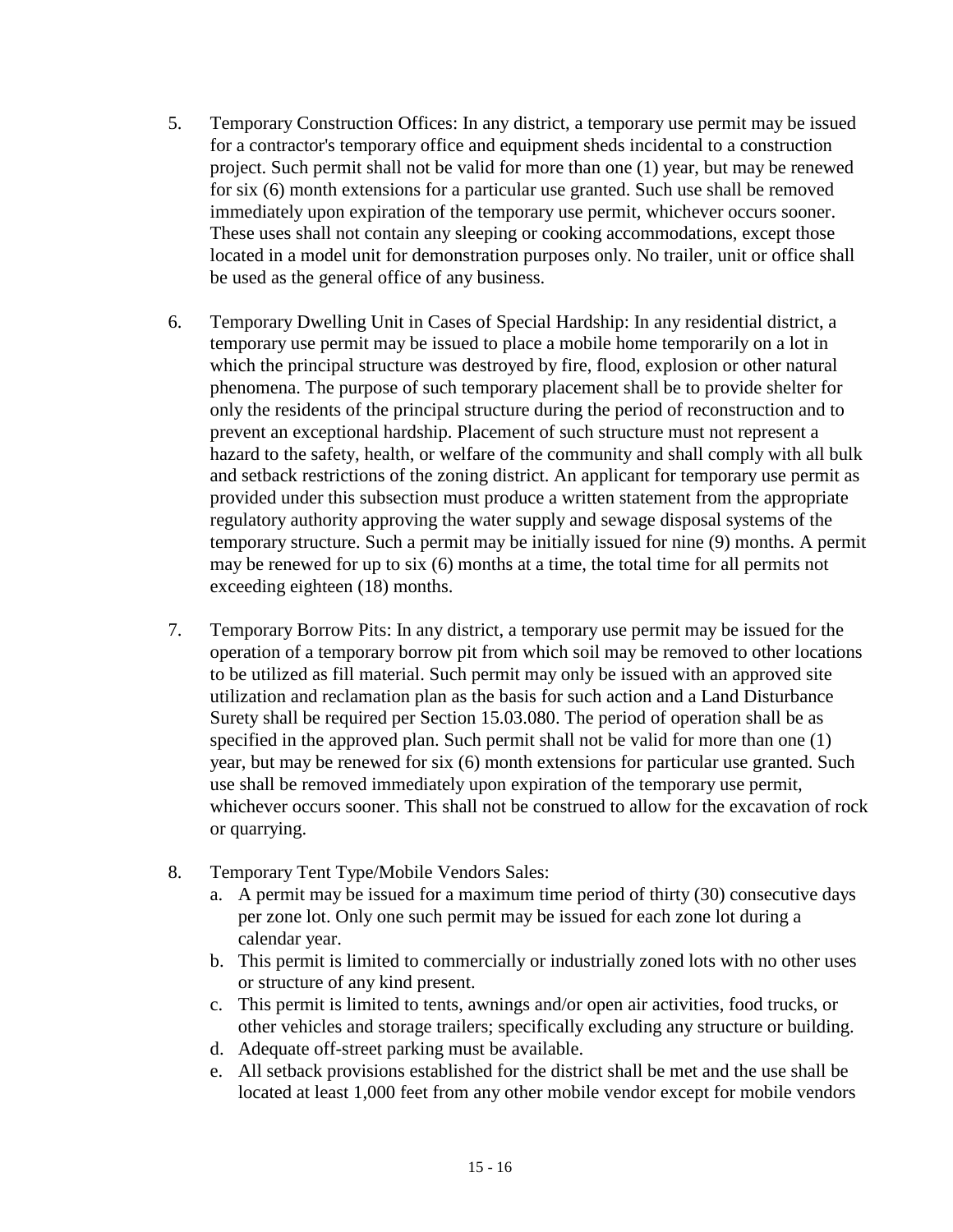5. Temporary Construction Offices: In any district, a temporary use permit may be issued for a contractor's temporary office and equipment sheds incidental to a construction project. Such permit shall not be valid for more than one (1) year, but may be renewed for six (6) month extensions for a particular use granted. Such use shall be removed immediately upon expiration of the temporary use permit, whichever occurs sooner. These uses shall not contain any sleeping or cooking accommodations, except those located in a model unit for demonstration purposes only. No trailer, unit or office shall be used as the general office of any business.

6. Temporary Dwelling Unit in Cases of Special Hardship: In any residential district, a temporary use permit may be issued to place a mobile home temporarily on a lot in which the principal structure was destroyed by fire, flood, explosion or other natural phenomena. The purpose of such temporary placement shall be to provide shelter for only the residents of the principal structure during the period of reconstruction and to prevent an exceptional hardship. Placement of such structure must not represent a hazard to the safety, health, or welfare of the community and shall comply with all bulk and setback restrictions of the zoning district. An applicant for temporary use permit as provided under this subsection must produce a written statement from the appropriate regulatory authority approving the water supply and sewage disposal systems of the temporary structure. Such a permit may be initially issued for nine (9) months. A permit may be renewed for up to six (6) months at a time, the total time for all permits not exceeding eighteen (18) months.

7. Temporary Borrow Pits: In any district, a temporary use permit may be issued for the operation of a temporary borrow pit from which soil may be removed to other locations to be utilized as fill material. Such permit may only be issued with an approved site utilization and reclamation plan as the basis for such action and a Land Disturbance Surety shall be required per Section 15.03.080. The period of operation shall be as specified in the approved plan. Such permit shall not be valid for more than one (1) year, but may be renewed for six (6) month extensions for particular use granted. Such use shall be removed immediately upon expiration of the temporary use permit, whichever occurs sooner. This shall not be construed to allow for the excavation of rock or quarrying.

8. Temporary Tent Type/Mobile Vendors Sales:
   a. A permit may be issued for a maximum time period of thirty (30) consecutive days per zone lot. Only one such permit may be issued for each zone lot during a calendar year.
   b. This permit is limited to commercially or industrially zoned lots with no other uses or structure of any kind present.
   c. This permit is limited to tents, awnings and/or open air activities, food trucks, or other vehicles and storage trailers; specifically excluding any structure or building.
   d. Adequate off-street parking must be available.
   e. All setback provisions established for the district shall be met and the use shall be located at least 1,000 feet from any other mobile vendor except for mobile vendors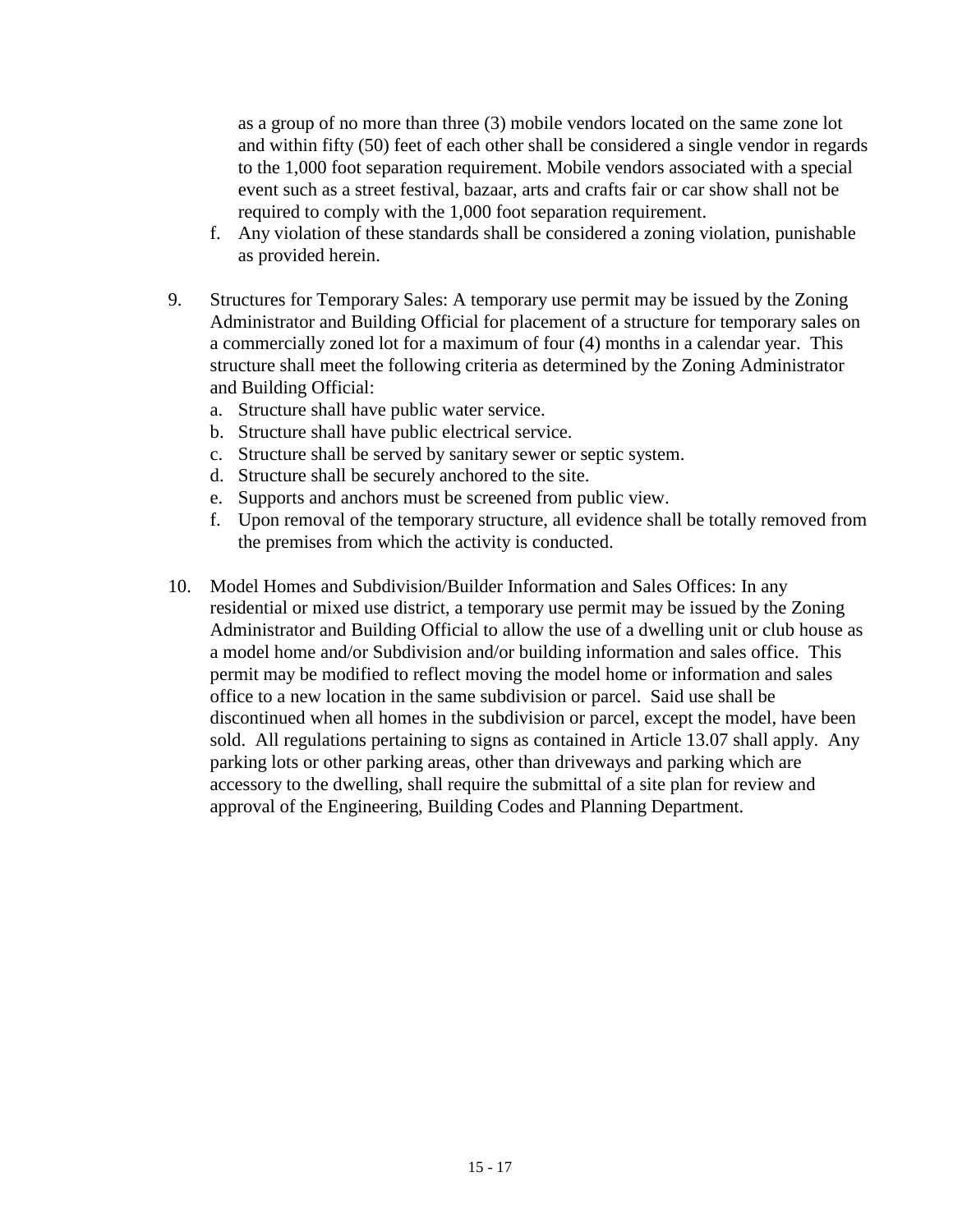as a group of no more than three (3) mobile vendors located on the same zone lot and within fifty (50) feet of each other shall be considered a single vendor in regards to the 1,000 foot separation requirement. Mobile vendors associated with a special event such as a street festival, bazaar, arts and crafts fair or car show shall not be required to comply with the 1,000 foot separation requirement.

f. Any violation of these standards shall be considered a zoning violation, punishable as provided herein.

9. Structures for Temporary Sales: A temporary use permit may be issued by the Zoning Administrator and Building Official for placement of a structure for temporary sales on a commercially zoned lot for a maximum of four (4) months in a calendar year. This structure shall meet the following criteria as determined by the Zoning Administrator and Building Official:
   a. Structure shall have public water service.
   b. Structure shall have public electrical service.
   c. Structure shall be served by sanitary sewer or septic system.
   d. Structure shall be securely anchored to the site.
   e. Supports and anchors must be screened from public view.
   f. Upon removal of the temporary structure, all evidence shall be totally removed from the premises from which the activity is conducted.

10. Model Homes and Subdivision/Builder Information and Sales Offices: In any residential or mixed use district, a temporary use permit may be issued by the Zoning Administrator and Building Official to allow the use of a dwelling unit or club house as a model home and/or Subdivision and/or building information and sales office. This permit may be modified to reflect moving the model home or information and sales office to a new location in the same subdivision or parcel. Said use shall be discontinued when all homes in the subdivision or parcel, except the model, have been sold. All regulations pertaining to signs as contained in Article 13.07 shall apply. Any parking lots or other parking areas, other than driveways and parking which are accessory to the dwelling, shall require the submittal of a site plan for review and approval of the Engineering, Building Codes and Planning Department.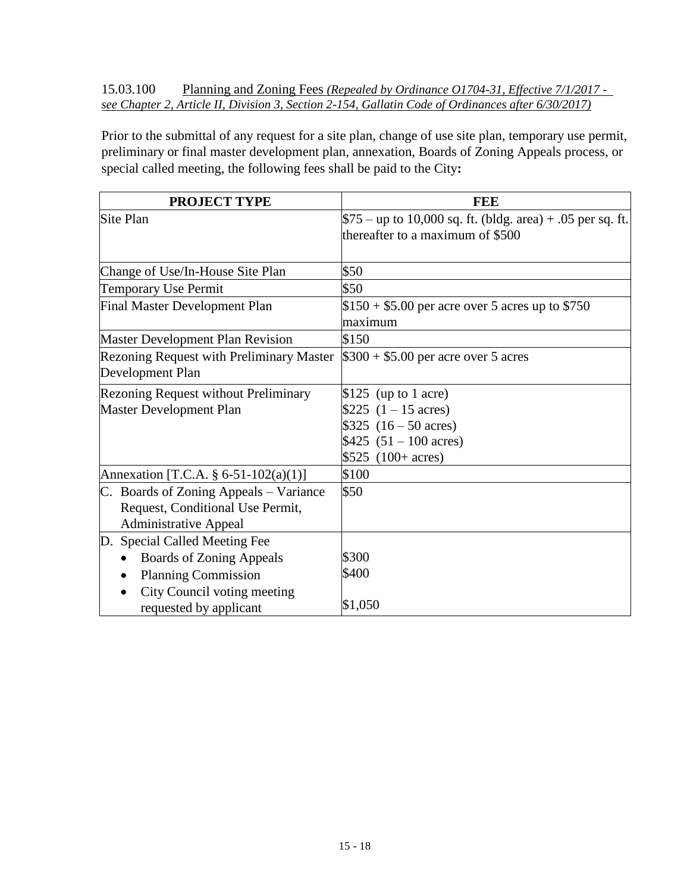15.03.100 Planning and Zoning Fees *(Repealed by Ordinance O1704-31, Effective 7/1/2017 - see Chapter 2, Article II, Division 3, Section 2-154, Gallatin Code of Ordinances after 6/30/2017)*

Prior to the submittal of any request for a site plan, change of use site plan, temporary use permit, preliminary or final master development plan, annexation, Boards of Zoning Appeals process, or special called meeting, the following fees shall be paid to the City**:**

| PROJECT TYPE | FEE |
|---|---|
| Site Plan | $75 – up to 10,000 sq. ft. (bldg. area) + .05 per sq. ft. thereafter to a maximum of $500 |
| Change of Use/In-House Site Plan | $50 |
| Temporary Use Permit | $50 |
| Final Master Development Plan | $150 + $5.00 per acre over 5 acres up to $750 maximum |
| Master Development Plan Revision | $150 |
| Rezoning Request with Preliminary Master Development Plan | $300 + $5.00 per acre over 5 acres |
| Rezoning Request without Preliminary Master Development Plan | $125 (up to 1 acre)<br>$225 (1 – 15 acres)<br>$325 (16 – 50 acres)<br>$425 (51 – 100 acres)<br>$525 (100+ acres) |
| Annexation [T.C.A. § 6-51-102(a)(1)] | $100 |
| C. Boards of Zoning Appeals – Variance Request, Conditional Use Permit, Administrative Appeal | $50 |
| D. Special Called Meeting Fee<br>• Boards of Zoning Appeals<br>• Planning Commission<br>• City Council voting meeting requested by applicant | <br>$300<br>$400<br>$1,050 |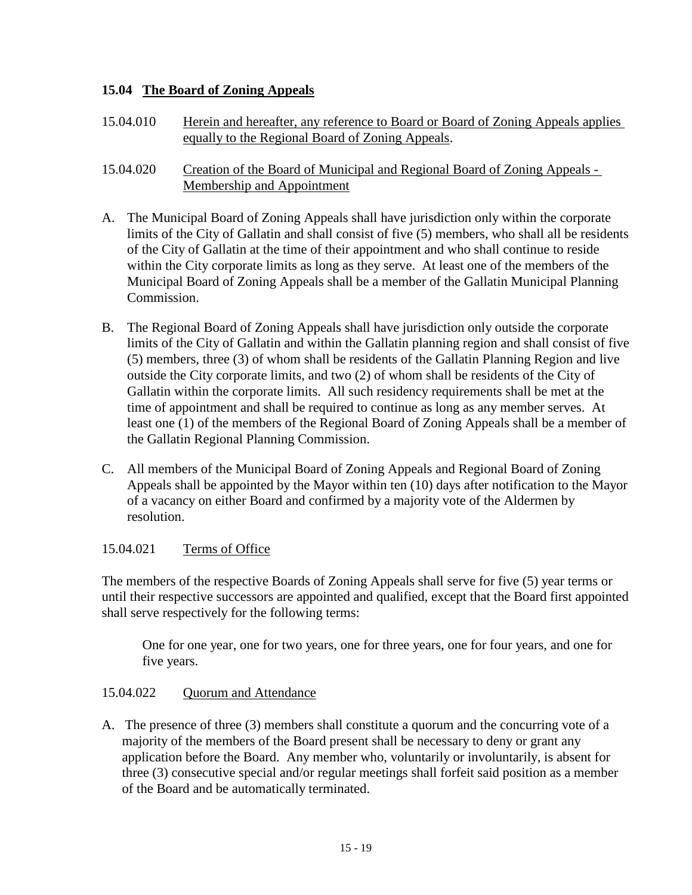## 15.04 The Board of Zoning Appeals

15.04.010 Herein and hereafter, any reference to Board or Board of Zoning Appeals applies equally to the Regional Board of Zoning Appeals.

15.04.020 Creation of the Board of Municipal and Regional Board of Zoning Appeals - Membership and Appointment

A. The Municipal Board of Zoning Appeals shall have jurisdiction only within the corporate limits of the City of Gallatin and shall consist of five (5) members, who shall all be residents of the City of Gallatin at the time of their appointment and who shall continue to reside within the City corporate limits as long as they serve. At least one of the members of the Municipal Board of Zoning Appeals shall be a member of the Gallatin Municipal Planning Commission.

B. The Regional Board of Zoning Appeals shall have jurisdiction only outside the corporate limits of the City of Gallatin and within the Gallatin planning region and shall consist of five (5) members, three (3) of whom shall be residents of the Gallatin Planning Region and live outside the City corporate limits, and two (2) of whom shall be residents of the City of Gallatin within the corporate limits. All such residency requirements shall be met at the time of appointment and shall be required to continue as long as any member serves. At least one (1) of the members of the Regional Board of Zoning Appeals shall be a member of the Gallatin Regional Planning Commission.

C. All members of the Municipal Board of Zoning Appeals and Regional Board of Zoning Appeals shall be appointed by the Mayor within ten (10) days after notification to the Mayor of a vacancy on either Board and confirmed by a majority vote of the Aldermen by resolution.

15.04.021 Terms of Office

The members of the respective Boards of Zoning Appeals shall serve for five (5) year terms or until their respective successors are appointed and qualified, except that the Board first appointed shall serve respectively for the following terms:

> One for one year, one for two years, one for three years, one for four years, and one for five years.

15.04.022 Quorum and Attendance

A. The presence of three (3) members shall constitute a quorum and the concurring vote of a majority of the members of the Board present shall be necessary to deny or grant any application before the Board. Any member who, voluntarily or involuntarily, is absent for three (3) consecutive special and/or regular meetings shall forfeit said position as a member of the Board and be automatically terminated.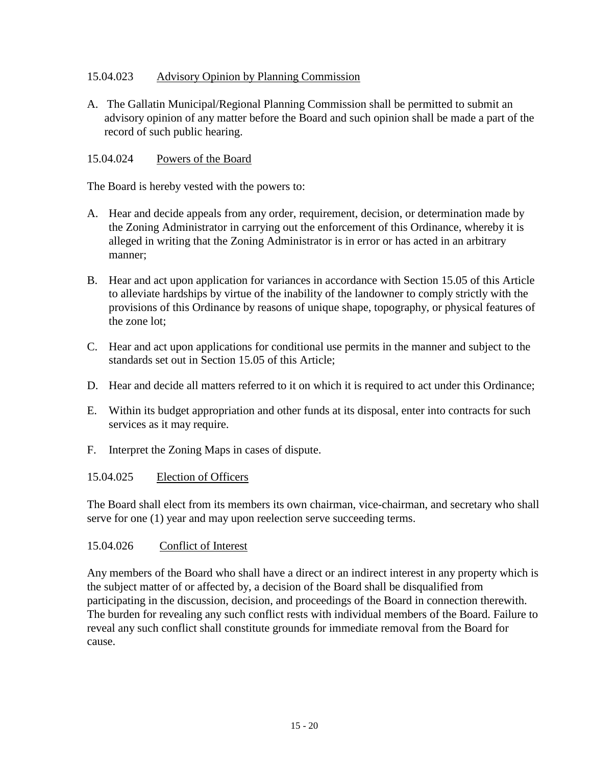### 15.04.023 Advisory Opinion by Planning Commission

A. The Gallatin Municipal/Regional Planning Commission shall be permitted to submit an advisory opinion of any matter before the Board and such opinion shall be made a part of the record of such public hearing.

### 15.04.024 Powers of the Board

The Board is hereby vested with the powers to:

A. Hear and decide appeals from any order, requirement, decision, or determination made by the Zoning Administrator in carrying out the enforcement of this Ordinance, whereby it is alleged in writing that the Zoning Administrator is in error or has acted in an arbitrary manner;

B. Hear and act upon application for variances in accordance with Section 15.05 of this Article to alleviate hardships by virtue of the inability of the landowner to comply strictly with the provisions of this Ordinance by reasons of unique shape, topography, or physical features of the zone lot;

C. Hear and act upon applications for conditional use permits in the manner and subject to the standards set out in Section 15.05 of this Article;

D. Hear and decide all matters referred to it on which it is required to act under this Ordinance;

E. Within its budget appropriation and other funds at its disposal, enter into contracts for such services as it may require.

F. Interpret the Zoning Maps in cases of dispute.

### 15.04.025 Election of Officers

The Board shall elect from its members its own chairman, vice-chairman, and secretary who shall serve for one (1) year and may upon reelection serve succeeding terms.

### 15.04.026 Conflict of Interest

Any members of the Board who shall have a direct or an indirect interest in any property which is the subject matter of or affected by, a decision of the Board shall be disqualified from participating in the discussion, decision, and proceedings of the Board in connection therewith. The burden for revealing any such conflict rests with individual members of the Board. Failure to reveal any such conflict shall constitute grounds for immediate removal from the Board for cause.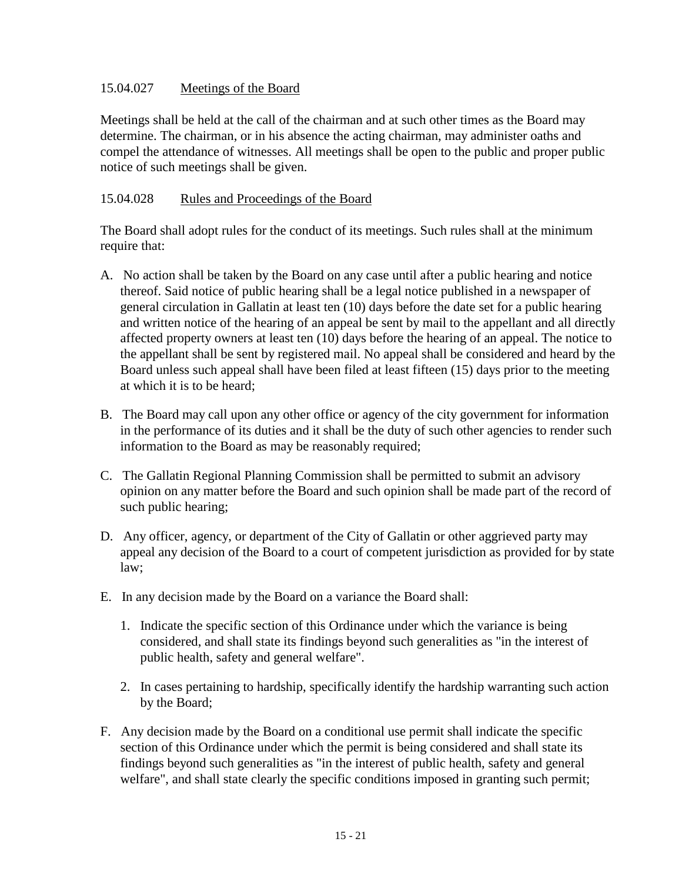### 15.04.027 Meetings of the Board

Meetings shall be held at the call of the chairman and at such other times as the Board may determine. The chairman, or in his absence the acting chairman, may administer oaths and compel the attendance of witnesses. All meetings shall be open to the public and proper public notice of such meetings shall be given.

### 15.04.028 Rules and Proceedings of the Board

The Board shall adopt rules for the conduct of its meetings. Such rules shall at the minimum require that:

A. No action shall be taken by the Board on any case until after a public hearing and notice thereof. Said notice of public hearing shall be a legal notice published in a newspaper of general circulation in Gallatin at least ten (10) days before the date set for a public hearing and written notice of the hearing of an appeal be sent by mail to the appellant and all directly affected property owners at least ten (10) days before the hearing of an appeal. The notice to the appellant shall be sent by registered mail. No appeal shall be considered and heard by the Board unless such appeal shall have been filed at least fifteen (15) days prior to the meeting at which it is to be heard;

B. The Board may call upon any other office or agency of the city government for information in the performance of its duties and it shall be the duty of such other agencies to render such information to the Board as may be reasonably required;

C. The Gallatin Regional Planning Commission shall be permitted to submit an advisory opinion on any matter before the Board and such opinion shall be made part of the record of such public hearing;

D. Any officer, agency, or department of the City of Gallatin or other aggrieved party may appeal any decision of the Board to a court of competent jurisdiction as provided for by state law;

E. In any decision made by the Board on a variance the Board shall:

   1. Indicate the specific section of this Ordinance under which the variance is being considered, and shall state its findings beyond such generalities as "in the interest of public health, safety and general welfare".

   2. In cases pertaining to hardship, specifically identify the hardship warranting such action by the Board;

F. Any decision made by the Board on a conditional use permit shall indicate the specific section of this Ordinance under which the permit is being considered and shall state its findings beyond such generalities as "in the interest of public health, safety and general welfare", and shall state clearly the specific conditions imposed in granting such permit;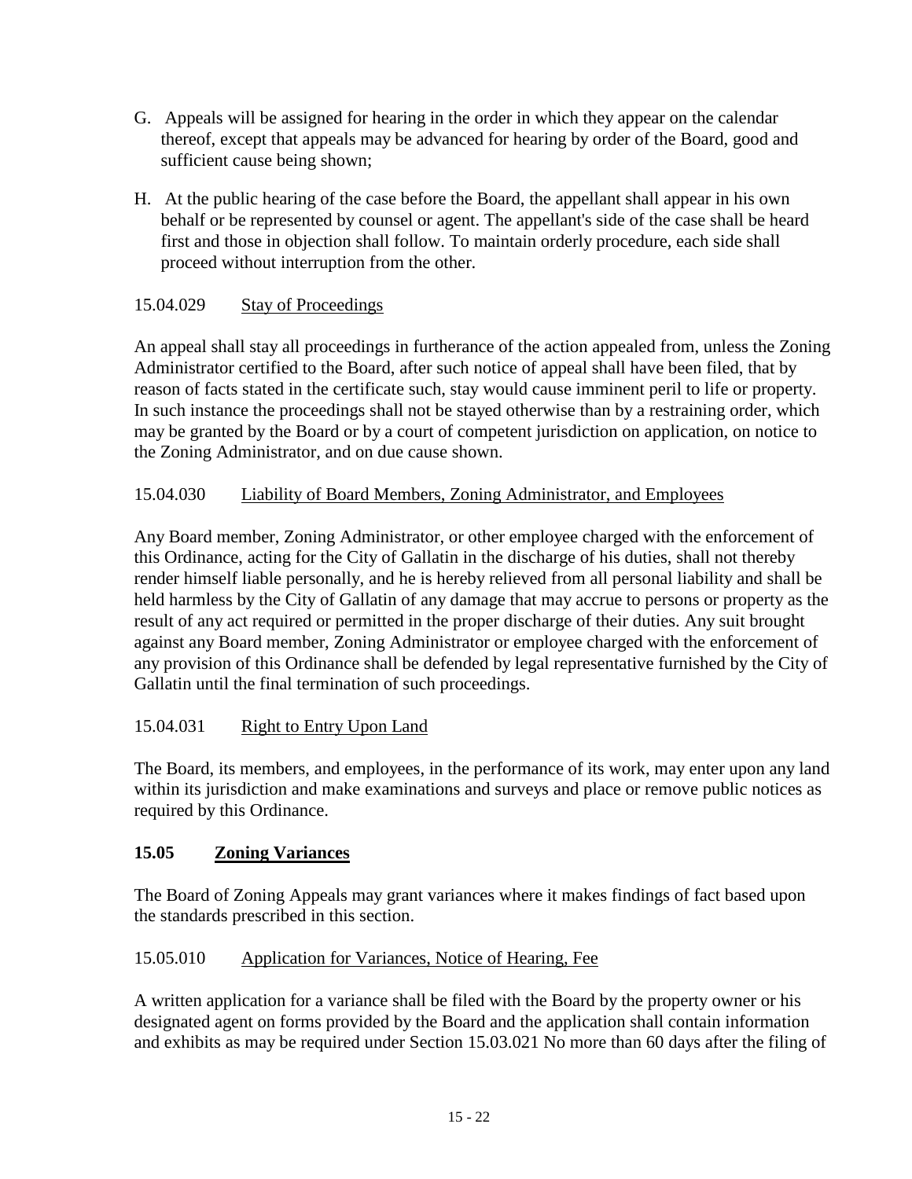G. Appeals will be assigned for hearing in the order in which they appear on the calendar thereof, except that appeals may be advanced for hearing by order of the Board, good and sufficient cause being shown;

H. At the public hearing of the case before the Board, the appellant shall appear in his own behalf or be represented by counsel or agent. The appellant's side of the case shall be heard first and those in objection shall follow. To maintain orderly procedure, each side shall proceed without interruption from the other.

15.04.029 Stay of Proceedings

An appeal shall stay all proceedings in furtherance of the action appealed from, unless the Zoning Administrator certified to the Board, after such notice of appeal shall have been filed, that by reason of facts stated in the certificate such, stay would cause imminent peril to life or property. In such instance the proceedings shall not be stayed otherwise than by a restraining order, which may be granted by the Board or by a court of competent jurisdiction on application, on notice to the Zoning Administrator, and on due cause shown.

15.04.030 Liability of Board Members, Zoning Administrator, and Employees

Any Board member, Zoning Administrator, or other employee charged with the enforcement of this Ordinance, acting for the City of Gallatin in the discharge of his duties, shall not thereby render himself liable personally, and he is hereby relieved from all personal liability and shall be held harmless by the City of Gallatin of any damage that may accrue to persons or property as the result of any act required or permitted in the proper discharge of their duties. Any suit brought against any Board member, Zoning Administrator or employee charged with the enforcement of any provision of this Ordinance shall be defended by legal representative furnished by the City of Gallatin until the final termination of such proceedings.

15.04.031 Right to Entry Upon Land

The Board, its members, and employees, in the performance of its work, may enter upon any land within its jurisdiction and make examinations and surveys and place or remove public notices as required by this Ordinance.

## 15.05 Zoning Variances

The Board of Zoning Appeals may grant variances where it makes findings of fact based upon the standards prescribed in this section.

15.05.010 Application for Variances, Notice of Hearing, Fee

A written application for a variance shall be filed with the Board by the property owner or his designated agent on forms provided by the Board and the application shall contain information and exhibits as may be required under Section 15.03.021 No more than 60 days after the filing of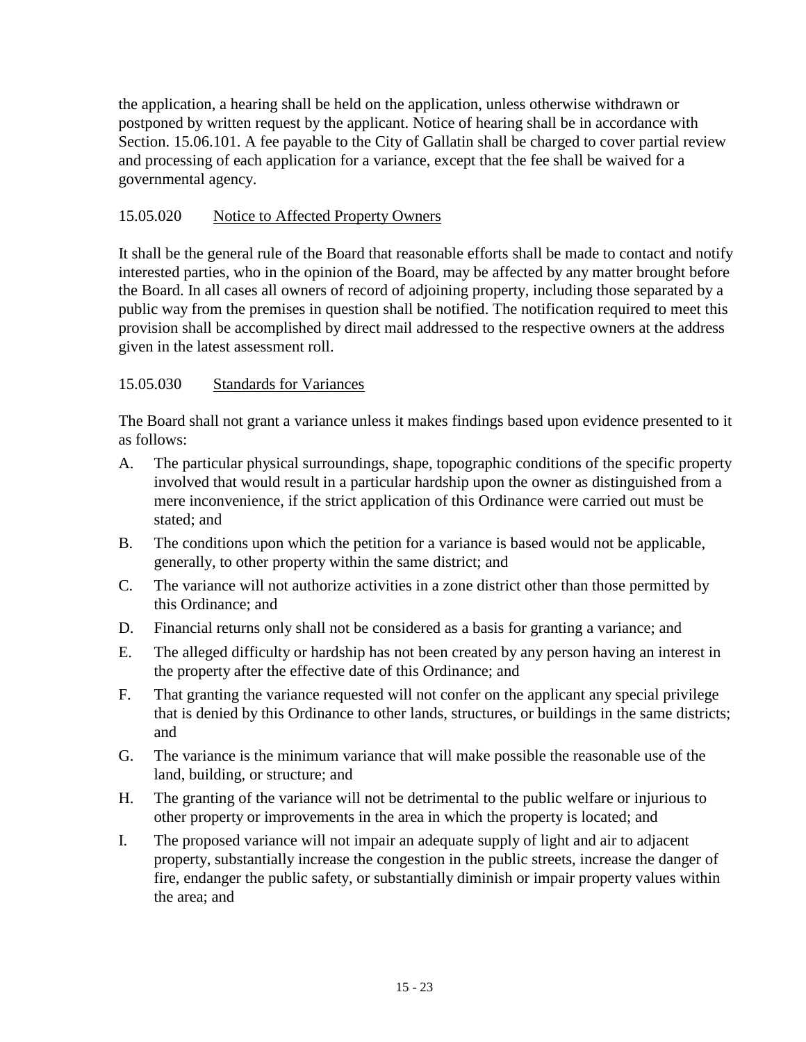the application, a hearing shall be held on the application, unless otherwise withdrawn or postponed by written request by the applicant. Notice of hearing shall be in accordance with Section. 15.06.101. A fee payable to the City of Gallatin shall be charged to cover partial review and processing of each application for a variance, except that the fee shall be waived for a governmental agency.

### 15.05.020 Notice to Affected Property Owners

It shall be the general rule of the Board that reasonable efforts shall be made to contact and notify interested parties, who in the opinion of the Board, may be affected by any matter brought before the Board. In all cases all owners of record of adjoining property, including those separated by a public way from the premises in question shall be notified. The notification required to meet this provision shall be accomplished by direct mail addressed to the respective owners at the address given in the latest assessment roll.

### 15.05.030 Standards for Variances

The Board shall not grant a variance unless it makes findings based upon evidence presented to it as follows:

A. The particular physical surroundings, shape, topographic conditions of the specific property involved that would result in a particular hardship upon the owner as distinguished from a mere inconvenience, if the strict application of this Ordinance were carried out must be stated; and

B. The conditions upon which the petition for a variance is based would not be applicable, generally, to other property within the same district; and

C. The variance will not authorize activities in a zone district other than those permitted by this Ordinance; and

D. Financial returns only shall not be considered as a basis for granting a variance; and

E. The alleged difficulty or hardship has not been created by any person having an interest in the property after the effective date of this Ordinance; and

F. That granting the variance requested will not confer on the applicant any special privilege that is denied by this Ordinance to other lands, structures, or buildings in the same districts; and

G. The variance is the minimum variance that will make possible the reasonable use of the land, building, or structure; and

H. The granting of the variance will not be detrimental to the public welfare or injurious to other property or improvements in the area in which the property is located; and

I. The proposed variance will not impair an adequate supply of light and air to adjacent property, substantially increase the congestion in the public streets, increase the danger of fire, endanger the public safety, or substantially diminish or impair property values within the area; and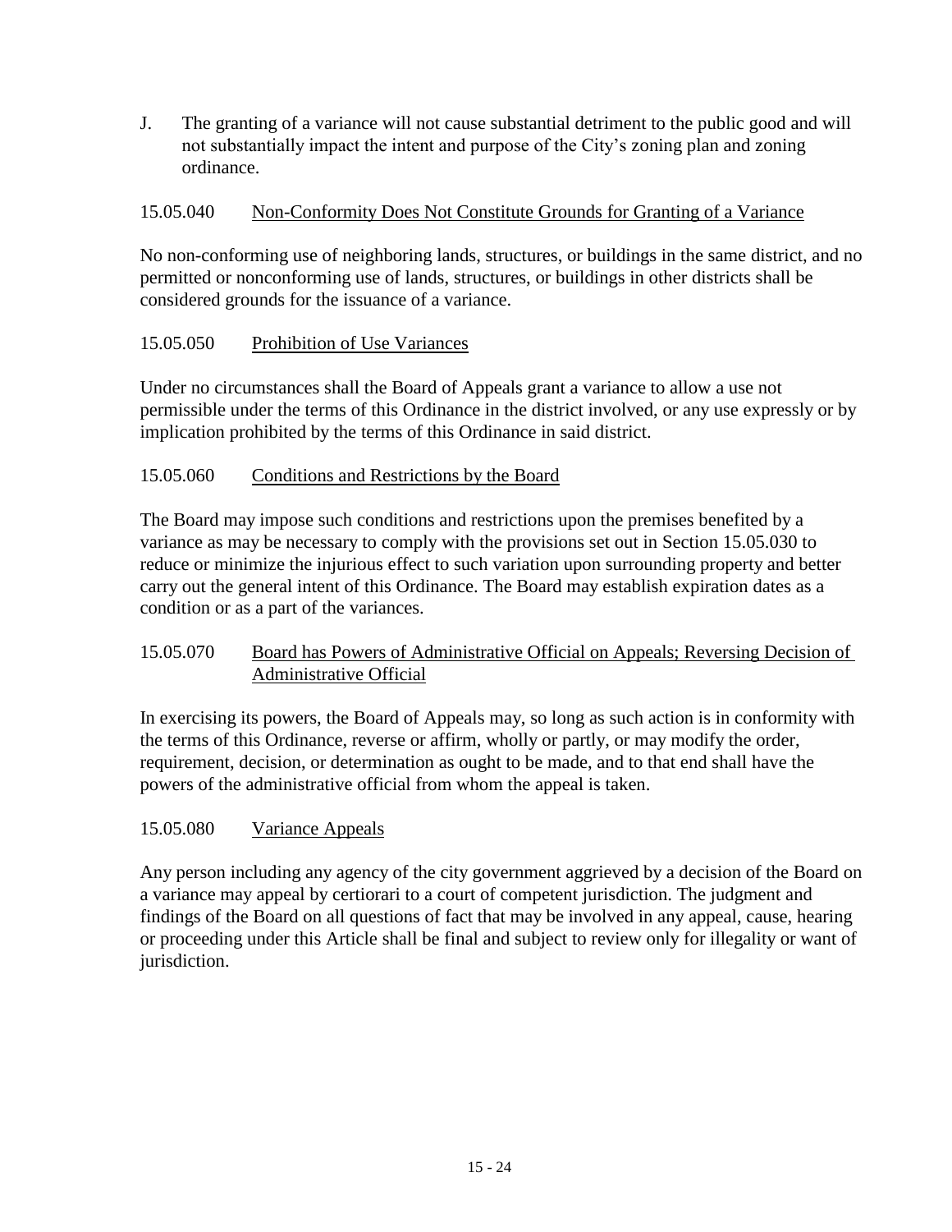J. The granting of a variance will not cause substantial detriment to the public good and will not substantially impact the intent and purpose of the City's zoning plan and zoning ordinance.

### 15.05.040 Non-Conformity Does Not Constitute Grounds for Granting of a Variance

No non-conforming use of neighboring lands, structures, or buildings in the same district, and no permitted or nonconforming use of lands, structures, or buildings in other districts shall be considered grounds for the issuance of a variance.

### 15.05.050 Prohibition of Use Variances

Under no circumstances shall the Board of Appeals grant a variance to allow a use not permissible under the terms of this Ordinance in the district involved, or any use expressly or by implication prohibited by the terms of this Ordinance in said district.

### 15.05.060 Conditions and Restrictions by the Board

The Board may impose such conditions and restrictions upon the premises benefited by a variance as may be necessary to comply with the provisions set out in Section 15.05.030 to reduce or minimize the injurious effect to such variation upon surrounding property and better carry out the general intent of this Ordinance. The Board may establish expiration dates as a condition or as a part of the variances.

### 15.05.070 Board has Powers of Administrative Official on Appeals; Reversing Decision of Administrative Official

In exercising its powers, the Board of Appeals may, so long as such action is in conformity with the terms of this Ordinance, reverse or affirm, wholly or partly, or may modify the order, requirement, decision, or determination as ought to be made, and to that end shall have the powers of the administrative official from whom the appeal is taken.

### 15.05.080 Variance Appeals

Any person including any agency of the city government aggrieved by a decision of the Board on a variance may appeal by certiorari to a court of competent jurisdiction. The judgment and findings of the Board on all questions of fact that may be involved in any appeal, cause, hearing or proceeding under this Article shall be final and subject to review only for illegality or want of jurisdiction.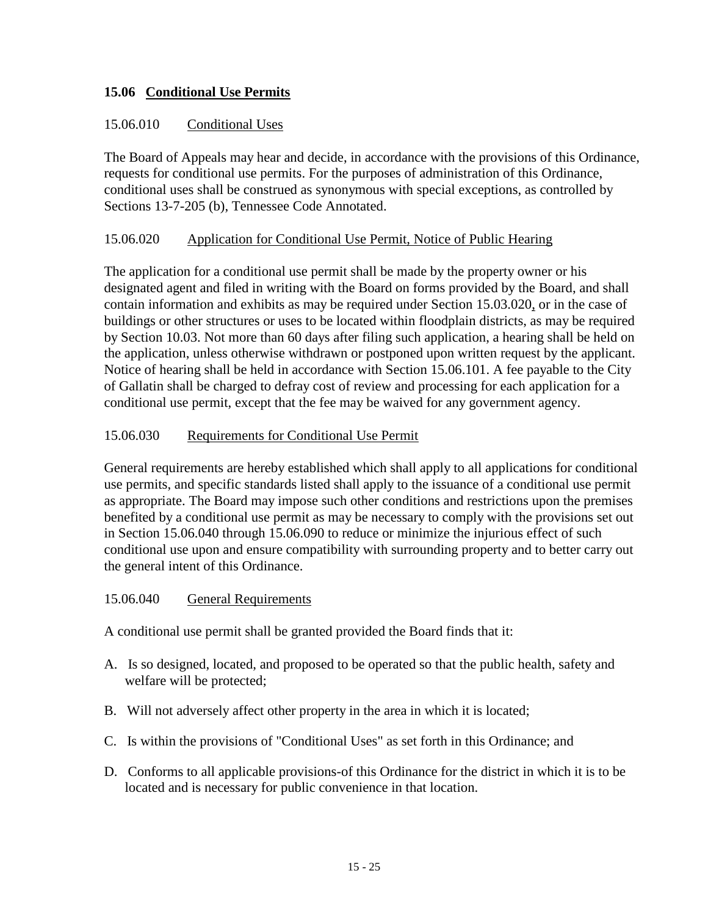## 15.06 Conditional Use Permits

### 15.06.010 Conditional Uses

The Board of Appeals may hear and decide, in accordance with the provisions of this Ordinance, requests for conditional use permits. For the purposes of administration of this Ordinance, conditional uses shall be construed as synonymous with special exceptions, as controlled by Sections 13-7-205 (b), Tennessee Code Annotated.

### 15.06.020 Application for Conditional Use Permit, Notice of Public Hearing

The application for a conditional use permit shall be made by the property owner or his designated agent and filed in writing with the Board on forms provided by the Board, and shall contain information and exhibits as may be required under Section 15.03.020, or in the case of buildings or other structures or uses to be located within floodplain districts, as may be required by Section 10.03. Not more than 60 days after filing such application, a hearing shall be held on the application, unless otherwise withdrawn or postponed upon written request by the applicant. Notice of hearing shall be held in accordance with Section 15.06.101. A fee payable to the City of Gallatin shall be charged to defray cost of review and processing for each application for a conditional use permit, except that the fee may be waived for any government agency.

### 15.06.030 Requirements for Conditional Use Permit

General requirements are hereby established which shall apply to all applications for conditional use permits, and specific standards listed shall apply to the issuance of a conditional use permit as appropriate. The Board may impose such other conditions and restrictions upon the premises benefited by a conditional use permit as may be necessary to comply with the provisions set out in Section 15.06.040 through 15.06.090 to reduce or minimize the injurious effect of such conditional use upon and ensure compatibility with surrounding property and to better carry out the general intent of this Ordinance.

### 15.06.040 General Requirements

A conditional use permit shall be granted provided the Board finds that it:

A. Is so designed, located, and proposed to be operated so that the public health, safety and welfare will be protected;

B. Will not adversely affect other property in the area in which it is located;

C. Is within the provisions of "Conditional Uses" as set forth in this Ordinance; and

D. Conforms to all applicable provisions-of this Ordinance for the district in which it is to be located and is necessary for public convenience in that location.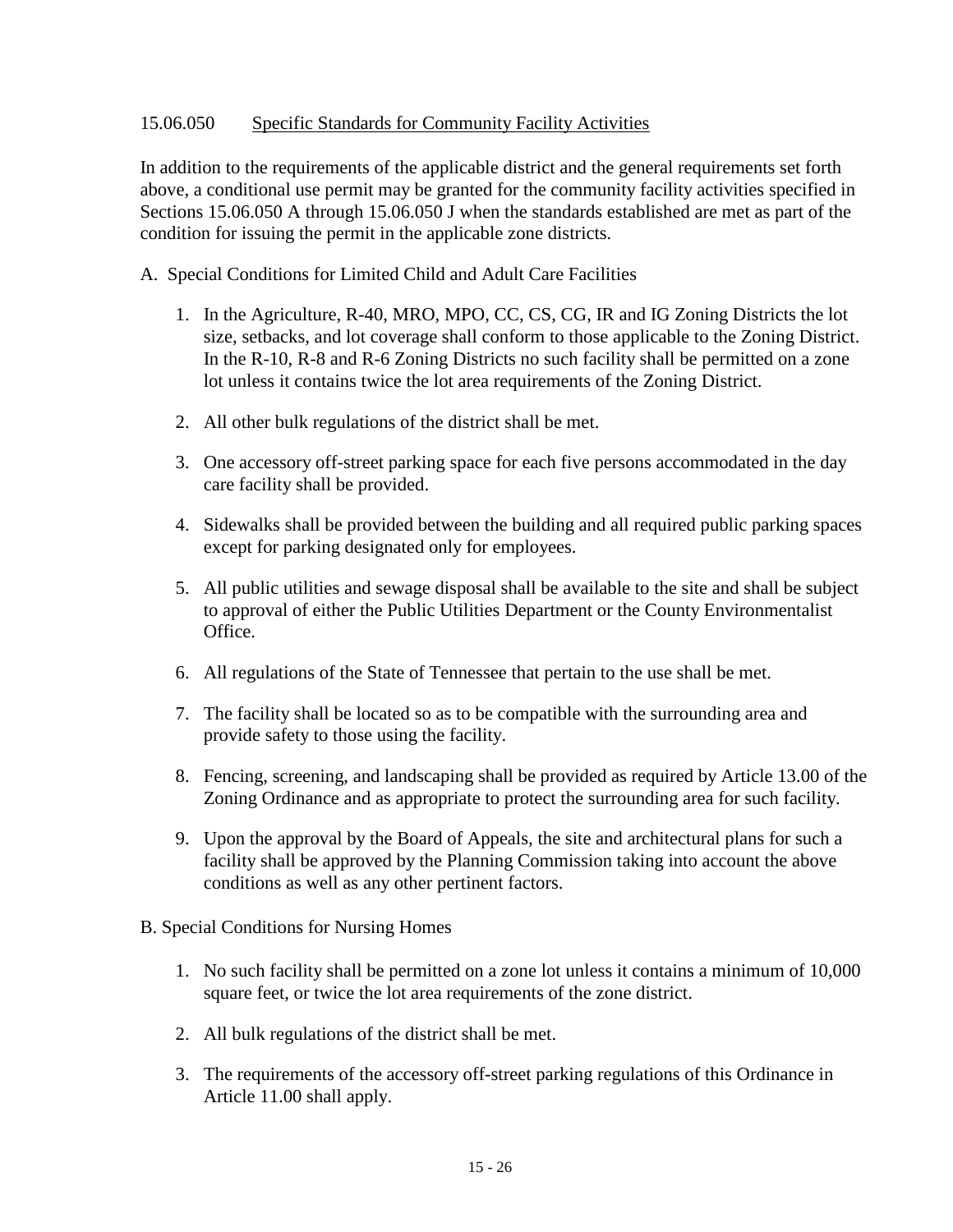15.06.050 Specific Standards for Community Facility Activities

In addition to the requirements of the applicable district and the general requirements set forth above, a conditional use permit may be granted for the community facility activities specified in Sections 15.06.050 A through 15.06.050 J when the standards established are met as part of the condition for issuing the permit in the applicable zone districts.

A. Special Conditions for Limited Child and Adult Care Facilities

1. In the Agriculture, R-40, MRO, MPO, CC, CS, CG, IR and IG Zoning Districts the lot size, setbacks, and lot coverage shall conform to those applicable to the Zoning District. In the R-10, R-8 and R-6 Zoning Districts no such facility shall be permitted on a zone lot unless it contains twice the lot area requirements of the Zoning District.

2. All other bulk regulations of the district shall be met.

3. One accessory off-street parking space for each five persons accommodated in the day care facility shall be provided.

4. Sidewalks shall be provided between the building and all required public parking spaces except for parking designated only for employees.

5. All public utilities and sewage disposal shall be available to the site and shall be subject to approval of either the Public Utilities Department or the County Environmentalist Office.

6. All regulations of the State of Tennessee that pertain to the use shall be met.

7. The facility shall be located so as to be compatible with the surrounding area and provide safety to those using the facility.

8. Fencing, screening, and landscaping shall be provided as required by Article 13.00 of the Zoning Ordinance and as appropriate to protect the surrounding area for such facility.

9. Upon the approval by the Board of Appeals, the site and architectural plans for such a facility shall be approved by the Planning Commission taking into account the above conditions as well as any other pertinent factors.

B. Special Conditions for Nursing Homes

1. No such facility shall be permitted on a zone lot unless it contains a minimum of 10,000 square feet, or twice the lot area requirements of the zone district.

2. All bulk regulations of the district shall be met.

3. The requirements of the accessory off-street parking regulations of this Ordinance in Article 11.00 shall apply.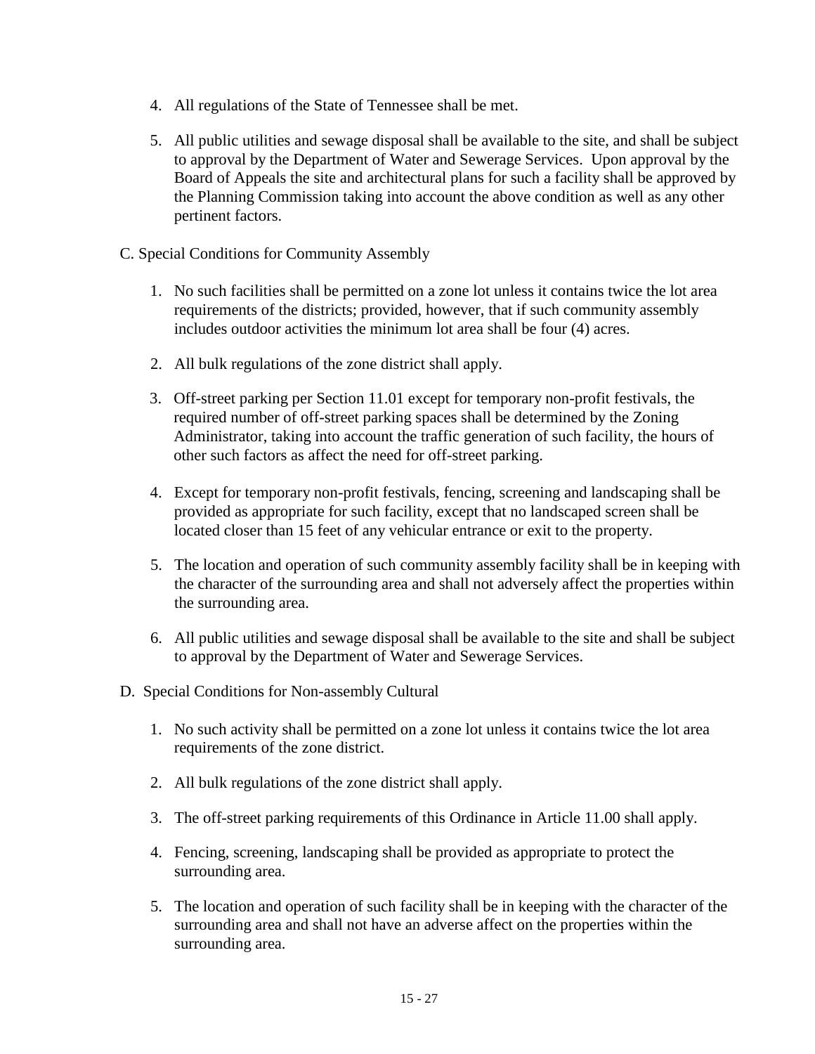4. All regulations of the State of Tennessee shall be met.

5. All public utilities and sewage disposal shall be available to the site, and shall be subject to approval by the Department of Water and Sewerage Services. Upon approval by the Board of Appeals the site and architectural plans for such a facility shall be approved by the Planning Commission taking into account the above condition as well as any other pertinent factors.

C. Special Conditions for Community Assembly

1. No such facilities shall be permitted on a zone lot unless it contains twice the lot area requirements of the districts; provided, however, that if such community assembly includes outdoor activities the minimum lot area shall be four (4) acres.

2. All bulk regulations of the zone district shall apply.

3. Off-street parking per Section 11.01 except for temporary non-profit festivals, the required number of off-street parking spaces shall be determined by the Zoning Administrator, taking into account the traffic generation of such facility, the hours of other such factors as affect the need for off-street parking.

4. Except for temporary non-profit festivals, fencing, screening and landscaping shall be provided as appropriate for such facility, except that no landscaped screen shall be located closer than 15 feet of any vehicular entrance or exit to the property.

5. The location and operation of such community assembly facility shall be in keeping with the character of the surrounding area and shall not adversely affect the properties within the surrounding area.

6. All public utilities and sewage disposal shall be available to the site and shall be subject to approval by the Department of Water and Sewerage Services.

D. Special Conditions for Non-assembly Cultural

1. No such activity shall be permitted on a zone lot unless it contains twice the lot area requirements of the zone district.

2. All bulk regulations of the zone district shall apply.

3. The off-street parking requirements of this Ordinance in Article 11.00 shall apply.

4. Fencing, screening, landscaping shall be provided as appropriate to protect the surrounding area.

5. The location and operation of such facility shall be in keeping with the character of the surrounding area and shall not have an adverse affect on the properties within the surrounding area.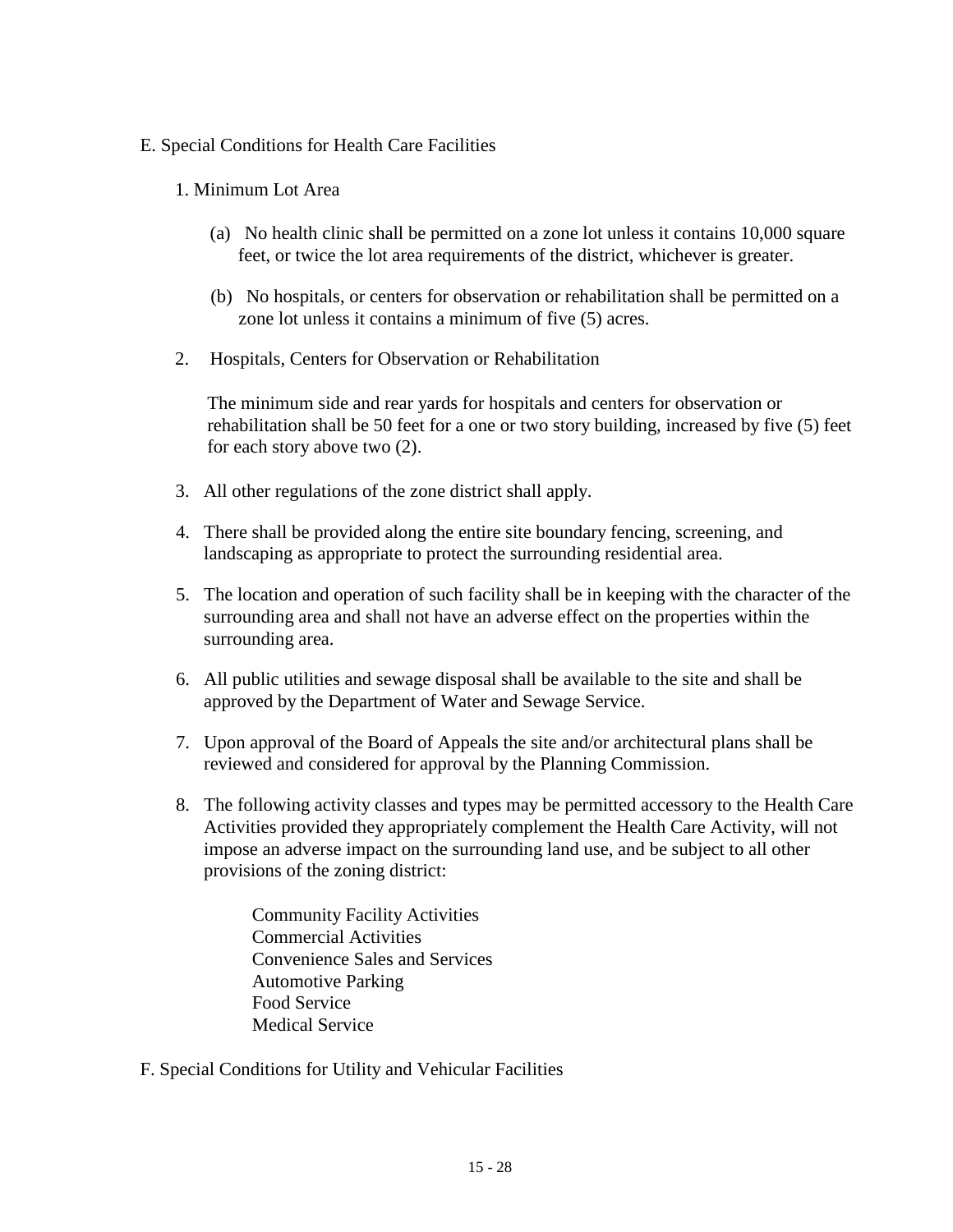E. Special Conditions for Health Care Facilities

1. Minimum Lot Area

   (a) No health clinic shall be permitted on a zone lot unless it contains 10,000 square feet, or twice the lot area requirements of the district, whichever is greater.

   (b) No hospitals, or centers for observation or rehabilitation shall be permitted on a zone lot unless it contains a minimum of five (5) acres.

2. Hospitals, Centers for Observation or Rehabilitation

   The minimum side and rear yards for hospitals and centers for observation or rehabilitation shall be 50 feet for a one or two story building, increased by five (5) feet for each story above two (2).

3. All other regulations of the zone district shall apply.

4. There shall be provided along the entire site boundary fencing, screening, and landscaping as appropriate to protect the surrounding residential area.

5. The location and operation of such facility shall be in keeping with the character of the surrounding area and shall not have an adverse effect on the properties within the surrounding area.

6. All public utilities and sewage disposal shall be available to the site and shall be approved by the Department of Water and Sewage Service.

7. Upon approval of the Board of Appeals the site and/or architectural plans shall be reviewed and considered for approval by the Planning Commission.

8. The following activity classes and types may be permitted accessory to the Health Care Activities provided they appropriately complement the Health Care Activity, will not impose an adverse impact on the surrounding land use, and be subject to all other provisions of the zoning district:

   Community Facility Activities
   Commercial Activities
   Convenience Sales and Services
   Automotive Parking
   Food Service
   Medical Service

F. Special Conditions for Utility and Vehicular Facilities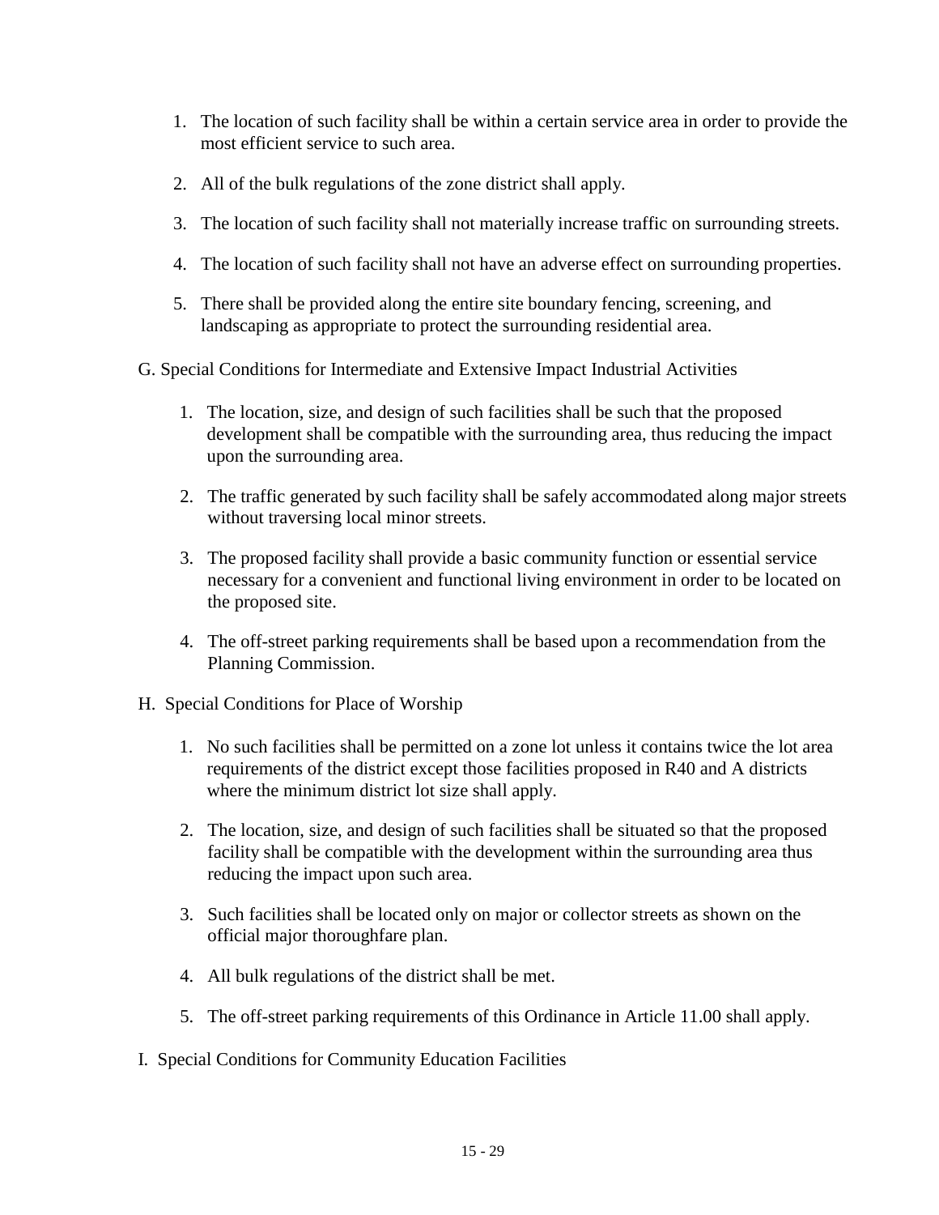1. The location of such facility shall be within a certain service area in order to provide the most efficient service to such area.

2. All of the bulk regulations of the zone district shall apply.

3. The location of such facility shall not materially increase traffic on surrounding streets.

4. The location of such facility shall not have an adverse effect on surrounding properties.

5. There shall be provided along the entire site boundary fencing, screening, and landscaping as appropriate to protect the surrounding residential area.

G. Special Conditions for Intermediate and Extensive Impact Industrial Activities

1. The location, size, and design of such facilities shall be such that the proposed development shall be compatible with the surrounding area, thus reducing the impact upon the surrounding area.

2. The traffic generated by such facility shall be safely accommodated along major streets without traversing local minor streets.

3. The proposed facility shall provide a basic community function or essential service necessary for a convenient and functional living environment in order to be located on the proposed site.

4. The off-street parking requirements shall be based upon a recommendation from the Planning Commission.

H. Special Conditions for Place of Worship

1. No such facilities shall be permitted on a zone lot unless it contains twice the lot area requirements of the district except those facilities proposed in R40 and A districts where the minimum district lot size shall apply.

2. The location, size, and design of such facilities shall be situated so that the proposed facility shall be compatible with the development within the surrounding area thus reducing the impact upon such area.

3. Such facilities shall be located only on major or collector streets as shown on the official major thoroughfare plan.

4. All bulk regulations of the district shall be met.

5. The off-street parking requirements of this Ordinance in Article 11.00 shall apply.

I. Special Conditions for Community Education Facilities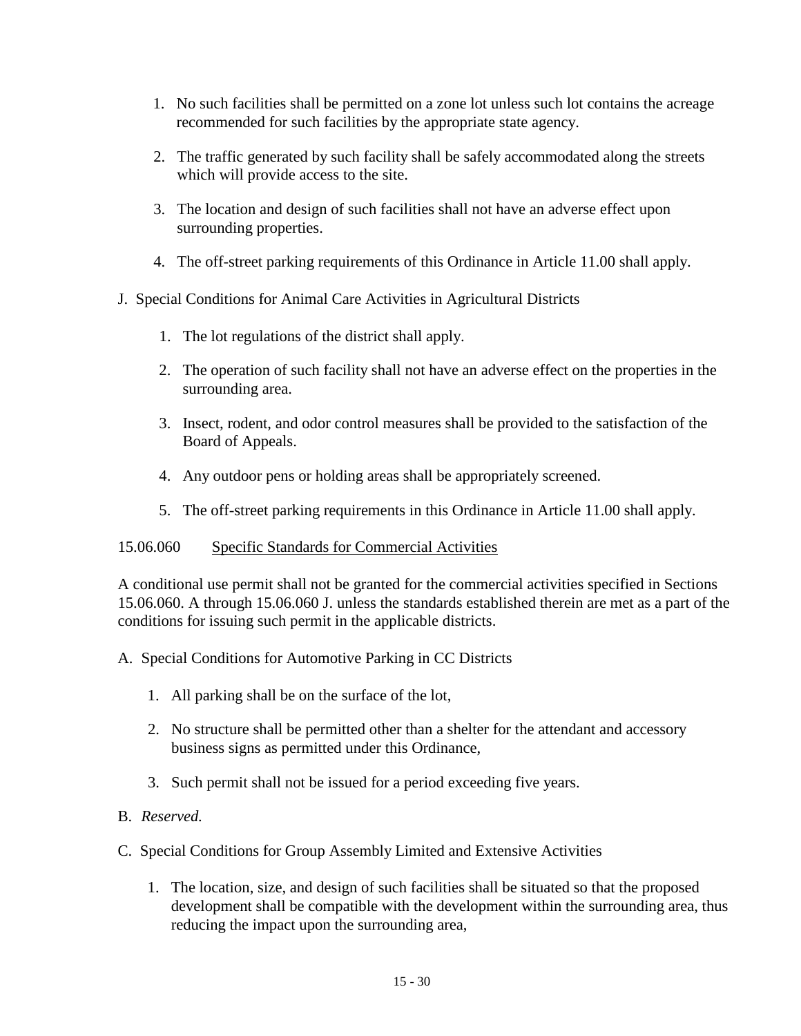1. No such facilities shall be permitted on a zone lot unless such lot contains the acreage recommended for such facilities by the appropriate state agency.

2. The traffic generated by such facility shall be safely accommodated along the streets which will provide access to the site.

3. The location and design of such facilities shall not have an adverse effect upon surrounding properties.

4. The off-street parking requirements of this Ordinance in Article 11.00 shall apply.

J. Special Conditions for Animal Care Activities in Agricultural Districts

   1. The lot regulations of the district shall apply.

   2. The operation of such facility shall not have an adverse effect on the properties in the surrounding area.

   3. Insect, rodent, and odor control measures shall be provided to the satisfaction of the Board of Appeals.

   4. Any outdoor pens or holding areas shall be appropriately screened.

   5. The off-street parking requirements in this Ordinance in Article 11.00 shall apply.

15.06.060 Specific Standards for Commercial Activities

A conditional use permit shall not be granted for the commercial activities specified in Sections 15.06.060. A through 15.06.060 J. unless the standards established therein are met as a part of the conditions for issuing such permit in the applicable districts.

A. Special Conditions for Automotive Parking in CC Districts

   1. All parking shall be on the surface of the lot,

   2. No structure shall be permitted other than a shelter for the attendant and accessory business signs as permitted under this Ordinance,

   3. Such permit shall not be issued for a period exceeding five years.

B. *Reserved.*

C. Special Conditions for Group Assembly Limited and Extensive Activities

   1. The location, size, and design of such facilities shall be situated so that the proposed development shall be compatible with the development within the surrounding area, thus reducing the impact upon the surrounding area,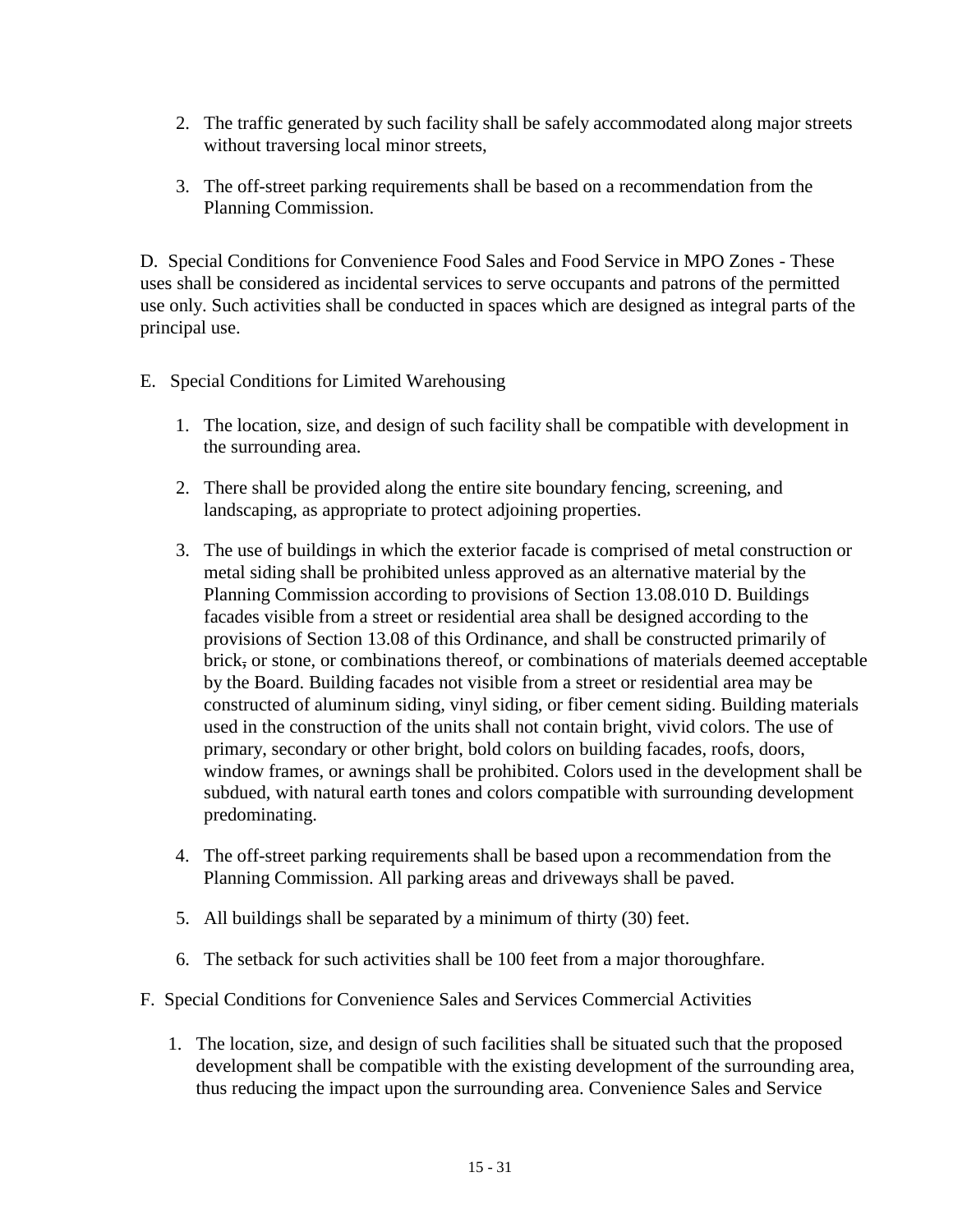2. The traffic generated by such facility shall be safely accommodated along major streets without traversing local minor streets,

3. The off-street parking requirements shall be based on a recommendation from the Planning Commission.

D. Special Conditions for Convenience Food Sales and Food Service in MPO Zones - These uses shall be considered as incidental services to serve occupants and patrons of the permitted use only. Such activities shall be conducted in spaces which are designed as integral parts of the principal use.

E. Special Conditions for Limited Warehousing

1. The location, size, and design of such facility shall be compatible with development in the surrounding area.

2. There shall be provided along the entire site boundary fencing, screening, and landscaping, as appropriate to protect adjoining properties.

3. The use of buildings in which the exterior facade is comprised of metal construction or metal siding shall be prohibited unless approved as an alternative material by the Planning Commission according to provisions of Section 13.08.010 D. Buildings facades visible from a street or residential area shall be designed according to the provisions of Section 13.08 of this Ordinance, and shall be constructed primarily of brick~~,~~ or stone, or combinations thereof, or combinations of materials deemed acceptable by the Board. Building facades not visible from a street or residential area may be constructed of aluminum siding, vinyl siding, or fiber cement siding. Building materials used in the construction of the units shall not contain bright, vivid colors. The use of primary, secondary or other bright, bold colors on building facades, roofs, doors, window frames, or awnings shall be prohibited. Colors used in the development shall be subdued, with natural earth tones and colors compatible with surrounding development predominating.

4. The off-street parking requirements shall be based upon a recommendation from the Planning Commission. All parking areas and driveways shall be paved.

5. All buildings shall be separated by a minimum of thirty (30) feet.

6. The setback for such activities shall be 100 feet from a major thoroughfare.

F. Special Conditions for Convenience Sales and Services Commercial Activities

1. The location, size, and design of such facilities shall be situated such that the proposed development shall be compatible with the existing development of the surrounding area, thus reducing the impact upon the surrounding area. Convenience Sales and Service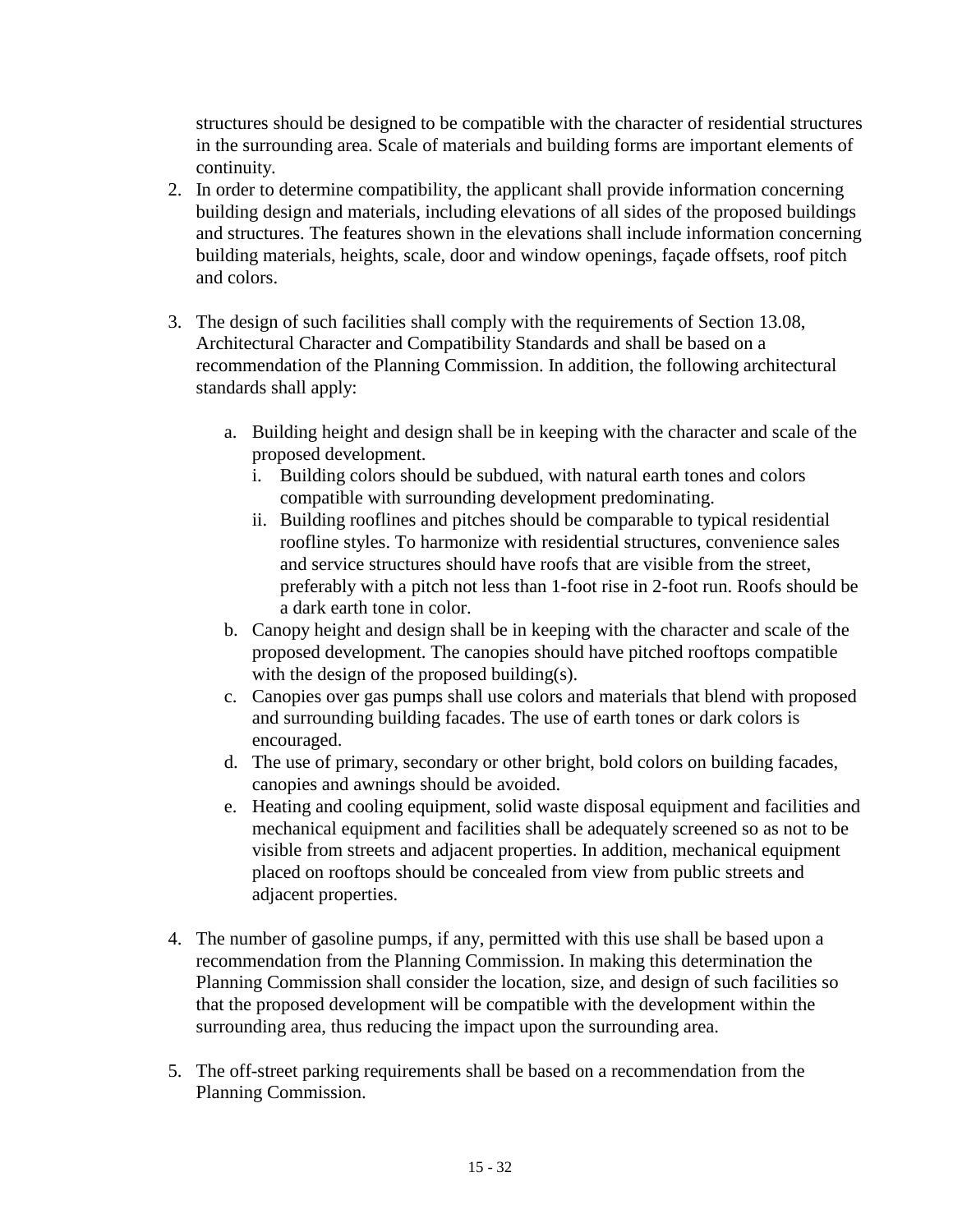structures should be designed to be compatible with the character of residential structures in the surrounding area. Scale of materials and building forms are important elements of continuity.

2. In order to determine compatibility, the applicant shall provide information concerning building design and materials, including elevations of all sides of the proposed buildings and structures. The features shown in the elevations shall include information concerning building materials, heights, scale, door and window openings, façade offsets, roof pitch and colors.

3. The design of such facilities shall comply with the requirements of Section 13.08, Architectural Character and Compatibility Standards and shall be based on a recommendation of the Planning Commission. In addition, the following architectural standards shall apply:

   a. Building height and design shall be in keeping with the character and scale of the proposed development.
      i. Building colors should be subdued, with natural earth tones and colors compatible with surrounding development predominating.
      ii. Building rooflines and pitches should be comparable to typical residential roofline styles. To harmonize with residential structures, convenience sales and service structures should have roofs that are visible from the street, preferably with a pitch not less than 1-foot rise in 2-foot run. Roofs should be a dark earth tone in color.
   b. Canopy height and design shall be in keeping with the character and scale of the proposed development. The canopies should have pitched rooftops compatible with the design of the proposed building(s).
   c. Canopies over gas pumps shall use colors and materials that blend with proposed and surrounding building facades. The use of earth tones or dark colors is encouraged.
   d. The use of primary, secondary or other bright, bold colors on building facades, canopies and awnings should be avoided.
   e. Heating and cooling equipment, solid waste disposal equipment and facilities and mechanical equipment and facilities shall be adequately screened so as not to be visible from streets and adjacent properties. In addition, mechanical equipment placed on rooftops should be concealed from view from public streets and adjacent properties.

4. The number of gasoline pumps, if any, permitted with this use shall be based upon a recommendation from the Planning Commission. In making this determination the Planning Commission shall consider the location, size, and design of such facilities so that the proposed development will be compatible with the development within the surrounding area, thus reducing the impact upon the surrounding area.

5. The off-street parking requirements shall be based on a recommendation from the Planning Commission.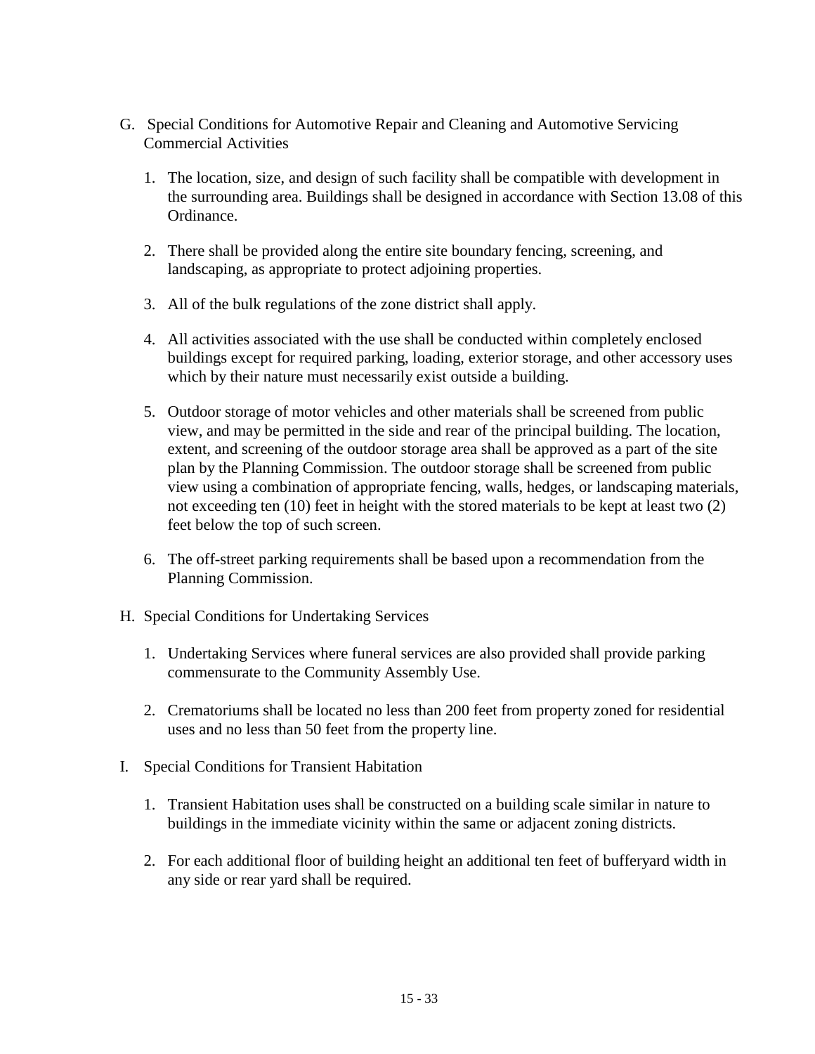G. Special Conditions for Automotive Repair and Cleaning and Automotive Servicing Commercial Activities

1. The location, size, and design of such facility shall be compatible with development in the surrounding area. Buildings shall be designed in accordance with Section 13.08 of this Ordinance.

2. There shall be provided along the entire site boundary fencing, screening, and landscaping, as appropriate to protect adjoining properties.

3. All of the bulk regulations of the zone district shall apply.

4. All activities associated with the use shall be conducted within completely enclosed buildings except for required parking, loading, exterior storage, and other accessory uses which by their nature must necessarily exist outside a building.

5. Outdoor storage of motor vehicles and other materials shall be screened from public view, and may be permitted in the side and rear of the principal building. The location, extent, and screening of the outdoor storage area shall be approved as a part of the site plan by the Planning Commission. The outdoor storage shall be screened from public view using a combination of appropriate fencing, walls, hedges, or landscaping materials, not exceeding ten (10) feet in height with the stored materials to be kept at least two (2) feet below the top of such screen.

6. The off-street parking requirements shall be based upon a recommendation from the Planning Commission.

H. Special Conditions for Undertaking Services

1. Undertaking Services where funeral services are also provided shall provide parking commensurate to the Community Assembly Use.

2. Crematoriums shall be located no less than 200 feet from property zoned for residential uses and no less than 50 feet from the property line.

I. Special Conditions for Transient Habitation

1. Transient Habitation uses shall be constructed on a building scale similar in nature to buildings in the immediate vicinity within the same or adjacent zoning districts.

2. For each additional floor of building height an additional ten feet of bufferyard width in any side or rear yard shall be required.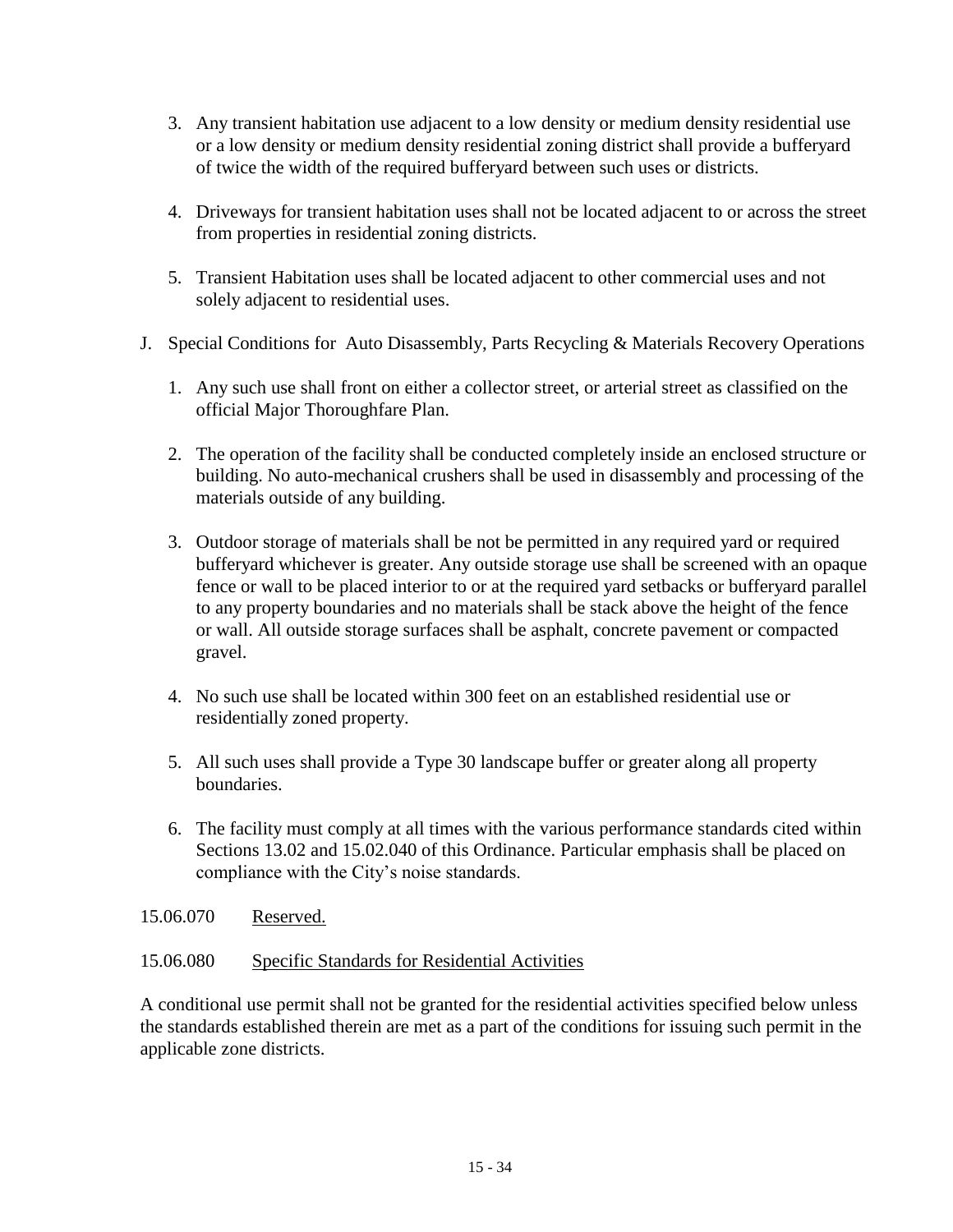3. Any transient habitation use adjacent to a low density or medium density residential use or a low density or medium density residential zoning district shall provide a bufferyard of twice the width of the required bufferyard between such uses or districts.

4. Driveways for transient habitation uses shall not be located adjacent to or across the street from properties in residential zoning districts.

5. Transient Habitation uses shall be located adjacent to other commercial uses and not solely adjacent to residential uses.

J. Special Conditions for Auto Disassembly, Parts Recycling & Materials Recovery Operations

   1. Any such use shall front on either a collector street, or arterial street as classified on the official Major Thoroughfare Plan.

   2. The operation of the facility shall be conducted completely inside an enclosed structure or building. No auto-mechanical crushers shall be used in disassembly and processing of the materials outside of any building.

   3. Outdoor storage of materials shall be not be permitted in any required yard or required bufferyard whichever is greater. Any outside storage use shall be screened with an opaque fence or wall to be placed interior to or at the required yard setbacks or bufferyard parallel to any property boundaries and no materials shall be stack above the height of the fence or wall. All outside storage surfaces shall be asphalt, concrete pavement or compacted gravel.

   4. No such use shall be located within 300 feet on an established residential use or residentially zoned property.

   5. All such uses shall provide a Type 30 landscape buffer or greater along all property boundaries.

   6. The facility must comply at all times with the various performance standards cited within Sections 13.02 and 15.02.040 of this Ordinance. Particular emphasis shall be placed on compliance with the City's noise standards.

15.06.070 Reserved.

15.06.080 Specific Standards for Residential Activities

A conditional use permit shall not be granted for the residential activities specified below unless the standards established therein are met as a part of the conditions for issuing such permit in the applicable zone districts.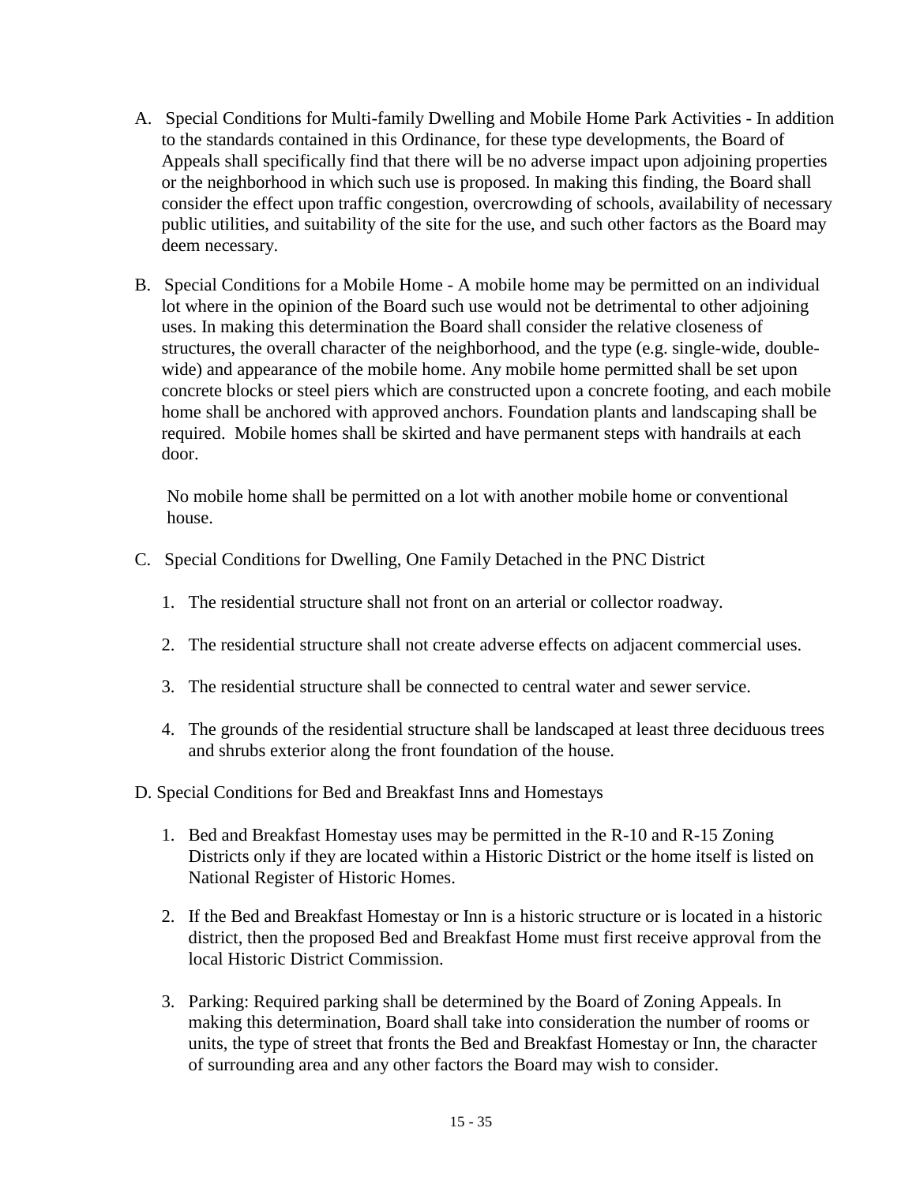A. Special Conditions for Multi-family Dwelling and Mobile Home Park Activities - In addition to the standards contained in this Ordinance, for these type developments, the Board of Appeals shall specifically find that there will be no adverse impact upon adjoining properties or the neighborhood in which such use is proposed. In making this finding, the Board shall consider the effect upon traffic congestion, overcrowding of schools, availability of necessary public utilities, and suitability of the site for the use, and such other factors as the Board may deem necessary.

B. Special Conditions for a Mobile Home - A mobile home may be permitted on an individual lot where in the opinion of the Board such use would not be detrimental to other adjoining uses. In making this determination the Board shall consider the relative closeness of structures, the overall character of the neighborhood, and the type (e.g. single-wide, double-wide) and appearance of the mobile home. Any mobile home permitted shall be set upon concrete blocks or steel piers which are constructed upon a concrete footing, and each mobile home shall be anchored with approved anchors. Foundation plants and landscaping shall be required. Mobile homes shall be skirted and have permanent steps with handrails at each door.

   No mobile home shall be permitted on a lot with another mobile home or conventional house.

C. Special Conditions for Dwelling, One Family Detached in the PNC District

   1. The residential structure shall not front on an arterial or collector roadway.

   2. The residential structure shall not create adverse effects on adjacent commercial uses.

   3. The residential structure shall be connected to central water and sewer service.

   4. The grounds of the residential structure shall be landscaped at least three deciduous trees and shrubs exterior along the front foundation of the house.

D. Special Conditions for Bed and Breakfast Inns and Homestays

   1. Bed and Breakfast Homestay uses may be permitted in the R-10 and R-15 Zoning Districts only if they are located within a Historic District or the home itself is listed on National Register of Historic Homes.

   2. If the Bed and Breakfast Homestay or Inn is a historic structure or is located in a historic district, then the proposed Bed and Breakfast Home must first receive approval from the local Historic District Commission.

   3. Parking: Required parking shall be determined by the Board of Zoning Appeals. In making this determination, Board shall take into consideration the number of rooms or units, the type of street that fronts the Bed and Breakfast Homestay or Inn, the character of surrounding area and any other factors the Board may wish to consider.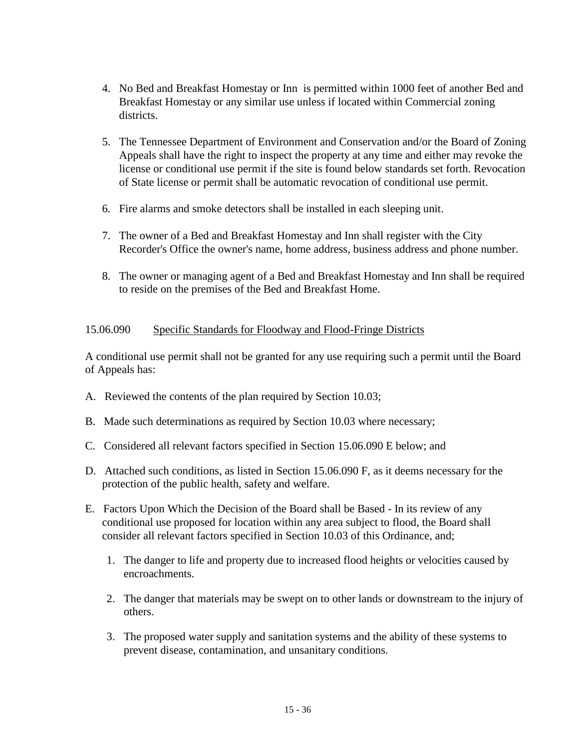4. No Bed and Breakfast Homestay or Inn is permitted within 1000 feet of another Bed and Breakfast Homestay or any similar use unless if located within Commercial zoning districts.

5. The Tennessee Department of Environment and Conservation and/or the Board of Zoning Appeals shall have the right to inspect the property at any time and either may revoke the license or conditional use permit if the site is found below standards set forth. Revocation of State license or permit shall be automatic revocation of conditional use permit.

6. Fire alarms and smoke detectors shall be installed in each sleeping unit.

7. The owner of a Bed and Breakfast Homestay and Inn shall register with the City Recorder's Office the owner's name, home address, business address and phone number.

8. The owner or managing agent of a Bed and Breakfast Homestay and Inn shall be required to reside on the premises of the Bed and Breakfast Home.

15.06.090 Specific Standards for Floodway and Flood-Fringe Districts

A conditional use permit shall not be granted for any use requiring such a permit until the Board of Appeals has:

A. Reviewed the contents of the plan required by Section 10.03;

B. Made such determinations as required by Section 10.03 where necessary;

C. Considered all relevant factors specified in Section 15.06.090 E below; and

D. Attached such conditions, as listed in Section 15.06.090 F, as it deems necessary for the protection of the public health, safety and welfare.

E. Factors Upon Which the Decision of the Board shall be Based - In its review of any conditional use proposed for location within any area subject to flood, the Board shall consider all relevant factors specified in Section 10.03 of this Ordinance, and;

   1. The danger to life and property due to increased flood heights or velocities caused by encroachments.

   2. The danger that materials may be swept on to other lands or downstream to the injury of others.

   3. The proposed water supply and sanitation systems and the ability of these systems to prevent disease, contamination, and unsanitary conditions.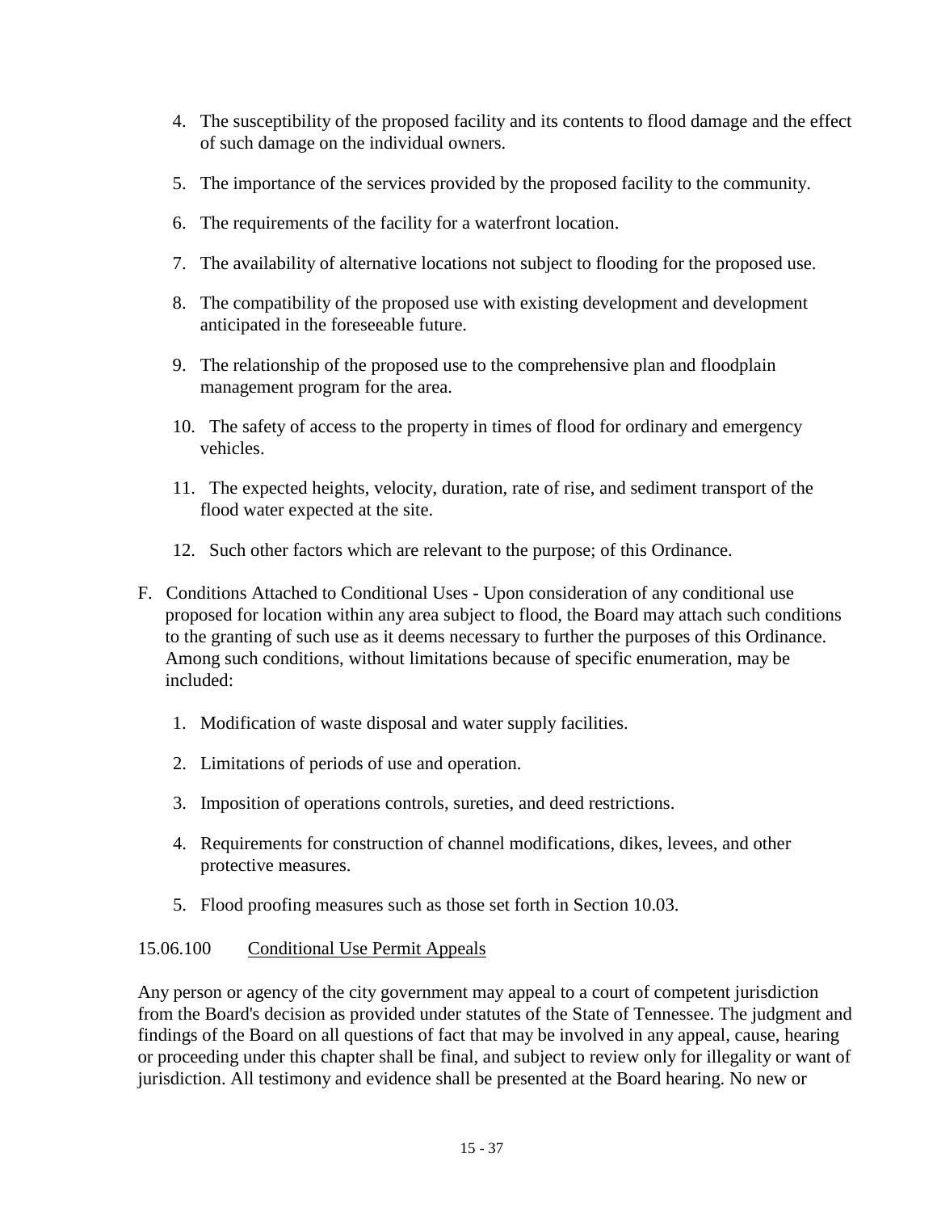4. The susceptibility of the proposed facility and its contents to flood damage and the effect of such damage on the individual owners.

5. The importance of the services provided by the proposed facility to the community.

6. The requirements of the facility for a waterfront location.

7. The availability of alternative locations not subject to flooding for the proposed use.

8. The compatibility of the proposed use with existing development and development anticipated in the foreseeable future.

9. The relationship of the proposed use to the comprehensive plan and floodplain management program for the area.

10. The safety of access to the property in times of flood for ordinary and emergency vehicles.

11. The expected heights, velocity, duration, rate of rise, and sediment transport of the flood water expected at the site.

12. Such other factors which are relevant to the purpose; of this Ordinance.

F. Conditions Attached to Conditional Uses - Upon consideration of any conditional use proposed for location within any area subject to flood, the Board may attach such conditions to the granting of such use as it deems necessary to further the purposes of this Ordinance. Among such conditions, without limitations because of specific enumeration, may be included:

1. Modification of waste disposal and water supply facilities.

2. Limitations of periods of use and operation.

3. Imposition of operations controls, sureties, and deed restrictions.

4. Requirements for construction of channel modifications, dikes, levees, and other protective measures.

5. Flood proofing measures such as those set forth in Section 10.03.

15.06.100 Conditional Use Permit Appeals

Any person or agency of the city government may appeal to a court of competent jurisdiction from the Board's decision as provided under statutes of the State of Tennessee. The judgment and findings of the Board on all questions of fact that may be involved in any appeal, cause, hearing or proceeding under this chapter shall be final, and subject to review only for illegality or want of jurisdiction. All testimony and evidence shall be presented at the Board hearing. No new or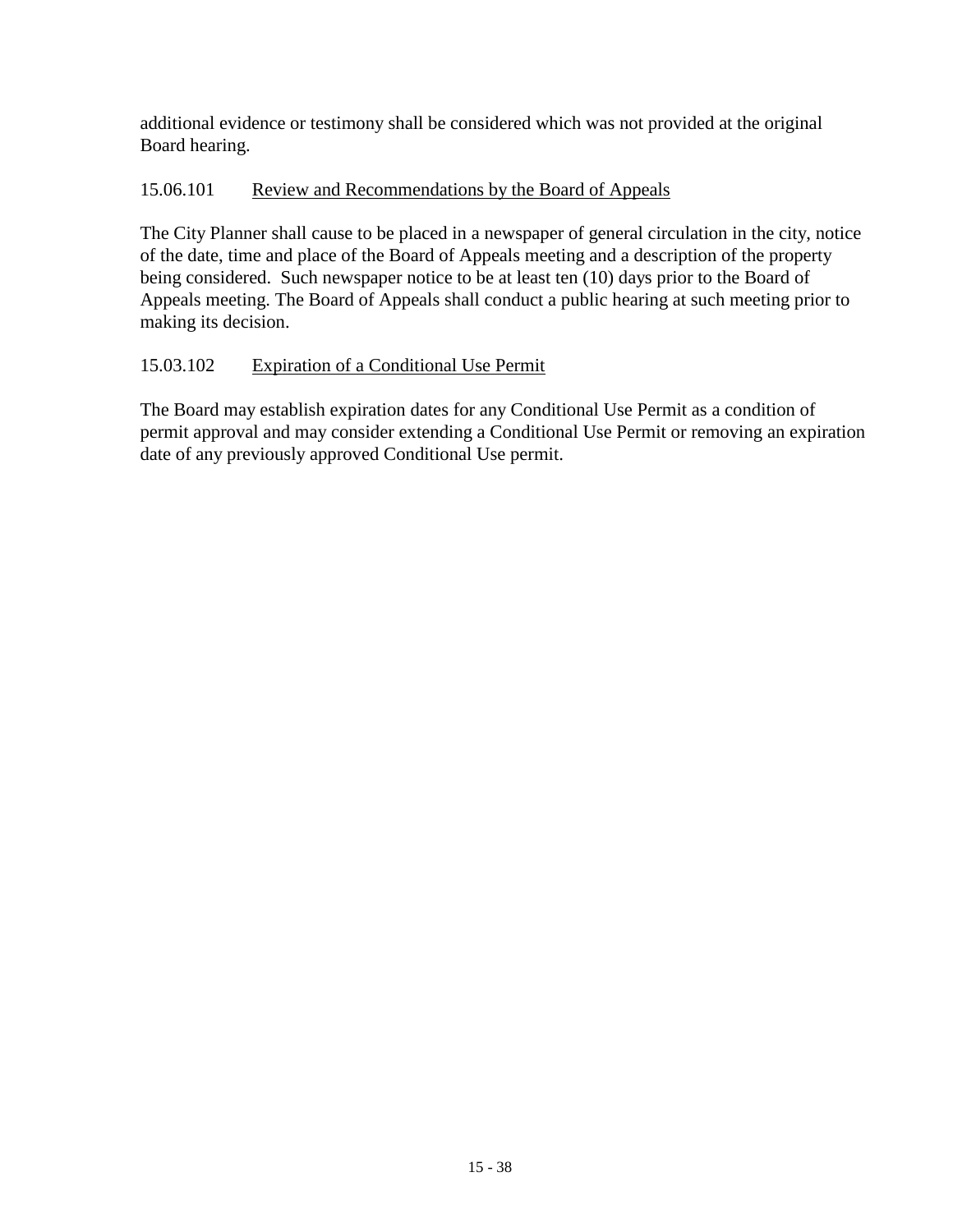additional evidence or testimony shall be considered which was not provided at the original Board hearing.

### 15.06.101 Review and Recommendations by the Board of Appeals

The City Planner shall cause to be placed in a newspaper of general circulation in the city, notice of the date, time and place of the Board of Appeals meeting and a description of the property being considered. Such newspaper notice to be at least ten (10) days prior to the Board of Appeals meeting. The Board of Appeals shall conduct a public hearing at such meeting prior to making its decision.

### 15.03.102 Expiration of a Conditional Use Permit

The Board may establish expiration dates for any Conditional Use Permit as a condition of permit approval and may consider extending a Conditional Use Permit or removing an expiration date of any previously approved Conditional Use permit.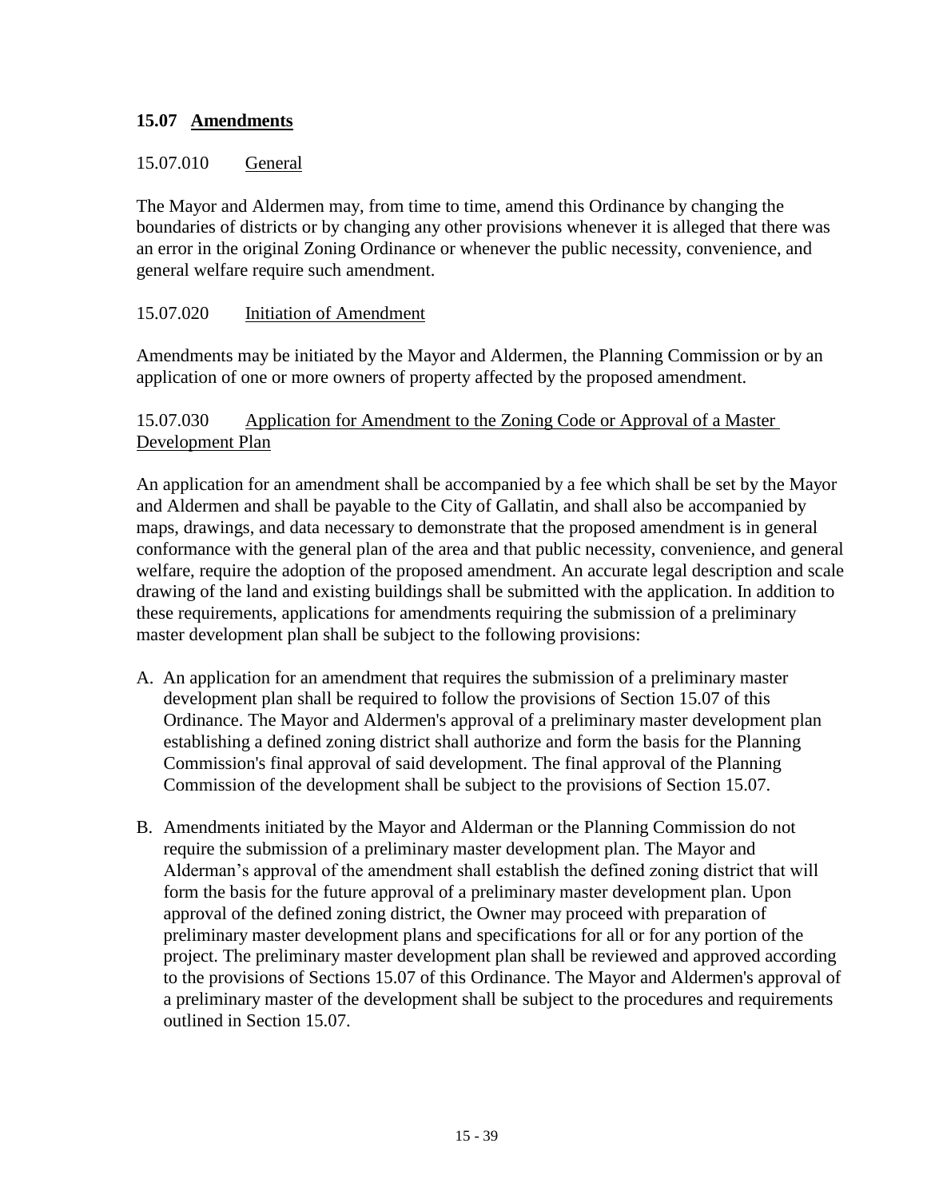## 15.07 Amendments

### 15.07.010 General

The Mayor and Aldermen may, from time to time, amend this Ordinance by changing the boundaries of districts or by changing any other provisions whenever it is alleged that there was an error in the original Zoning Ordinance or whenever the public necessity, convenience, and general welfare require such amendment.

### 15.07.020 Initiation of Amendment

Amendments may be initiated by the Mayor and Aldermen, the Planning Commission or by an application of one or more owners of property affected by the proposed amendment.

### 15.07.030 Application for Amendment to the Zoning Code or Approval of a Master Development Plan

An application for an amendment shall be accompanied by a fee which shall be set by the Mayor and Aldermen and shall be payable to the City of Gallatin, and shall also be accompanied by maps, drawings, and data necessary to demonstrate that the proposed amendment is in general conformance with the general plan of the area and that public necessity, convenience, and general welfare, require the adoption of the proposed amendment. An accurate legal description and scale drawing of the land and existing buildings shall be submitted with the application. In addition to these requirements, applications for amendments requiring the submission of a preliminary master development plan shall be subject to the following provisions:

A. An application for an amendment that requires the submission of a preliminary master development plan shall be required to follow the provisions of Section 15.07 of this Ordinance. The Mayor and Aldermen's approval of a preliminary master development plan establishing a defined zoning district shall authorize and form the basis for the Planning Commission's final approval of said development. The final approval of the Planning Commission of the development shall be subject to the provisions of Section 15.07.

B. Amendments initiated by the Mayor and Alderman or the Planning Commission do not require the submission of a preliminary master development plan. The Mayor and Alderman's approval of the amendment shall establish the defined zoning district that will form the basis for the future approval of a preliminary master development plan. Upon approval of the defined zoning district, the Owner may proceed with preparation of preliminary master development plans and specifications for all or for any portion of the project. The preliminary master development plan shall be reviewed and approved according to the provisions of Sections 15.07 of this Ordinance. The Mayor and Aldermen's approval of a preliminary master of the development shall be subject to the procedures and requirements outlined in Section 15.07.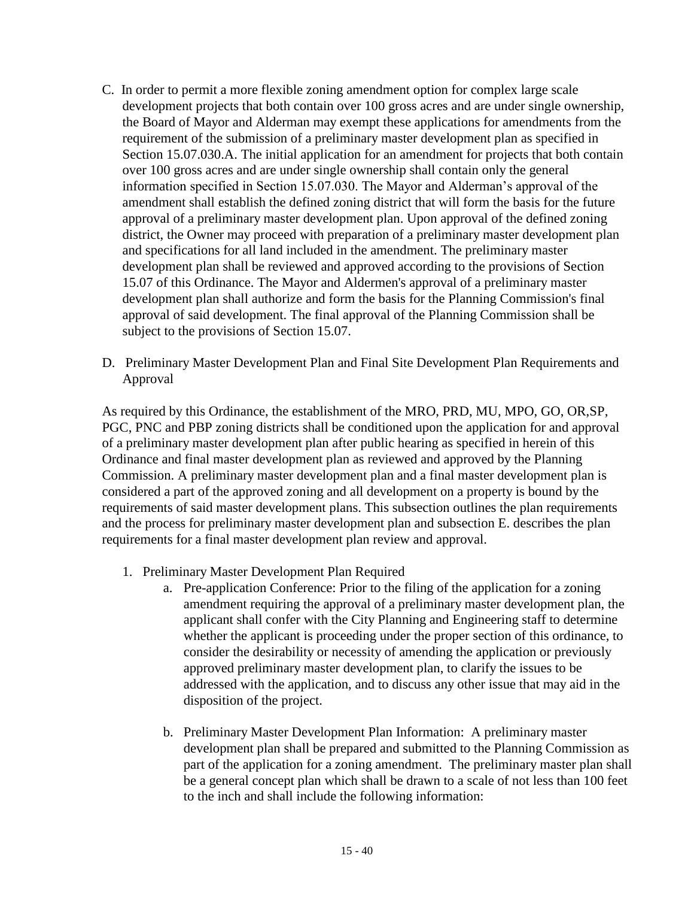C. In order to permit a more flexible zoning amendment option for complex large scale development projects that both contain over 100 gross acres and are under single ownership, the Board of Mayor and Alderman may exempt these applications for amendments from the requirement of the submission of a preliminary master development plan as specified in Section 15.07.030.A. The initial application for an amendment for projects that both contain over 100 gross acres and are under single ownership shall contain only the general information specified in Section 15.07.030. The Mayor and Alderman's approval of the amendment shall establish the defined zoning district that will form the basis for the future approval of a preliminary master development plan. Upon approval of the defined zoning district, the Owner may proceed with preparation of a preliminary master development plan and specifications for all land included in the amendment. The preliminary master development plan shall be reviewed and approved according to the provisions of Section 15.07 of this Ordinance. The Mayor and Aldermen's approval of a preliminary master development plan shall authorize and form the basis for the Planning Commission's final approval of said development. The final approval of the Planning Commission shall be subject to the provisions of Section 15.07.

D. Preliminary Master Development Plan and Final Site Development Plan Requirements and Approval

As required by this Ordinance, the establishment of the MRO, PRD, MU, MPO, GO, OR,SP, PGC, PNC and PBP zoning districts shall be conditioned upon the application for and approval of a preliminary master development plan after public hearing as specified in herein of this Ordinance and final master development plan as reviewed and approved by the Planning Commission. A preliminary master development plan and a final master development plan is considered a part of the approved zoning and all development on a property is bound by the requirements of said master development plans. This subsection outlines the plan requirements and the process for preliminary master development plan and subsection E. describes the plan requirements for a final master development plan review and approval.

1. Preliminary Master Development Plan Required
   a. Pre-application Conference: Prior to the filing of the application for a zoning amendment requiring the approval of a preliminary master development plan, the applicant shall confer with the City Planning and Engineering staff to determine whether the applicant is proceeding under the proper section of this ordinance, to consider the desirability or necessity of amending the application or previously approved preliminary master development plan, to clarify the issues to be addressed with the application, and to discuss any other issue that may aid in the disposition of the project.

   b. Preliminary Master Development Plan Information: A preliminary master development plan shall be prepared and submitted to the Planning Commission as part of the application for a zoning amendment. The preliminary master plan shall be a general concept plan which shall be drawn to a scale of not less than 100 feet to the inch and shall include the following information: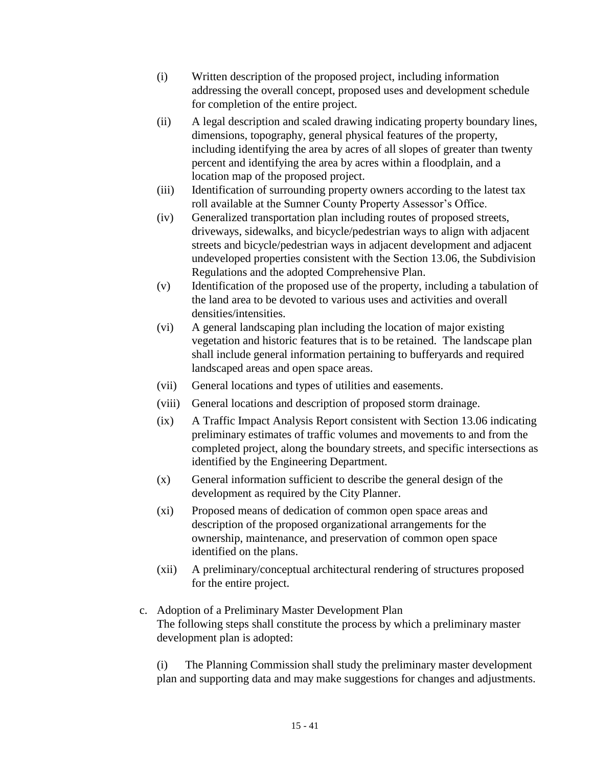(i) Written description of the proposed project, including information addressing the overall concept, proposed uses and development schedule for completion of the entire project.

(ii) A legal description and scaled drawing indicating property boundary lines, dimensions, topography, general physical features of the property, including identifying the area by acres of all slopes of greater than twenty percent and identifying the area by acres within a floodplain, and a location map of the proposed project.

(iii) Identification of surrounding property owners according to the latest tax roll available at the Sumner County Property Assessor's Office.

(iv) Generalized transportation plan including routes of proposed streets, driveways, sidewalks, and bicycle/pedestrian ways to align with adjacent streets and bicycle/pedestrian ways in adjacent development and adjacent undeveloped properties consistent with the Section 13.06, the Subdivision Regulations and the adopted Comprehensive Plan.

(v) Identification of the proposed use of the property, including a tabulation of the land area to be devoted to various uses and activities and overall densities/intensities.

(vi) A general landscaping plan including the location of major existing vegetation and historic features that is to be retained. The landscape plan shall include general information pertaining to bufferyards and required landscaped areas and open space areas.

(vii) General locations and types of utilities and easements.

(viii) General locations and description of proposed storm drainage.

(ix) A Traffic Impact Analysis Report consistent with Section 13.06 indicating preliminary estimates of traffic volumes and movements to and from the completed project, along the boundary streets, and specific intersections as identified by the Engineering Department.

(x) General information sufficient to describe the general design of the development as required by the City Planner.

(xi) Proposed means of dedication of common open space areas and description of the proposed organizational arrangements for the ownership, maintenance, and preservation of common open space identified on the plans.

(xii) A preliminary/conceptual architectural rendering of structures proposed for the entire project.

c. Adoption of a Preliminary Master Development Plan
The following steps shall constitute the process by which a preliminary master development plan is adopted:

(i) The Planning Commission shall study the preliminary master development plan and supporting data and may make suggestions for changes and adjustments.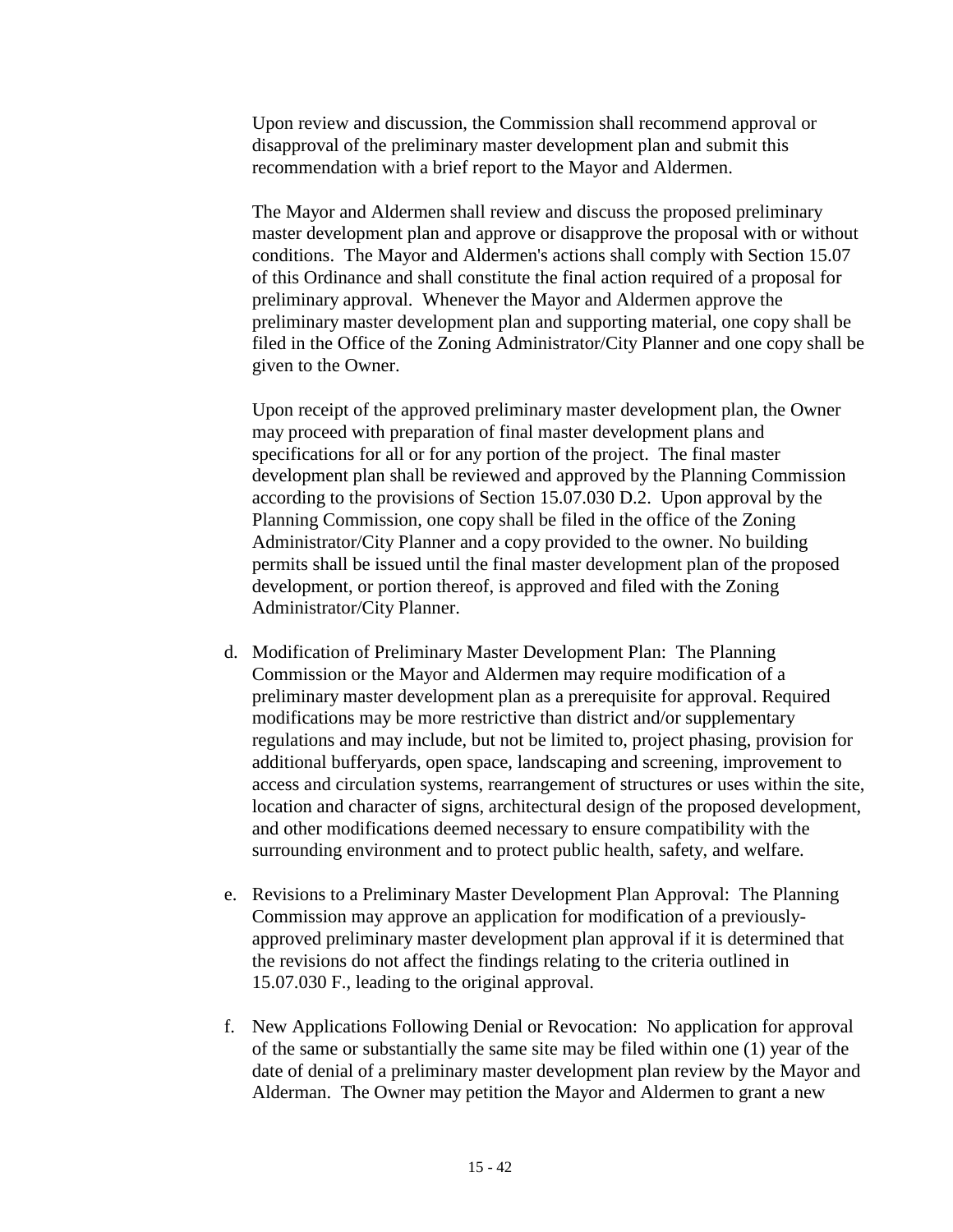Upon review and discussion, the Commission shall recommend approval or disapproval of the preliminary master development plan and submit this recommendation with a brief report to the Mayor and Aldermen.

The Mayor and Aldermen shall review and discuss the proposed preliminary master development plan and approve or disapprove the proposal with or without conditions. The Mayor and Aldermen's actions shall comply with Section 15.07 of this Ordinance and shall constitute the final action required of a proposal for preliminary approval. Whenever the Mayor and Aldermen approve the preliminary master development plan and supporting material, one copy shall be filed in the Office of the Zoning Administrator/City Planner and one copy shall be given to the Owner.

Upon receipt of the approved preliminary master development plan, the Owner may proceed with preparation of final master development plans and specifications for all or for any portion of the project. The final master development plan shall be reviewed and approved by the Planning Commission according to the provisions of Section 15.07.030 D.2. Upon approval by the Planning Commission, one copy shall be filed in the office of the Zoning Administrator/City Planner and a copy provided to the owner. No building permits shall be issued until the final master development plan of the proposed development, or portion thereof, is approved and filed with the Zoning Administrator/City Planner.

d. Modification of Preliminary Master Development Plan: The Planning Commission or the Mayor and Aldermen may require modification of a preliminary master development plan as a prerequisite for approval. Required modifications may be more restrictive than district and/or supplementary regulations and may include, but not be limited to, project phasing, provision for additional bufferyards, open space, landscaping and screening, improvement to access and circulation systems, rearrangement of structures or uses within the site, location and character of signs, architectural design of the proposed development, and other modifications deemed necessary to ensure compatibility with the surrounding environment and to protect public health, safety, and welfare.

e. Revisions to a Preliminary Master Development Plan Approval: The Planning Commission may approve an application for modification of a previously-approved preliminary master development plan approval if it is determined that the revisions do not affect the findings relating to the criteria outlined in 15.07.030 F., leading to the original approval.

f. New Applications Following Denial or Revocation: No application for approval of the same or substantially the same site may be filed within one (1) year of the date of denial of a preliminary master development plan review by the Mayor and Alderman. The Owner may petition the Mayor and Aldermen to grant a new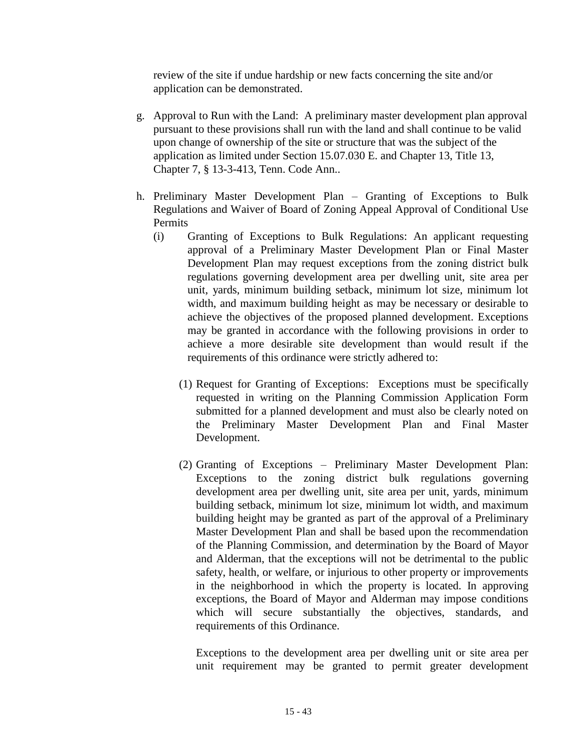review of the site if undue hardship or new facts concerning the site and/or application can be demonstrated.

g. Approval to Run with the Land: A preliminary master development plan approval pursuant to these provisions shall run with the land and shall continue to be valid upon change of ownership of the site or structure that was the subject of the application as limited under Section 15.07.030 E. and Chapter 13, Title 13, Chapter 7, § 13-3-413, Tenn. Code Ann..

h. Preliminary Master Development Plan – Granting of Exceptions to Bulk Regulations and Waiver of Board of Zoning Appeal Approval of Conditional Use Permits

   (i) Granting of Exceptions to Bulk Regulations: An applicant requesting approval of a Preliminary Master Development Plan or Final Master Development Plan may request exceptions from the zoning district bulk regulations governing development area per dwelling unit, site area per unit, yards, minimum building setback, minimum lot size, minimum lot width, and maximum building height as may be necessary or desirable to achieve the objectives of the proposed planned development. Exceptions may be granted in accordance with the following provisions in order to achieve a more desirable site development than would result if the requirements of this ordinance were strictly adhered to:

      (1) Request for Granting of Exceptions: Exceptions must be specifically requested in writing on the Planning Commission Application Form submitted for a planned development and must also be clearly noted on the Preliminary Master Development Plan and Final Master Development.

      (2) Granting of Exceptions – Preliminary Master Development Plan: Exceptions to the zoning district bulk regulations governing development area per dwelling unit, site area per unit, yards, minimum building setback, minimum lot size, minimum lot width, and maximum building height may be granted as part of the approval of a Preliminary Master Development Plan and shall be based upon the recommendation of the Planning Commission, and determination by the Board of Mayor and Alderman, that the exceptions will not be detrimental to the public safety, health, or welfare, or injurious to other property or improvements in the neighborhood in which the property is located. In approving exceptions, the Board of Mayor and Alderman may impose conditions which will secure substantially the objectives, standards, and requirements of this Ordinance.

      Exceptions to the development area per dwelling unit or site area per unit requirement may be granted to permit greater development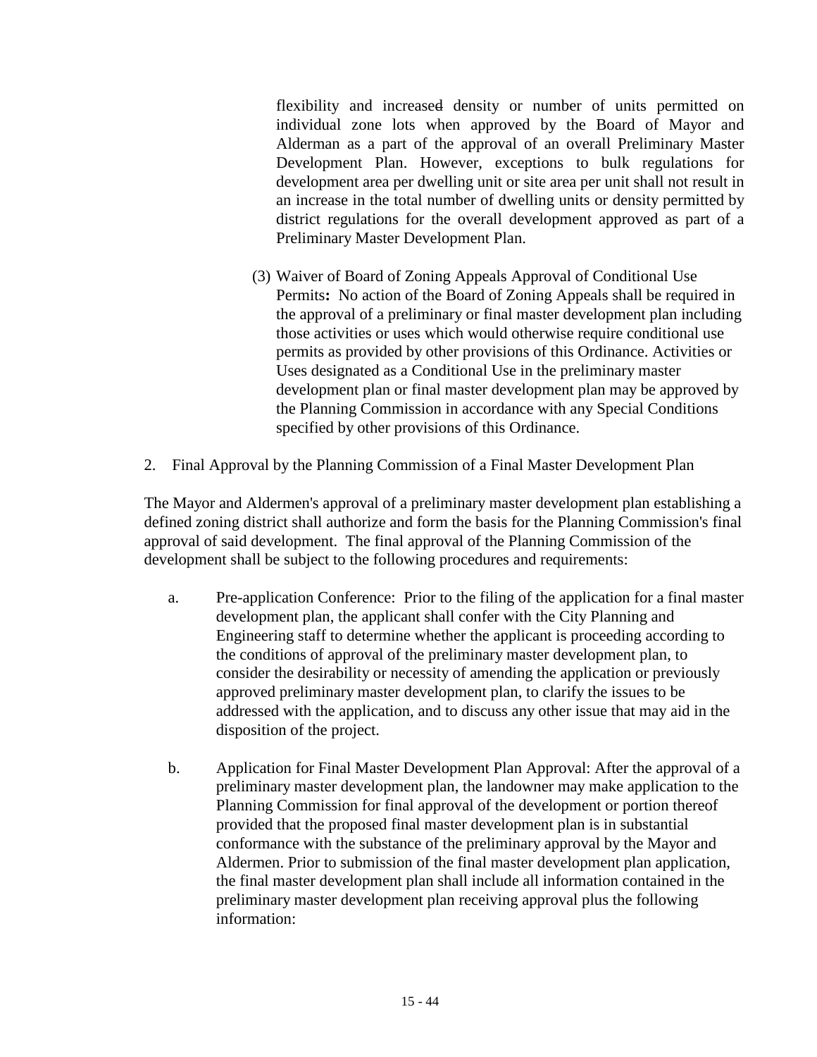flexibility and increased density or number of units permitted on individual zone lots when approved by the Board of Mayor and Alderman as a part of the approval of an overall Preliminary Master Development Plan. However, exceptions to bulk regulations for development area per dwelling unit or site area per unit shall not result in an increase in the total number of dwelling units or density permitted by district regulations for the overall development approved as part of a Preliminary Master Development Plan.

(3) Waiver of Board of Zoning Appeals Approval of Conditional Use Permits**:** No action of the Board of Zoning Appeals shall be required in the approval of a preliminary or final master development plan including those activities or uses which would otherwise require conditional use permits as provided by other provisions of this Ordinance. Activities or Uses designated as a Conditional Use in the preliminary master development plan or final master development plan may be approved by the Planning Commission in accordance with any Special Conditions specified by other provisions of this Ordinance.

2. Final Approval by the Planning Commission of a Final Master Development Plan

The Mayor and Aldermen's approval of a preliminary master development plan establishing a defined zoning district shall authorize and form the basis for the Planning Commission's final approval of said development. The final approval of the Planning Commission of the development shall be subject to the following procedures and requirements:

a. Pre-application Conference: Prior to the filing of the application for a final master development plan, the applicant shall confer with the City Planning and Engineering staff to determine whether the applicant is proceeding according to the conditions of approval of the preliminary master development plan, to consider the desirability or necessity of amending the application or previously approved preliminary master development plan, to clarify the issues to be addressed with the application, and to discuss any other issue that may aid in the disposition of the project.

b. Application for Final Master Development Plan Approval: After the approval of a preliminary master development plan, the landowner may make application to the Planning Commission for final approval of the development or portion thereof provided that the proposed final master development plan is in substantial conformance with the substance of the preliminary approval by the Mayor and Aldermen. Prior to submission of the final master development plan application, the final master development plan shall include all information contained in the preliminary master development plan receiving approval plus the following information: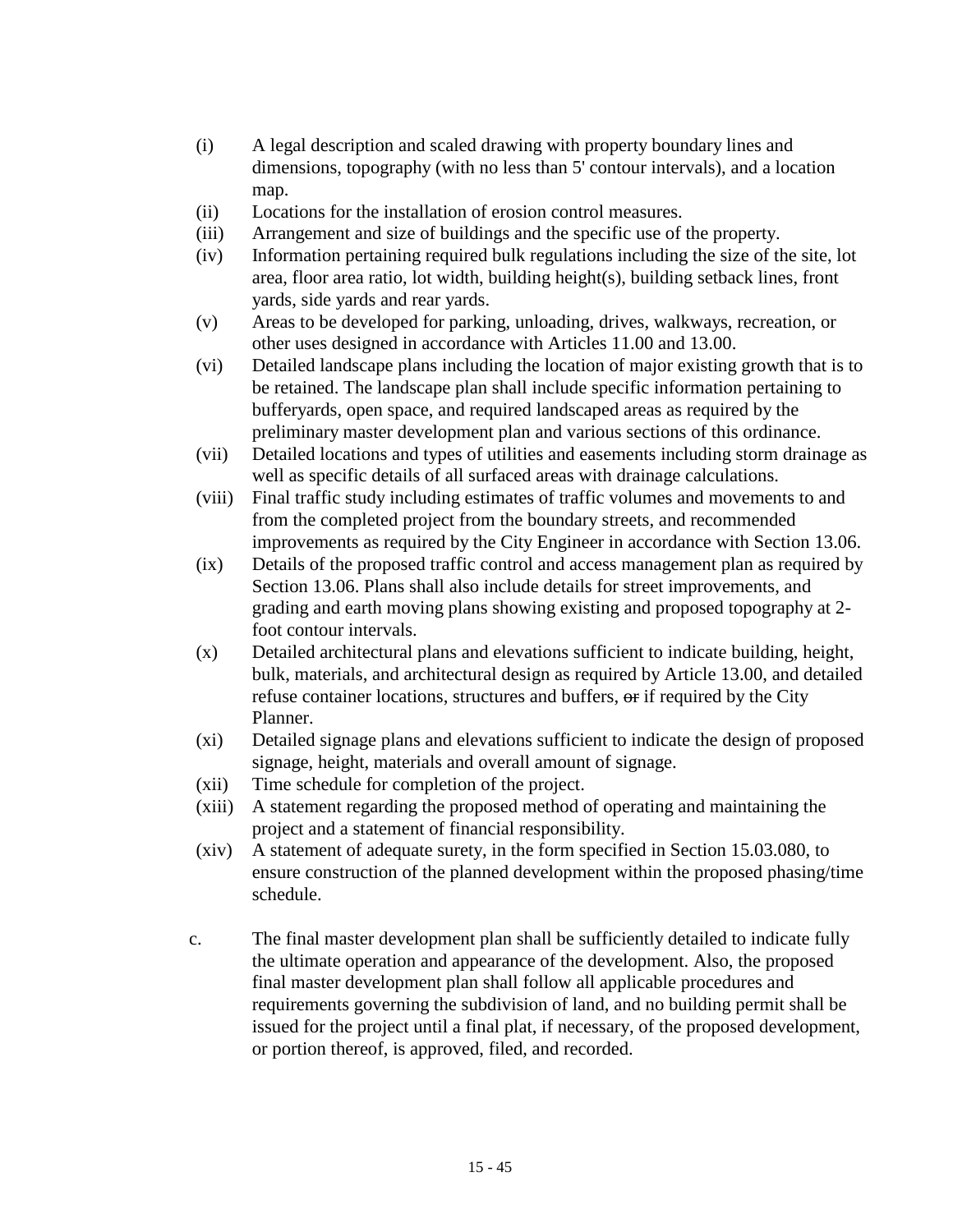(i) A legal description and scaled drawing with property boundary lines and dimensions, topography (with no less than 5' contour intervals), and a location map.

(ii) Locations for the installation of erosion control measures.

(iii) Arrangement and size of buildings and the specific use of the property.

(iv) Information pertaining required bulk regulations including the size of the site, lot area, floor area ratio, lot width, building height(s), building setback lines, front yards, side yards and rear yards.

(v) Areas to be developed for parking, unloading, drives, walkways, recreation, or other uses designed in accordance with Articles 11.00 and 13.00.

(vi) Detailed landscape plans including the location of major existing growth that is to be retained. The landscape plan shall include specific information pertaining to bufferyards, open space, and required landscaped areas as required by the preliminary master development plan and various sections of this ordinance.

(vii) Detailed locations and types of utilities and easements including storm drainage as well as specific details of all surfaced areas with drainage calculations.

(viii) Final traffic study including estimates of traffic volumes and movements to and from the completed project from the boundary streets, and recommended improvements as required by the City Engineer in accordance with Section 13.06.

(ix) Details of the proposed traffic control and access management plan as required by Section 13.06. Plans shall also include details for street improvements, and grading and earth moving plans showing existing and proposed topography at 2-foot contour intervals.

(x) Detailed architectural plans and elevations sufficient to indicate building, height, bulk, materials, and architectural design as required by Article 13.00, and detailed refuse container locations, structures and buffers, ~~or~~ if required by the City Planner.

(xi) Detailed signage plans and elevations sufficient to indicate the design of proposed signage, height, materials and overall amount of signage.

(xii) Time schedule for completion of the project.

(xiii) A statement regarding the proposed method of operating and maintaining the project and a statement of financial responsibility.

(xiv) A statement of adequate surety, in the form specified in Section 15.03.080, to ensure construction of the planned development within the proposed phasing/time schedule.

c. The final master development plan shall be sufficiently detailed to indicate fully the ultimate operation and appearance of the development. Also, the proposed final master development plan shall follow all applicable procedures and requirements governing the subdivision of land, and no building permit shall be issued for the project until a final plat, if necessary, of the proposed development, or portion thereof, is approved, filed, and recorded.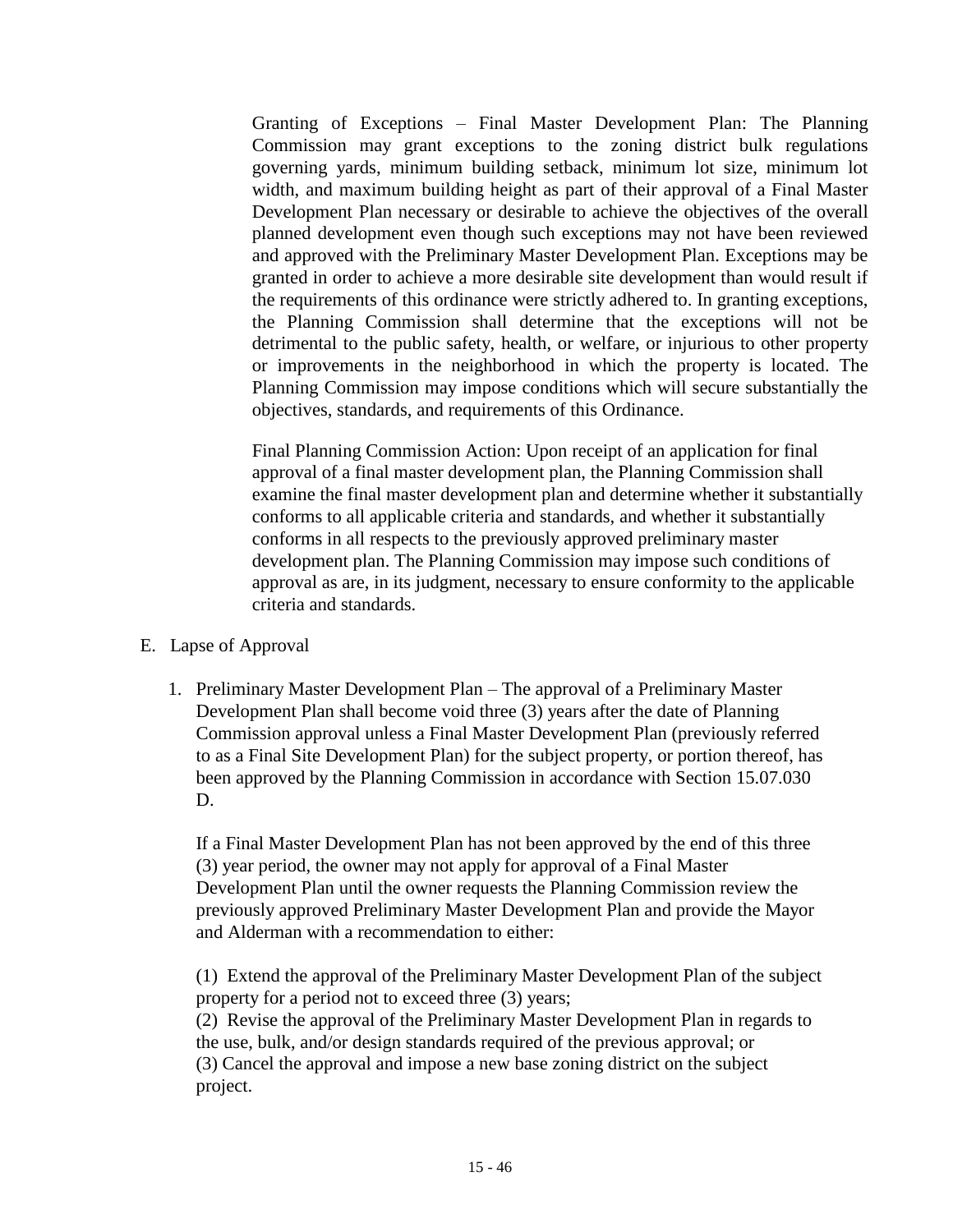Granting of Exceptions – Final Master Development Plan: The Planning Commission may grant exceptions to the zoning district bulk regulations governing yards, minimum building setback, minimum lot size, minimum lot width, and maximum building height as part of their approval of a Final Master Development Plan necessary or desirable to achieve the objectives of the overall planned development even though such exceptions may not have been reviewed and approved with the Preliminary Master Development Plan. Exceptions may be granted in order to achieve a more desirable site development than would result if the requirements of this ordinance were strictly adhered to. In granting exceptions, the Planning Commission shall determine that the exceptions will not be detrimental to the public safety, health, or welfare, or injurious to other property or improvements in the neighborhood in which the property is located. The Planning Commission may impose conditions which will secure substantially the objectives, standards, and requirements of this Ordinance.

Final Planning Commission Action: Upon receipt of an application for final approval of a final master development plan, the Planning Commission shall examine the final master development plan and determine whether it substantially conforms to all applicable criteria and standards, and whether it substantially conforms in all respects to the previously approved preliminary master development plan. The Planning Commission may impose such conditions of approval as are, in its judgment, necessary to ensure conformity to the applicable criteria and standards.

E. Lapse of Approval

1. Preliminary Master Development Plan – The approval of a Preliminary Master Development Plan shall become void three (3) years after the date of Planning Commission approval unless a Final Master Development Plan (previously referred to as a Final Site Development Plan) for the subject property, or portion thereof, has been approved by the Planning Commission in accordance with Section 15.07.030 D.

   If a Final Master Development Plan has not been approved by the end of this three (3) year period, the owner may not apply for approval of a Final Master Development Plan until the owner requests the Planning Commission review the previously approved Preliminary Master Development Plan and provide the Mayor and Alderman with a recommendation to either:

   (1) Extend the approval of the Preliminary Master Development Plan of the subject property for a period not to exceed three (3) years;
   (2) Revise the approval of the Preliminary Master Development Plan in regards to the use, bulk, and/or design standards required of the previous approval; or
   (3) Cancel the approval and impose a new base zoning district on the subject project.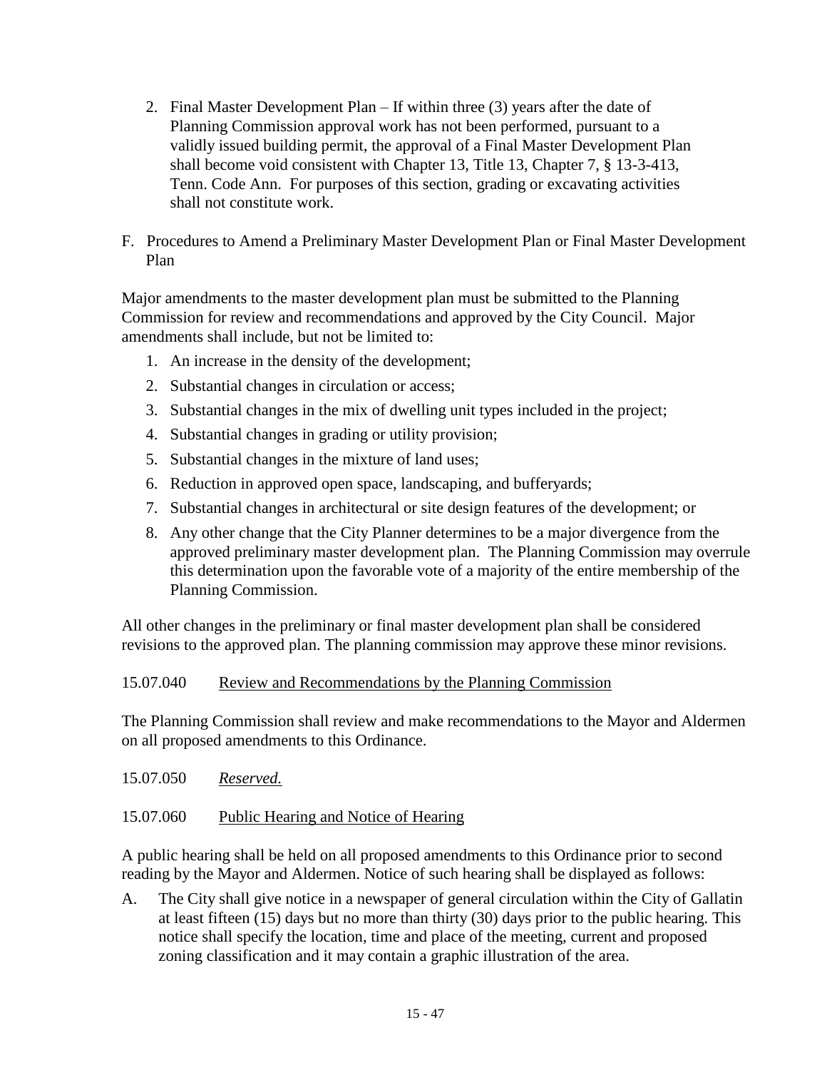2. Final Master Development Plan – If within three (3) years after the date of Planning Commission approval work has not been performed, pursuant to a validly issued building permit, the approval of a Final Master Development Plan shall become void consistent with Chapter 13, Title 13, Chapter 7, § 13-3-413, Tenn. Code Ann. For purposes of this section, grading or excavating activities shall not constitute work.

F. Procedures to Amend a Preliminary Master Development Plan or Final Master Development Plan

Major amendments to the master development plan must be submitted to the Planning Commission for review and recommendations and approved by the City Council. Major amendments shall include, but not be limited to:

1. An increase in the density of the development;
2. Substantial changes in circulation or access;
3. Substantial changes in the mix of dwelling unit types included in the project;
4. Substantial changes in grading or utility provision;
5. Substantial changes in the mixture of land uses;
6. Reduction in approved open space, landscaping, and bufferyards;
7. Substantial changes in architectural or site design features of the development; or
8. Any other change that the City Planner determines to be a major divergence from the approved preliminary master development plan. The Planning Commission may overrule this determination upon the favorable vote of a majority of the entire membership of the Planning Commission.

All other changes in the preliminary or final master development plan shall be considered revisions to the approved plan. The planning commission may approve these minor revisions.

15.07.040 Review and Recommendations by the Planning Commission

The Planning Commission shall review and make recommendations to the Mayor and Aldermen on all proposed amendments to this Ordinance.

15.07.050 *Reserved.*

15.07.060 Public Hearing and Notice of Hearing

A public hearing shall be held on all proposed amendments to this Ordinance prior to second reading by the Mayor and Aldermen. Notice of such hearing shall be displayed as follows:

A. The City shall give notice in a newspaper of general circulation within the City of Gallatin at least fifteen (15) days but no more than thirty (30) days prior to the public hearing. This notice shall specify the location, time and place of the meeting, current and proposed zoning classification and it may contain a graphic illustration of the area.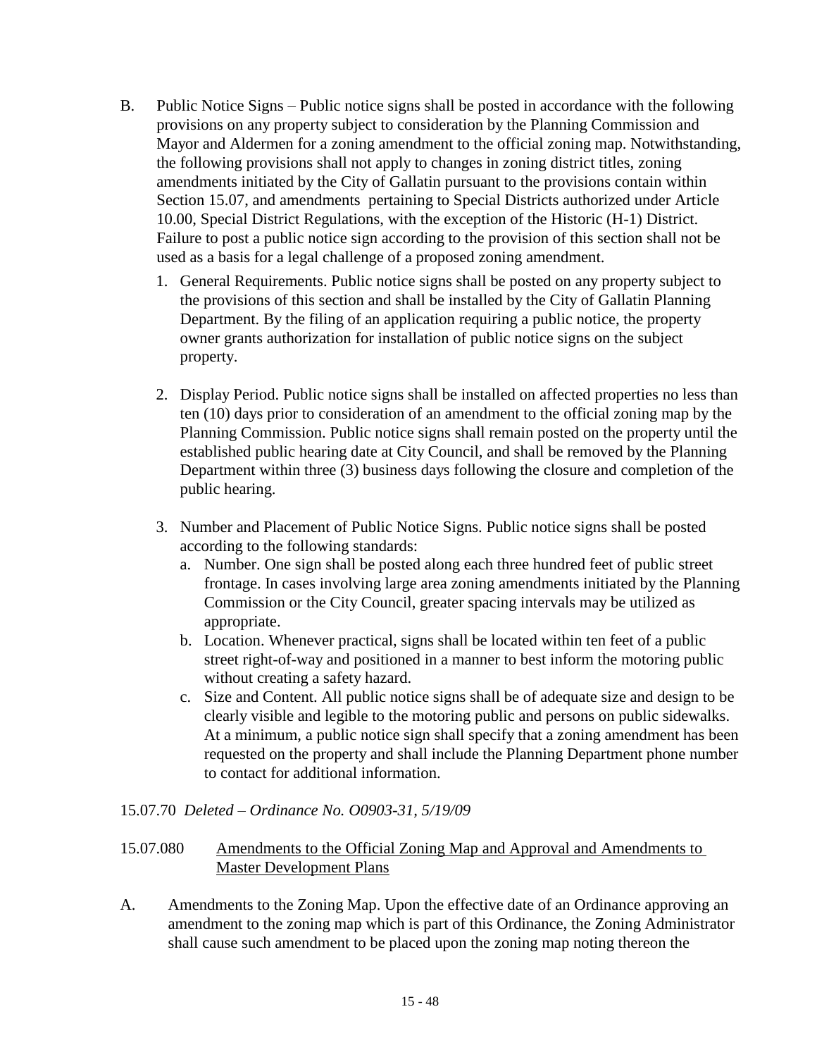B. Public Notice Signs – Public notice signs shall be posted in accordance with the following provisions on any property subject to consideration by the Planning Commission and Mayor and Aldermen for a zoning amendment to the official zoning map. Notwithstanding, the following provisions shall not apply to changes in zoning district titles, zoning amendments initiated by the City of Gallatin pursuant to the provisions contain within Section 15.07, and amendments pertaining to Special Districts authorized under Article 10.00, Special District Regulations, with the exception of the Historic (H-1) District. Failure to post a public notice sign according to the provision of this section shall not be used as a basis for a legal challenge of a proposed zoning amendment.

   1. General Requirements. Public notice signs shall be posted on any property subject to the provisions of this section and shall be installed by the City of Gallatin Planning Department. By the filing of an application requiring a public notice, the property owner grants authorization for installation of public notice signs on the subject property.

   2. Display Period. Public notice signs shall be installed on affected properties no less than ten (10) days prior to consideration of an amendment to the official zoning map by the Planning Commission. Public notice signs shall remain posted on the property until the established public hearing date at City Council, and shall be removed by the Planning Department within three (3) business days following the closure and completion of the public hearing.

   3. Number and Placement of Public Notice Signs. Public notice signs shall be posted according to the following standards:
      a. Number. One sign shall be posted along each three hundred feet of public street frontage. In cases involving large area zoning amendments initiated by the Planning Commission or the City Council, greater spacing intervals may be utilized as appropriate.
      b. Location. Whenever practical, signs shall be located within ten feet of a public street right-of-way and positioned in a manner to best inform the motoring public without creating a safety hazard.
      c. Size and Content. All public notice signs shall be of adequate size and design to be clearly visible and legible to the motoring public and persons on public sidewalks. At a minimum, a public notice sign shall specify that a zoning amendment has been requested on the property and shall include the Planning Department phone number to contact for additional information.

15.07.70 *Deleted – Ordinance No. O0903-31, 5/19/09*

15.07.080 Amendments to the Official Zoning Map and Approval and Amendments to Master Development Plans

A. Amendments to the Zoning Map. Upon the effective date of an Ordinance approving an amendment to the zoning map which is part of this Ordinance, the Zoning Administrator shall cause such amendment to be placed upon the zoning map noting thereon the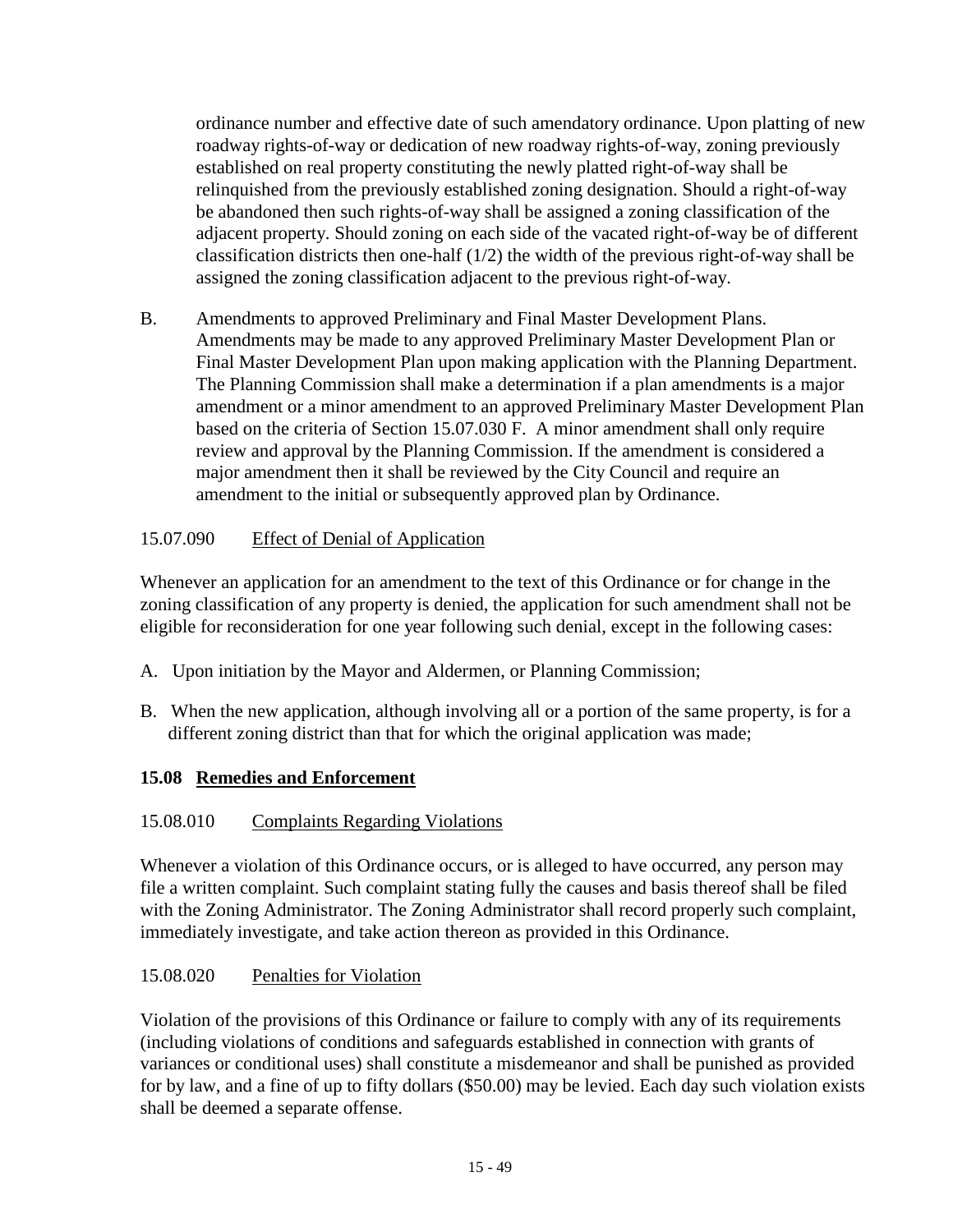ordinance number and effective date of such amendatory ordinance. Upon platting of new roadway rights-of-way or dedication of new roadway rights-of-way, zoning previously established on real property constituting the newly platted right-of-way shall be relinquished from the previously established zoning designation. Should a right-of-way be abandoned then such rights-of-way shall be assigned a zoning classification of the adjacent property. Should zoning on each side of the vacated right-of-way be of different classification districts then one-half (1/2) the width of the previous right-of-way shall be assigned the zoning classification adjacent to the previous right-of-way.

B. Amendments to approved Preliminary and Final Master Development Plans. Amendments may be made to any approved Preliminary Master Development Plan or Final Master Development Plan upon making application with the Planning Department. The Planning Commission shall make a determination if a plan amendments is a major amendment or a minor amendment to an approved Preliminary Master Development Plan based on the criteria of Section 15.07.030 F. A minor amendment shall only require review and approval by the Planning Commission. If the amendment is considered a major amendment then it shall be reviewed by the City Council and require an amendment to the initial or subsequently approved plan by Ordinance.

15.07.090 Effect of Denial of Application

Whenever an application for an amendment to the text of this Ordinance or for change in the zoning classification of any property is denied, the application for such amendment shall not be eligible for reconsideration for one year following such denial, except in the following cases:

A. Upon initiation by the Mayor and Aldermen, or Planning Commission;

B. When the new application, although involving all or a portion of the same property, is for a different zoning district than that for which the original application was made;

## 15.08 Remedies and Enforcement

15.08.010 Complaints Regarding Violations

Whenever a violation of this Ordinance occurs, or is alleged to have occurred, any person may file a written complaint. Such complaint stating fully the causes and basis thereof shall be filed with the Zoning Administrator. The Zoning Administrator shall record properly such complaint, immediately investigate, and take action thereon as provided in this Ordinance.

15.08.020 Penalties for Violation

Violation of the provisions of this Ordinance or failure to comply with any of its requirements (including violations of conditions and safeguards established in connection with grants of variances or conditional uses) shall constitute a misdemeanor and shall be punished as provided for by law, and a fine of up to fifty dollars ($50.00) may be levied. Each day such violation exists shall be deemed a separate offense.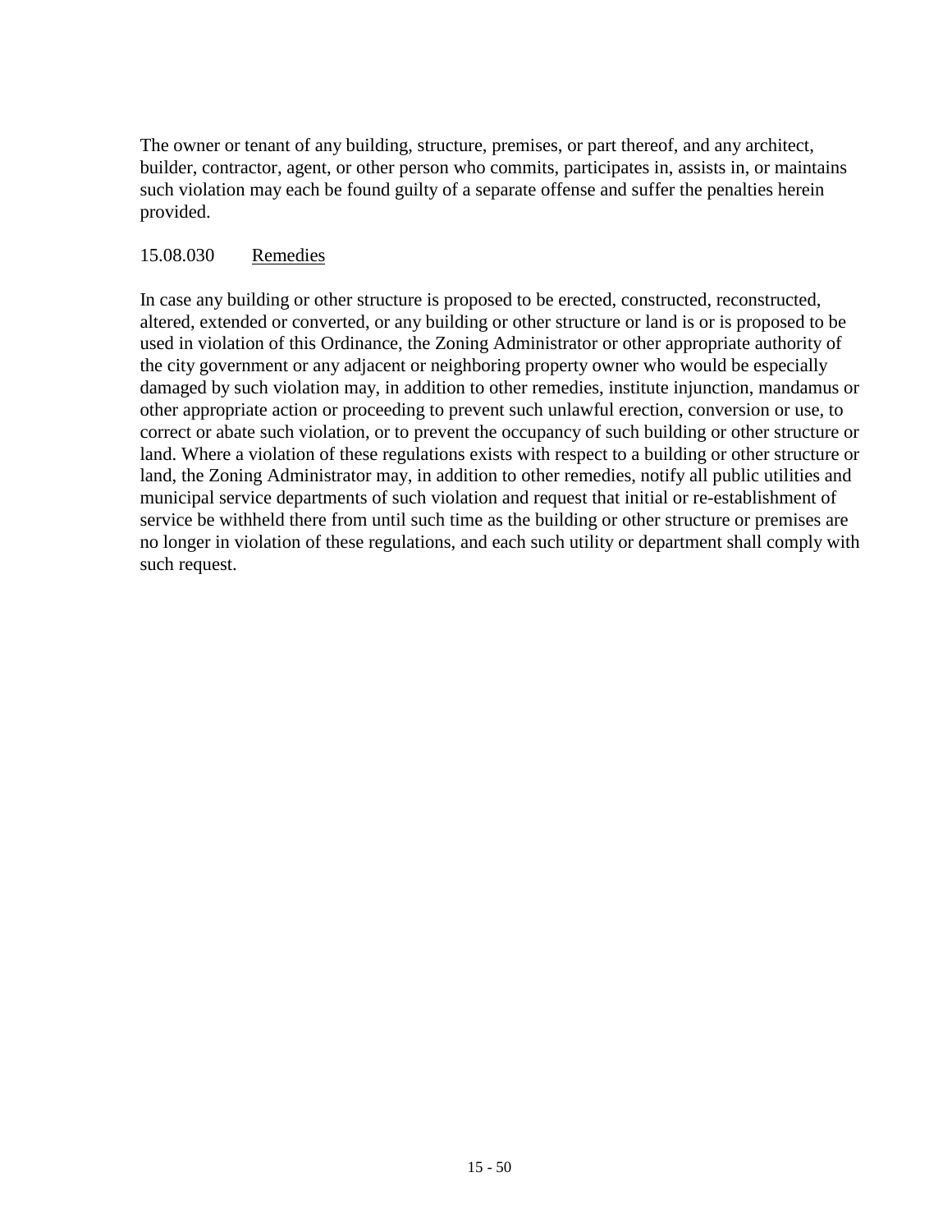The owner or tenant of any building, structure, premises, or part thereof, and any architect, builder, contractor, agent, or other person who commits, participates in, assists in, or maintains such violation may each be found guilty of a separate offense and suffer the penalties herein provided.

### 15.08.030 Remedies

In case any building or other structure is proposed to be erected, constructed, reconstructed, altered, extended or converted, or any building or other structure or land is or is proposed to be used in violation of this Ordinance, the Zoning Administrator or other appropriate authority of the city government or any adjacent or neighboring property owner who would be especially damaged by such violation may, in addition to other remedies, institute injunction, mandamus or other appropriate action or proceeding to prevent such unlawful erection, conversion or use, to correct or abate such violation, or to prevent the occupancy of such building or other structure or land. Where a violation of these regulations exists with respect to a building or other structure or land, the Zoning Administrator may, in addition to other remedies, notify all public utilities and municipal service departments of such violation and request that initial or re-establishment of service be withheld there from until such time as the building or other structure or premises are no longer in violation of these regulations, and each such utility or department shall comply with such request.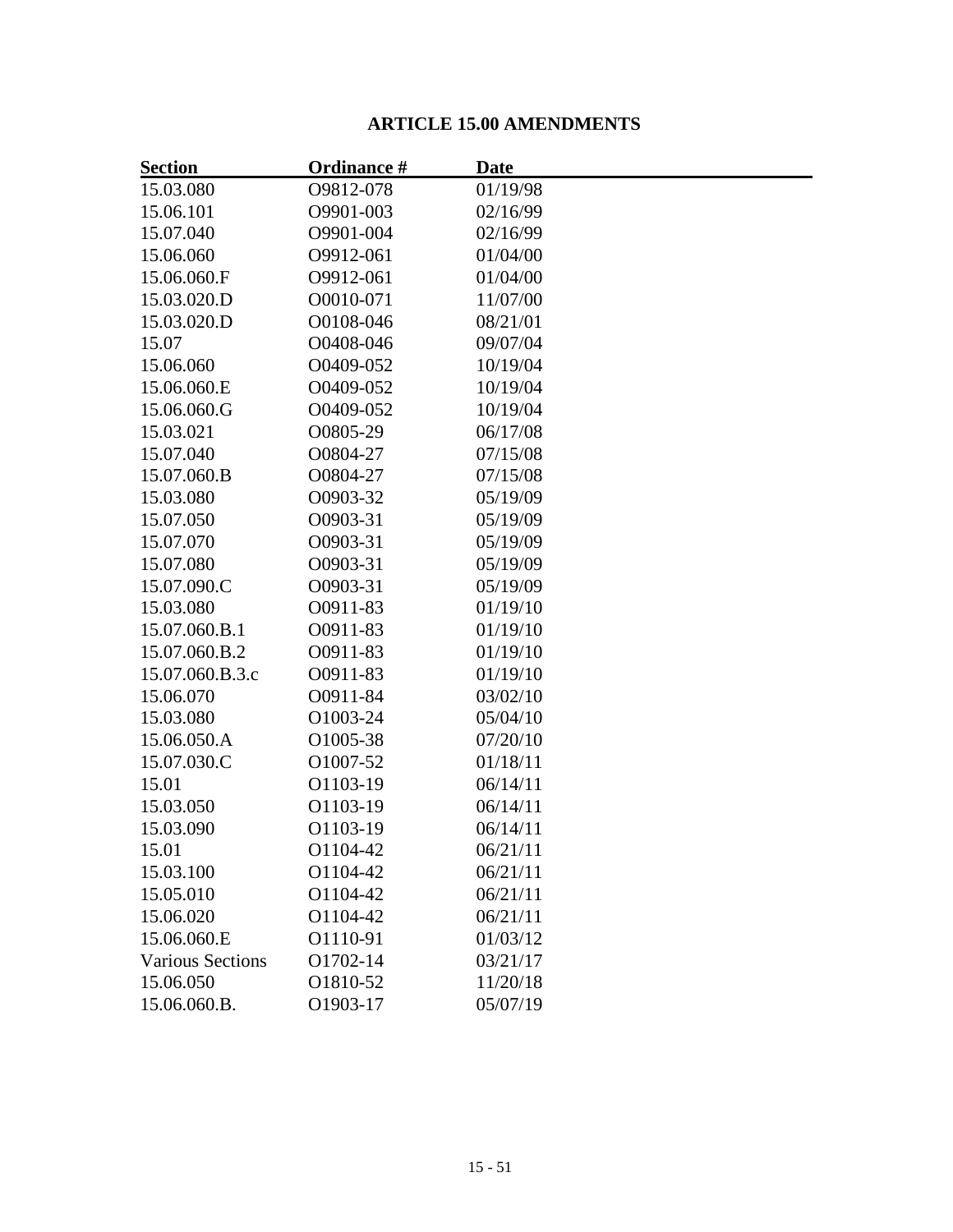# ARTICLE 15.00 AMENDMENTS

| Section | Ordinance # | Date |
|---|---|---|
| 15.03.080 | O9812-078 | 01/19/98 |
| 15.06.101 | O9901-003 | 02/16/99 |
| 15.07.040 | O9901-004 | 02/16/99 |
| 15.06.060 | O9912-061 | 01/04/00 |
| 15.06.060.F | O9912-061 | 01/04/00 |
| 15.03.020.D | O0010-071 | 11/07/00 |
| 15.03.020.D | O0108-046 | 08/21/01 |
| 15.07 | O0408-046 | 09/07/04 |
| 15.06.060 | O0409-052 | 10/19/04 |
| 15.06.060.E | O0409-052 | 10/19/04 |
| 15.06.060.G | O0409-052 | 10/19/04 |
| 15.03.021 | O0805-29 | 06/17/08 |
| 15.07.040 | O0804-27 | 07/15/08 |
| 15.07.060.B | O0804-27 | 07/15/08 |
| 15.03.080 | O0903-32 | 05/19/09 |
| 15.07.050 | O0903-31 | 05/19/09 |
| 15.07.070 | O0903-31 | 05/19/09 |
| 15.07.080 | O0903-31 | 05/19/09 |
| 15.07.090.C | O0903-31 | 05/19/09 |
| 15.03.080 | O0911-83 | 01/19/10 |
| 15.07.060.B.1 | O0911-83 | 01/19/10 |
| 15.07.060.B.2 | O0911-83 | 01/19/10 |
| 15.07.060.B.3.c | O0911-83 | 01/19/10 |
| 15.06.070 | O0911-84 | 03/02/10 |
| 15.03.080 | O1003-24 | 05/04/10 |
| 15.06.050.A | O1005-38 | 07/20/10 |
| 15.07.030.C | O1007-52 | 01/18/11 |
| 15.01 | O1103-19 | 06/14/11 |
| 15.03.050 | O1103-19 | 06/14/11 |
| 15.03.090 | O1103-19 | 06/14/11 |
| 15.01 | O1104-42 | 06/21/11 |
| 15.03.100 | O1104-42 | 06/21/11 |
| 15.05.010 | O1104-42 | 06/21/11 |
| 15.06.020 | O1104-42 | 06/21/11 |
| 15.06.060.E | O1110-91 | 01/03/12 |
| Various Sections | O1702-14 | 03/21/17 |
| 15.06.050 | O1810-52 | 11/20/18 |
| 15.06.060.B. | O1903-17 | 05/07/19 |